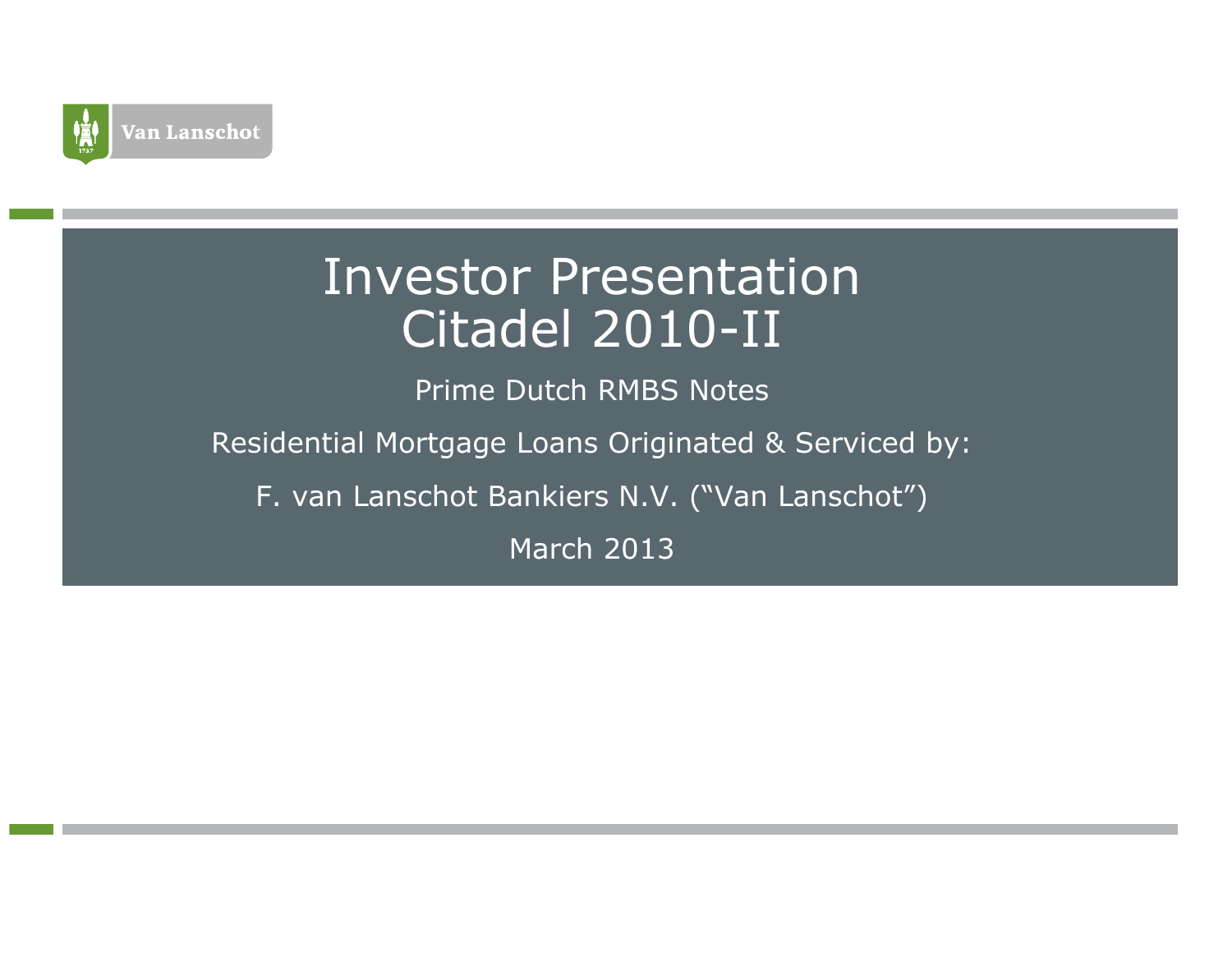Van Lanschot

# Investor Presentation
# Citadel 2010-II

Prime Dutch RMBS Notes

Residential Mortgage Loans Originated & Serviced by:

F. van Lanschot Bankiers N.V. (“Van Lanschot”)

March 2013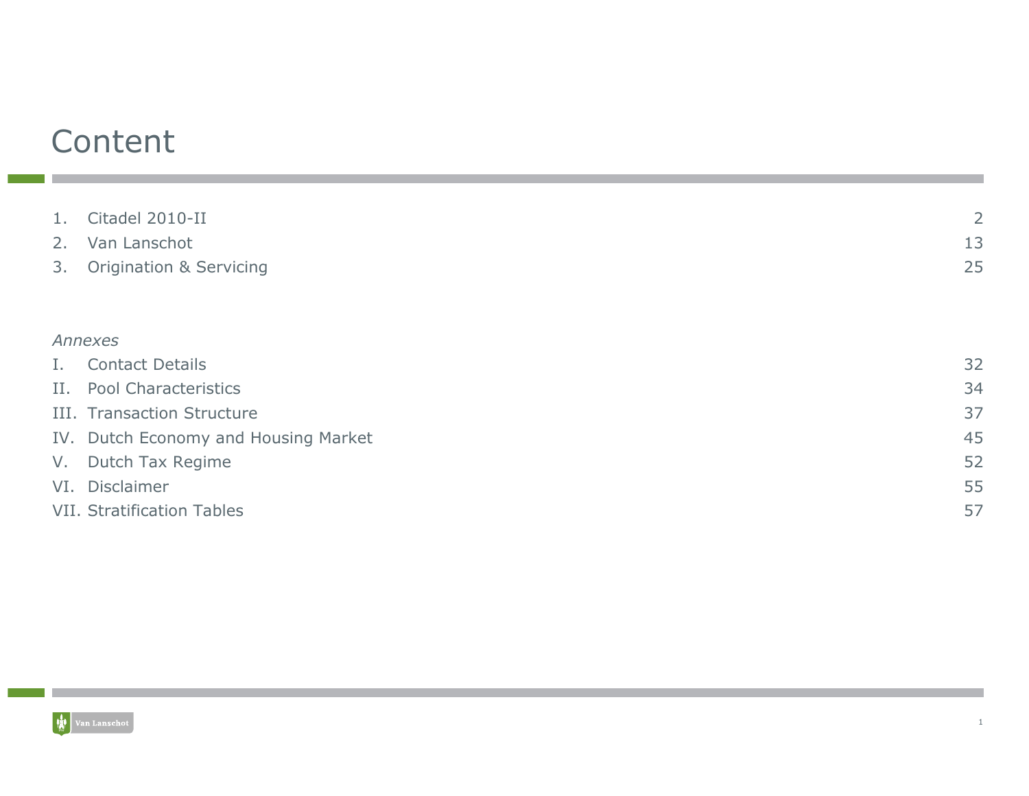# Content

| | | |
|---|---|---|
| 1. | Citadel 2010-II | 2 |
| 2. | Van Lanschot | 13 |
| 3. | Origination & Servicing | 25 |

*Annexes*

| | | |
|---|---|---|
| I. | Contact Details | 32 |
| II. | Pool Characteristics | 34 |
| III. | Transaction Structure | 37 |
| IV. | Dutch Economy and Housing Market | 45 |
| V. | Dutch Tax Regime | 52 |
| VI. | Disclaimer | 55 |
| VII. | Stratification Tables | 57 |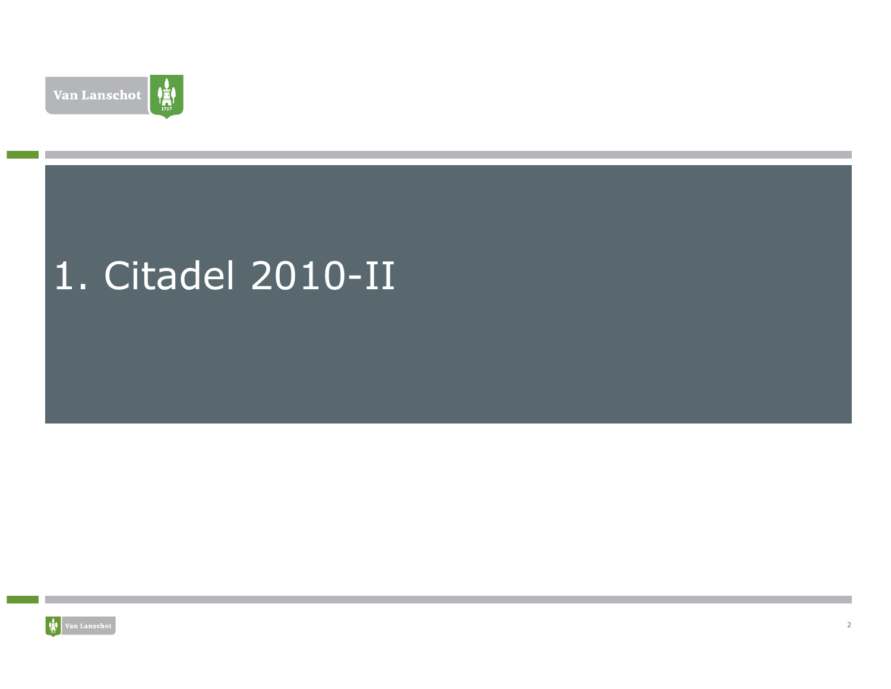# 1. Citadel 2010-II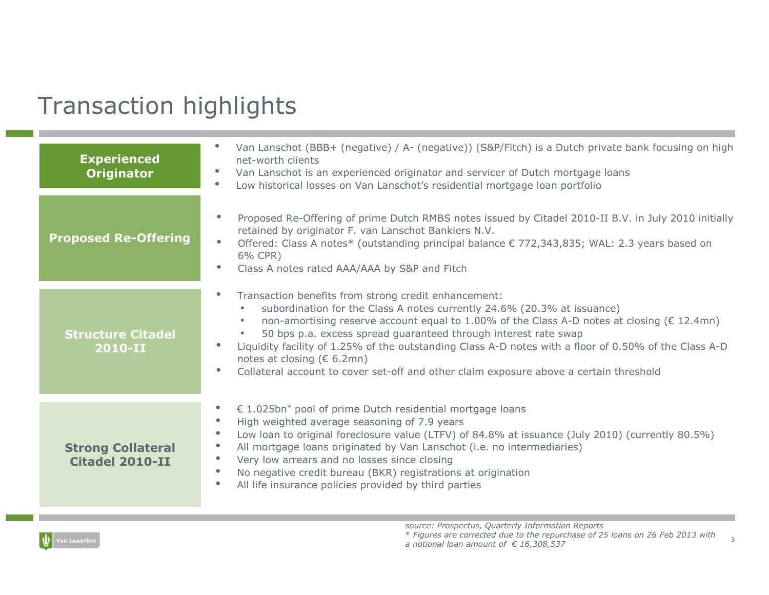# Transaction highlights

**Experienced Originator**

- Van Lanschot (BBB+ (negative) / A- (negative)) (S&P/Fitch) is a Dutch private bank focusing on high net-worth clients
- Van Lanschot is an experienced originator and servicer of Dutch mortgage loans
- Low historical losses on Van Lanschot's residential mortgage loan portfolio

**Proposed Re-Offering**

- Proposed Re-Offering of prime Dutch RMBS notes issued by Citadel 2010-II B.V. in July 2010 initially retained by originator F. van Lanschot Bankiers N.V.
- Offered: Class A notes* (outstanding principal balance € 772,343,835; WAL: 2.3 years based on 6% CPR)
- Class A notes rated AAA/AAA by S&P and Fitch

**Structure Citadel 2010-II**

- Transaction benefits from strong credit enhancement:
  - subordination for the Class A notes currently 24.6% (20.3% at issuance)
  - non-amortising reserve account equal to 1.00% of the Class A-D notes at closing (€ 12.4mn)
  - 50 bps p.a. excess spread guaranteed through interest rate swap
- Liquidity facility of 1.25% of the outstanding Class A-D notes with a floor of 0.50% of the Class A-D notes at closing (€ 6.2mn)
- Collateral account to cover set-off and other claim exposure above a certain threshold

**Strong Collateral Citadel 2010-II**

- € 1.025bn* pool of prime Dutch residential mortgage loans
- High weighted average seasoning of 7.9 years
- Low loan to original foreclosure value (LTFV) of 84.8% at issuance (July 2010) (currently 80.5%)
- All mortgage loans originated by Van Lanschot (i.e. no intermediaries)
- Very low arrears and no losses since closing
- No negative credit bureau (BKR) registrations at origination
- All life insurance policies provided by third parties

*source: Prospectus, Quarterly Information Reports*
*\* Figures are corrected due to the repurchase of 25 loans on 26 Feb 2013 with a notional loan amount of € 16,308,537*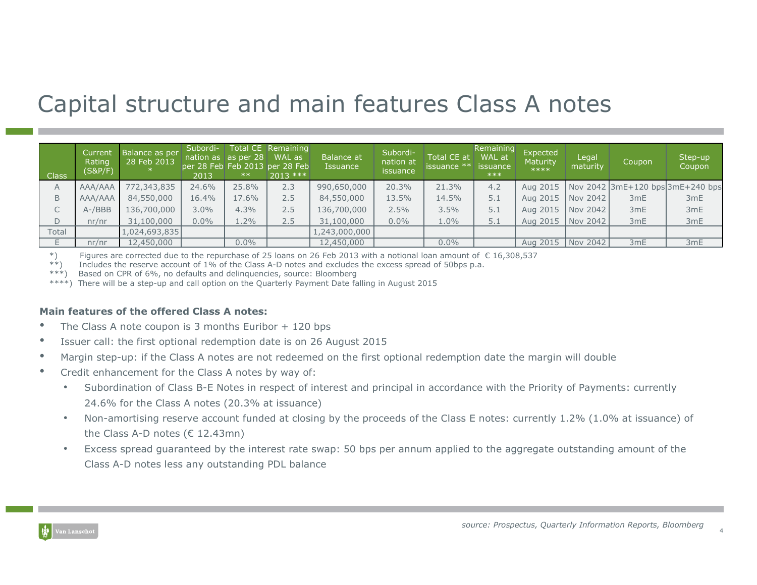# Capital structure and main features Class A notes

| Class | Current Rating (S&P/F) | Balance as per 28 Feb 2013 * | Subordi-nation as per 28 Feb 2013 | Total CE as per 28 Feb 2013 ** | Remaining WAL as per 28 Feb 2013 *** | Balance at Issuance | Subordi-nation at issuance | Total CE at issuance ** | Remaining WAL at issuance *** | Expected Maturity **** | Legal maturity | Coupon | Step-up Coupon |
|---|---|---|---|---|---|---|---|---|---|---|---|---|---|
| A | AAA/AAA | 772,343,835 | 24.6% | 25.8% | 2.3 | 990,650,000 | 20.3% | 21.3% | 4.2 | Aug 2015 | Nov 2042 | 3mE+120 bps | 3mE+240 bps |
| B | AAA/AAA | 84,550,000 | 16.4% | 17.6% | 2.5 | 84,550,000 | 13.5% | 14.5% | 5.1 | Aug 2015 | Nov 2042 | 3mE | 3mE |
| C | A-/BBB | 136,700,000 | 3.0% | 4.3% | 2.5 | 136,700,000 | 2.5% | 3.5% | 5.1 | Aug 2015 | Nov 2042 | 3mE | 3mE |
| D | nr/nr | 31,100,000 | 0.0% | 1.2% | 2.5 | 31,100,000 | 0.0% | 1.0% | 5.1 | Aug 2015 | Nov 2042 | 3mE | 3mE |
| Total | | 1,024,693,835 | | | | 1,243,000,000 | | | | | | | |
| E | nr/nr | 12,450,000 | | 0.0% | | 12,450,000 | | 0.0% | | Aug 2015 | Nov 2042 | 3mE | 3mE |

*) Figures are corrected due to the repurchase of 25 loans on 26 Feb 2013 with a notional loan amount of € 16,308,537
**) Includes the reserve account of 1% of the Class A-D notes and excludes the excess spread of 50bps p.a.
***) Based on CPR of 6%, no defaults and delinquencies, source: Bloomberg
****) There will be a step-up and call option on the Quarterly Payment Date falling in August 2015

**Main features of the offered Class A notes:**

- The Class A note coupon is 3 months Euribor + 120 bps
- Issuer call: the first optional redemption date is on 26 August 2015
- Margin step-up: if the Class A notes are not redeemed on the first optional redemption date the margin will double
- Credit enhancement for the Class A notes by way of:
  - Subordination of Class B-E Notes in respect of interest and principal in accordance with the Priority of Payments: currently 24.6% for the Class A notes (20.3% at issuance)
  - Non-amortising reserve account funded at closing by the proceeds of the Class E notes: currently 1.2% (1.0% at issuance) of the Class A-D notes (€ 12.43mn)
  - Excess spread guaranteed by the interest rate swap: 50 bps per annum applied to the aggregate outstanding amount of the Class A-D notes less any outstanding PDL balance

*source: Prospectus, Quarterly Information Reports, Bloomberg*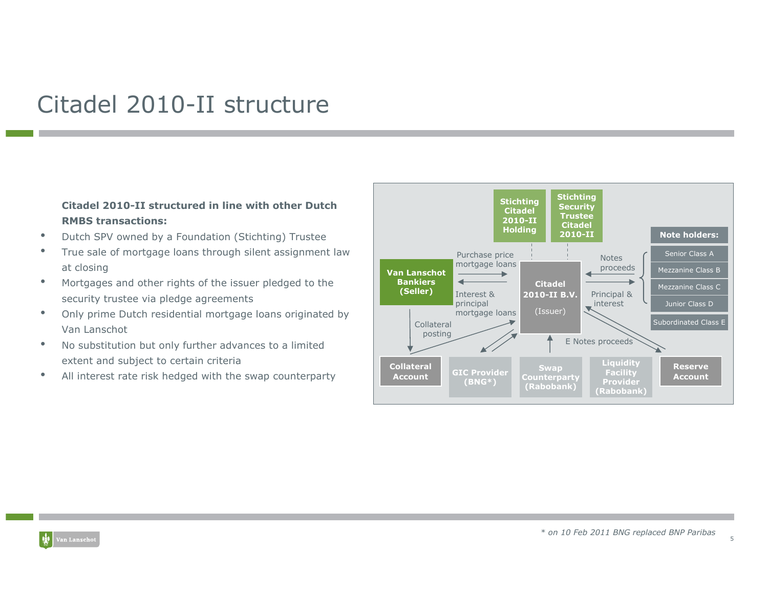# Citadel 2010-II structure

**Citadel 2010-II structured in line with other Dutch RMBS transactions:**

- Dutch SPV owned by a Foundation (Stichting) Trustee
- True sale of mortgage loans through silent assignment law at closing
- Mortgages and other rights of the issuer pledged to the security trustee via pledge agreements
- Only prime Dutch residential mortgage loans originated by Van Lanschot
- No substitution but only further advances to a limited extent and subject to certain criteria
- All interest rate risk hedged with the swap counterparty

Stichting Citadel 2010-II Holding

Stichting Security Trustee Citadel 2010-II

Van Lanschot Bankiers (Seller)

Purchase price mortgage loans

Interest & principal mortgage loans

Citadel 2010-II B.V. (Issuer)

Notes proceeds

Principal & interest

Note holders:

- Senior Class A
- Mezzanine Class B
- Mezzanine Class C
- Junior Class D
- Subordinated Class E

Collateral posting

E Notes proceeds

Collateral Account

GIC Provider (BNG*)

Swap Counterparty (Rabobank)

Liquidity Facility Provider (Rabobank)

Reserve Account

*\* on 10 Feb 2011 BNG replaced BNP Paribas*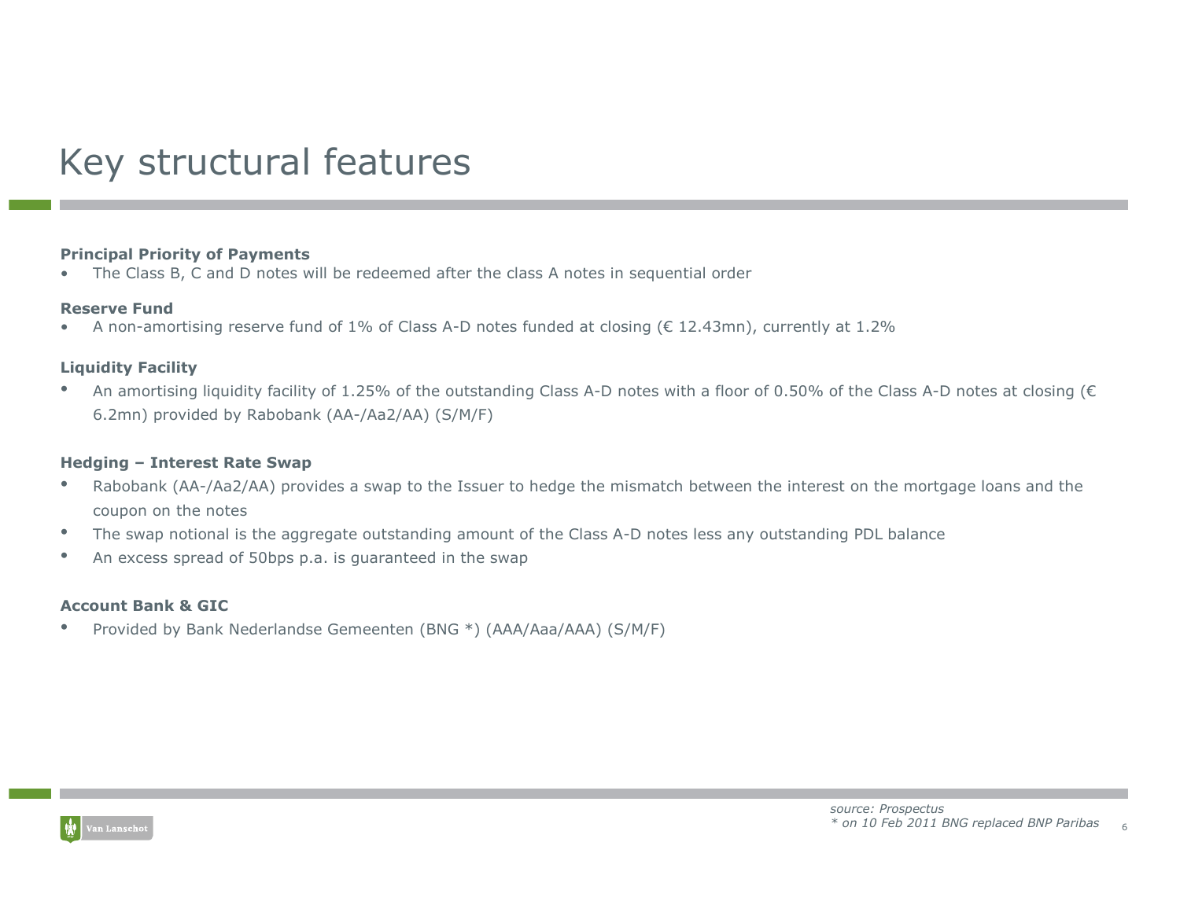# Key structural features

**Principal Priority of Payments**

- The Class B, C and D notes will be redeemed after the class A notes in sequential order

**Reserve Fund**

- A non-amortising reserve fund of 1% of Class A-D notes funded at closing (€ 12.43mn), currently at 1.2%

**Liquidity Facility**

- An amortising liquidity facility of 1.25% of the outstanding Class A-D notes with a floor of 0.50% of the Class A-D notes at closing (€ 6.2mn) provided by Rabobank (AA-/Aa2/AA) (S/M/F)

**Hedging – Interest Rate Swap**

- Rabobank (AA-/Aa2/AA) provides a swap to the Issuer to hedge the mismatch between the interest on the mortgage loans and the coupon on the notes
- The swap notional is the aggregate outstanding amount of the Class A-D notes less any outstanding PDL balance
- An excess spread of 50bps p.a. is guaranteed in the swap

**Account Bank & GIC**

- Provided by Bank Nederlandse Gemeenten (BNG *) (AAA/Aaa/AAA) (S/M/F)

*source: Prospectus*
*\* on 10 Feb 2011 BNG replaced BNP Paribas*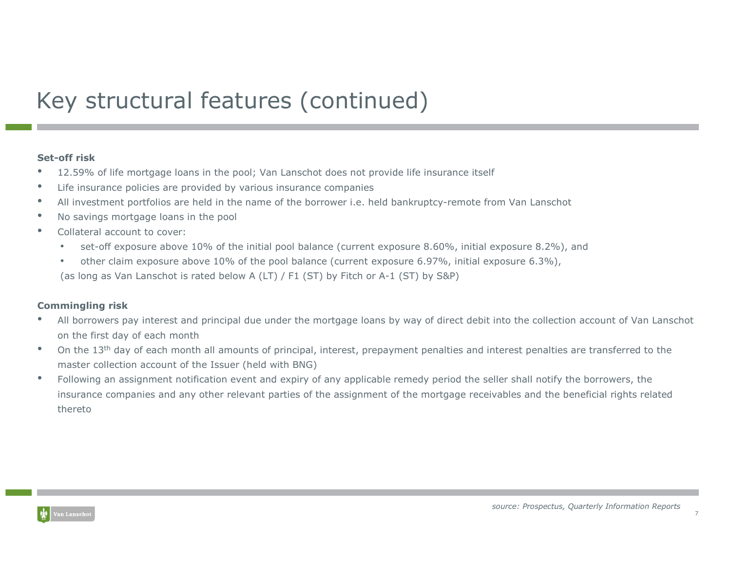# Key structural features (continued)

**Set-off risk**

- 12.59% of life mortgage loans in the pool; Van Lanschot does not provide life insurance itself
- Life insurance policies are provided by various insurance companies
- All investment portfolios are held in the name of the borrower i.e. held bankruptcy-remote from Van Lanschot
- No savings mortgage loans in the pool
- Collateral account to cover:
  - set-off exposure above 10% of the initial pool balance (current exposure 8.60%, initial exposure 8.2%), and
  - other claim exposure above 10% of the pool balance (current exposure 6.97%, initial exposure 6.3%),

  (as long as Van Lanschot is rated below A (LT) / F1 (ST) by Fitch or A-1 (ST) by S&P)

**Commingling risk**

- All borrowers pay interest and principal due under the mortgage loans by way of direct debit into the collection account of Van Lanschot on the first day of each month
- On the 13th day of each month all amounts of principal, interest, prepayment penalties and interest penalties are transferred to the master collection account of the Issuer (held with BNG)
- Following an assignment notification event and expiry of any applicable remedy period the seller shall notify the borrowers, the insurance companies and any other relevant parties of the assignment of the mortgage receivables and the beneficial rights related thereto

*source: Prospectus, Quarterly Information Reports*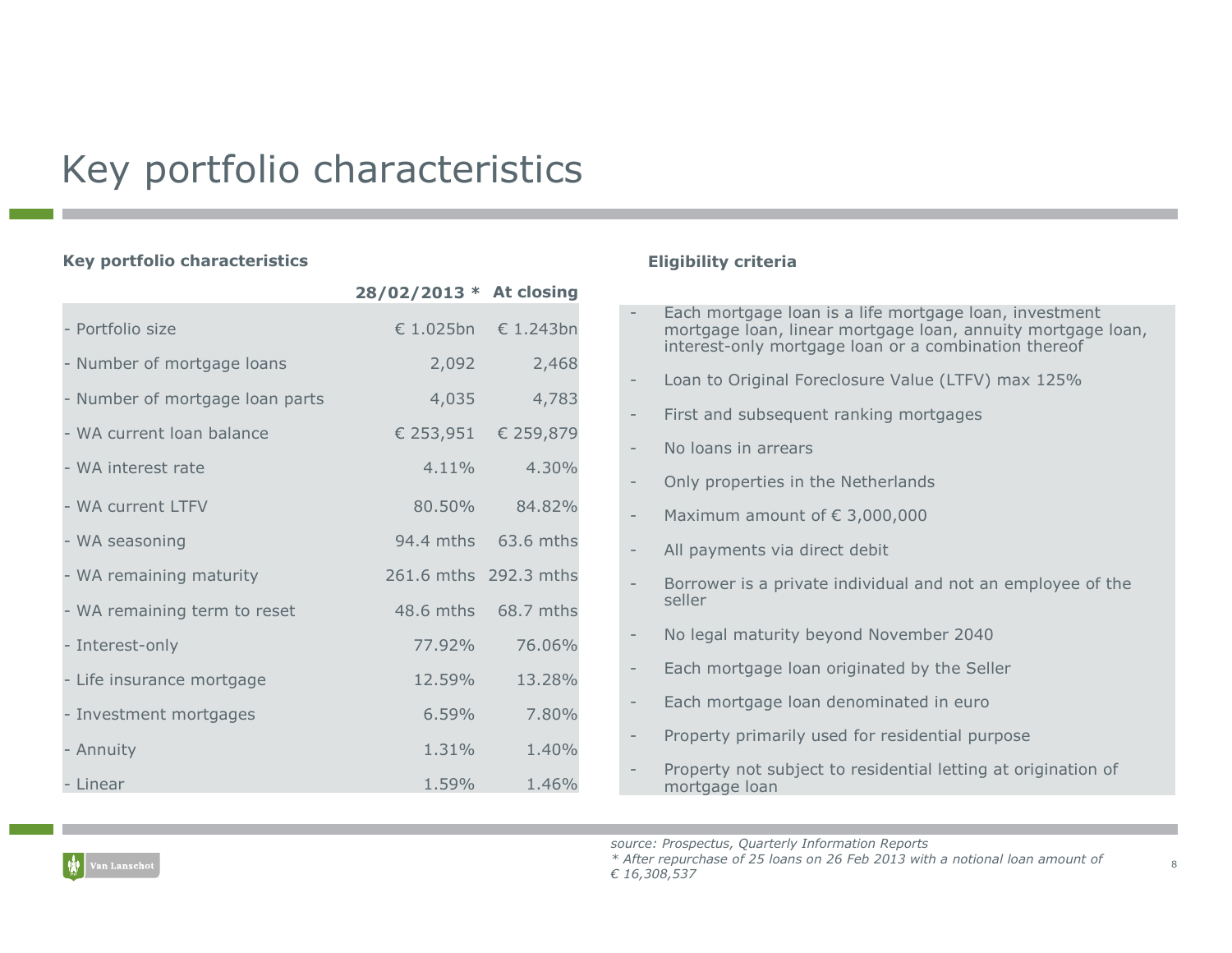# Key portfolio characteristics

### Key portfolio characteristics

| | 28/02/2013 * | At closing |
|---|---|---|
| - Portfolio size | € 1.025bn | € 1.243bn |
| - Number of mortgage loans | 2,092 | 2,468 |
| - Number of mortgage loan parts | 4,035 | 4,783 |
| - WA current loan balance | € 253,951 | € 259,879 |
| - WA interest rate | 4.11% | 4.30% |
| - WA current LTFV | 80.50% | 84.82% |
| - WA seasoning | 94.4 mths | 63.6 mths |
| - WA remaining maturity | 261.6 mths | 292.3 mths |
| - WA remaining term to reset | 48.6 mths | 68.7 mths |
| - Interest-only | 77.92% | 76.06% |
| - Life insurance mortgage | 12.59% | 13.28% |
| - Investment mortgages | 6.59% | 7.80% |
| - Annuity | 1.31% | 1.40% |
| - Linear | 1.59% | 1.46% |

### Eligibility criteria

- Each mortgage loan is a life mortgage loan, investment mortgage loan, linear mortgage loan, annuity mortgage loan, interest-only mortgage loan or a combination thereof
- Loan to Original Foreclosure Value (LTFV) max 125%
- First and subsequent ranking mortgages
- No loans in arrears
- Only properties in the Netherlands
- Maximum amount of € 3,000,000
- All payments via direct debit
- Borrower is a private individual and not an employee of the seller
- No legal maturity beyond November 2040
- Each mortgage loan originated by the Seller
- Each mortgage loan denominated in euro
- Property primarily used for residential purpose
- Property not subject to residential letting at origination of mortgage loan

*source: Prospectus, Quarterly Information Reports*
*\* After repurchase of 25 loans on 26 Feb 2013 with a notional loan amount of € 16,308,537*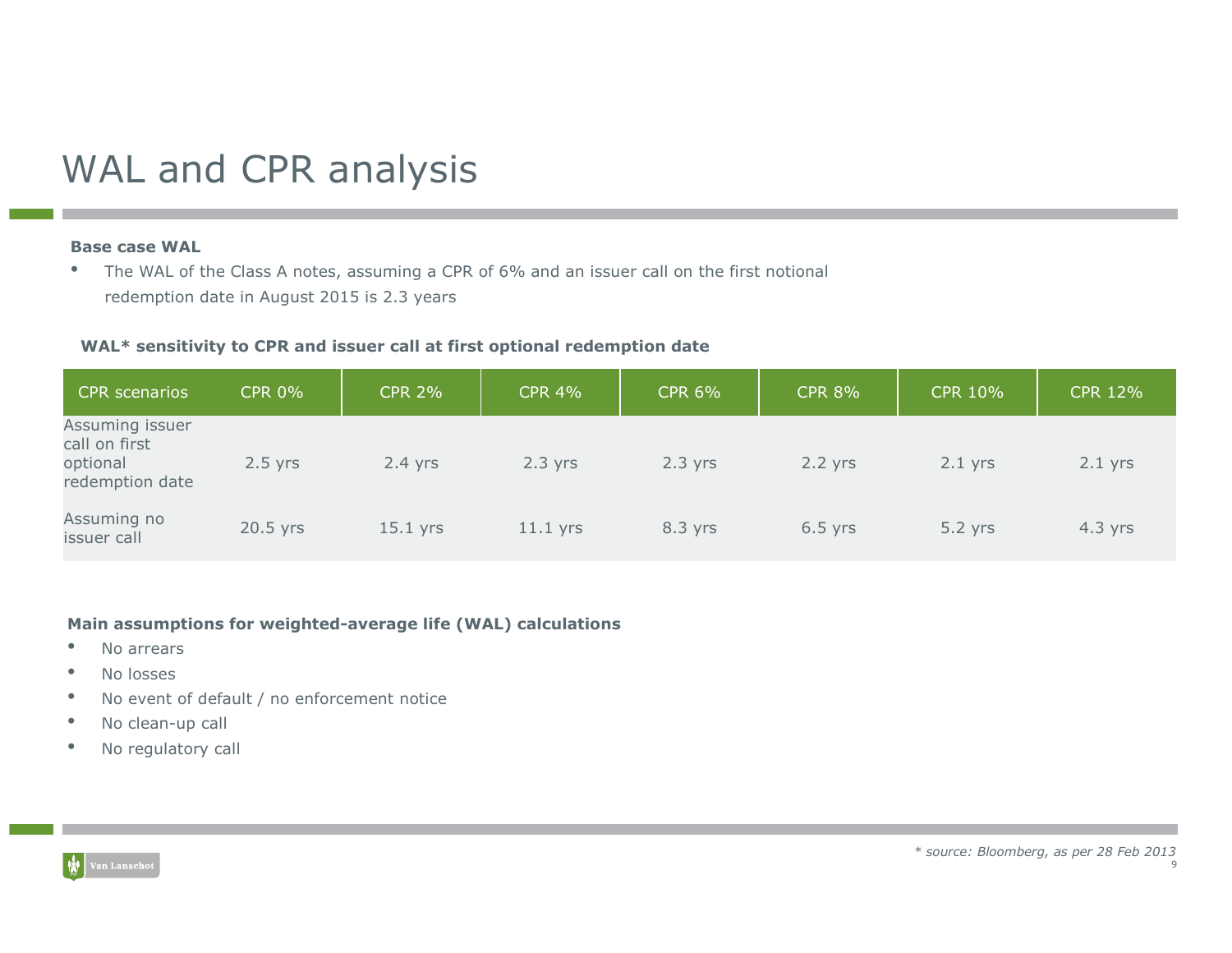# WAL and CPR analysis

**Base case WAL**

- The WAL of the Class A notes, assuming a CPR of 6% and an issuer call on the first notional redemption date in August 2015 is 2.3 years

**WAL* sensitivity to CPR and issuer call at first optional redemption date**

| CPR scenarios | CPR 0% | CPR 2% | CPR 4% | CPR 6% | CPR 8% | CPR 10% | CPR 12% |
|---|---|---|---|---|---|---|---|
| Assuming issuer call on first optional redemption date | 2.5 yrs | 2.4 yrs | 2.3 yrs | 2.3 yrs | 2.2 yrs | 2.1 yrs | 2.1 yrs |
| Assuming no issuer call | 20.5 yrs | 15.1 yrs | 11.1 yrs | 8.3 yrs | 6.5 yrs | 5.2 yrs | 4.3 yrs |

**Main assumptions for weighted-average life (WAL) calculations**

- No arrears
- No losses
- No event of default / no enforcement notice
- No clean-up call
- No regulatory call

*\* source: Bloomberg, as per 28 Feb 2013*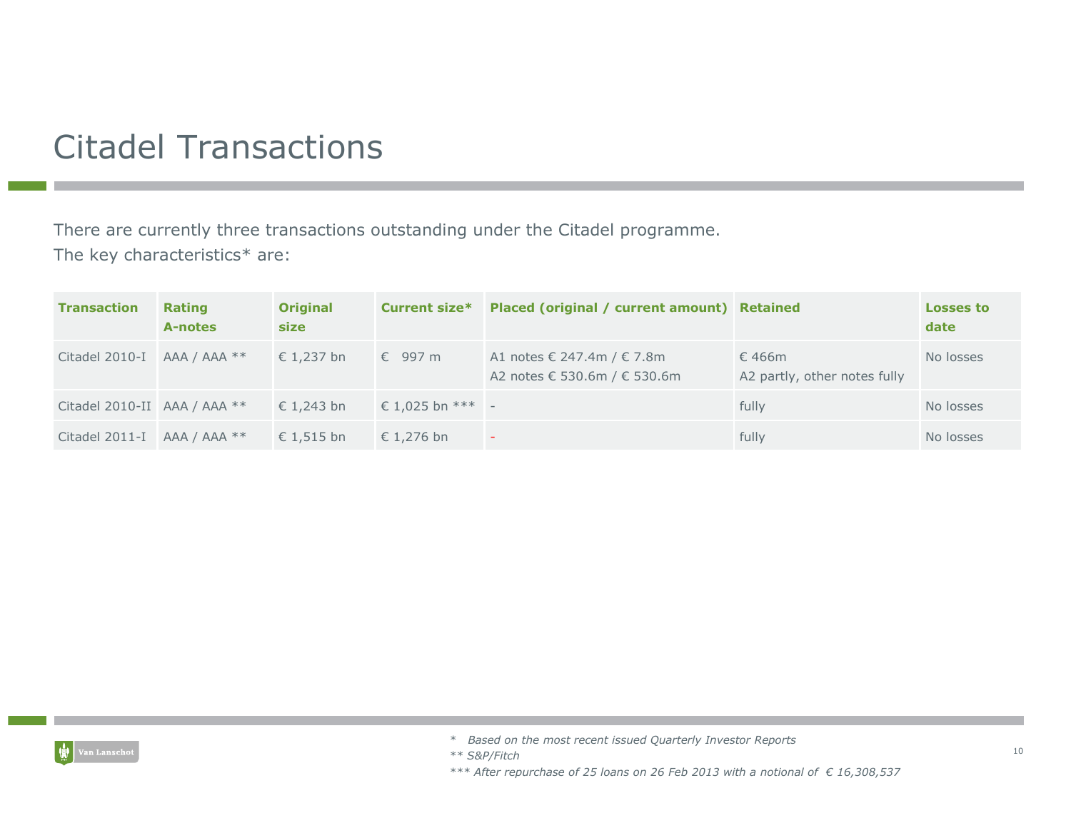# Citadel Transactions

There are currently three transactions outstanding under the Citadel programme.
The key characteristics* are:

| Transaction | Rating A-notes | Original size | Current size* | Placed (original / current amount) | Retained | Losses to date |
|---|---|---|---|---|---|---|
| Citadel 2010-I | AAA / AAA ** | € 1,237 bn | € 997 m | A1 notes € 247.4m / € 7.8m<br>A2 notes € 530.6m / € 530.6m | € 466m<br>A2 partly, other notes fully | No losses |
| Citadel 2010-II | AAA / AAA ** | € 1,243 bn | € 1,025 bn *** | - | fully | No losses |
| Citadel 2011-I | AAA / AAA ** | € 1,515 bn | € 1,276 bn | - | fully | No losses |

*\* Based on the most recent issued Quarterly Investor Reports*
*\*\* S&P/Fitch*
*\*\*\* After repurchase of 25 loans on 26 Feb 2013 with a notional of € 16,308,537*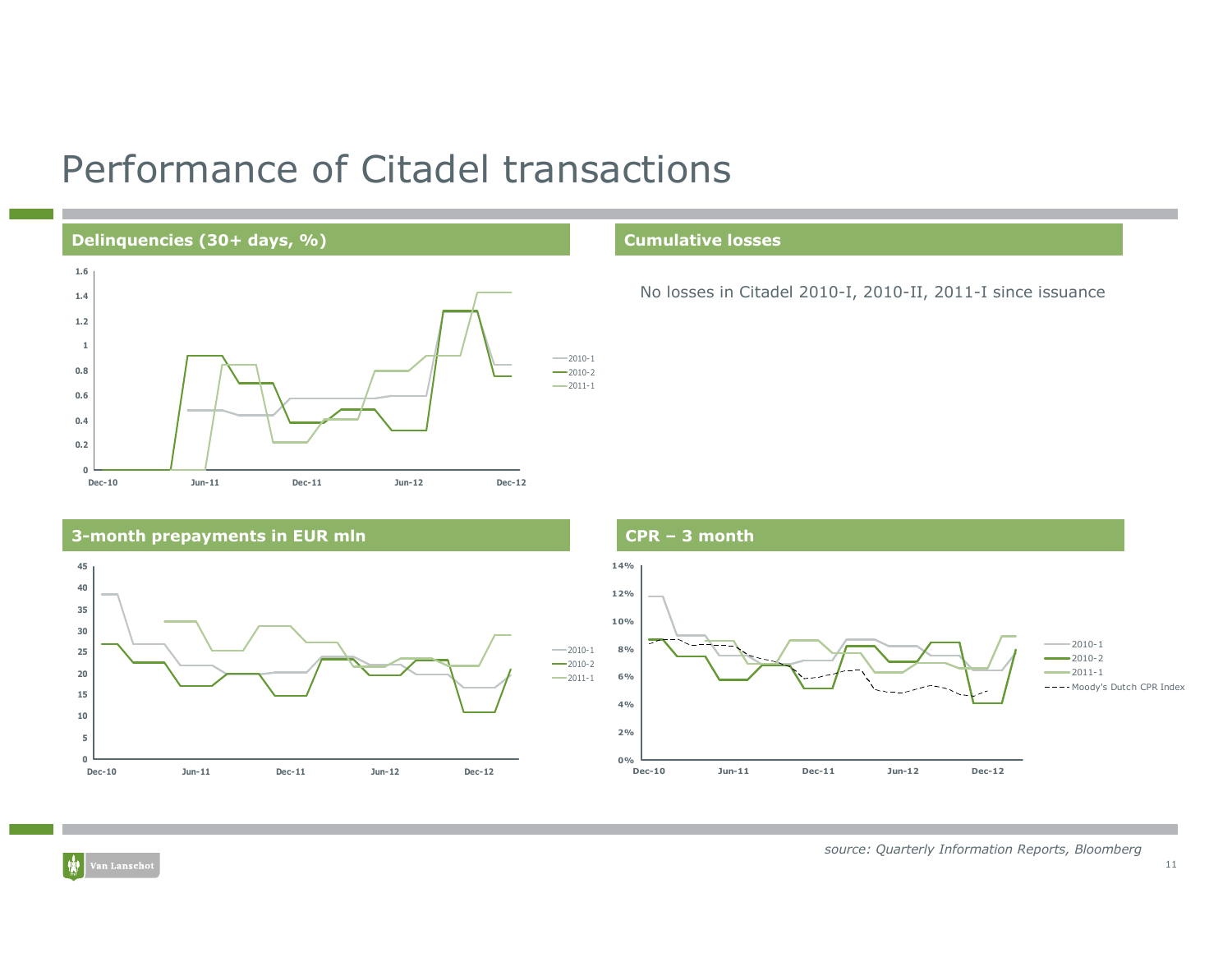# Performance of Citadel transactions

## Delinquencies (30+ days, %)

Legend: 2010-1, 2010-2, 2011-1

Y-axis: 0, 0.2, 0.4, 0.6, 0.8, 1, 1.2, 1.4, 1.6

X-axis: Dec-10, Jun-11, Dec-11, Jun-12, Dec-12

## Cumulative losses

No losses in Citadel 2010-I, 2010-II, 2011-I since issuance

## 3-month prepayments in EUR mln

Legend: 2010-1, 2010-2, 2011-1

Y-axis: 0, 5, 10, 15, 20, 25, 30, 35, 40, 45

X-axis: Dec-10, Jun-11, Dec-11, Jun-12, Dec-12

## CPR – 3 month

Legend: 2010-1, 2010-2, 2011-1, Moody's Dutch CPR Index

Y-axis: 0%, 2%, 4%, 6%, 8%, 10%, 12%, 14%

X-axis: Dec-10, Jun-11, Dec-11, Jun-12, Dec-12

*source: Quarterly Information Reports, Bloomberg*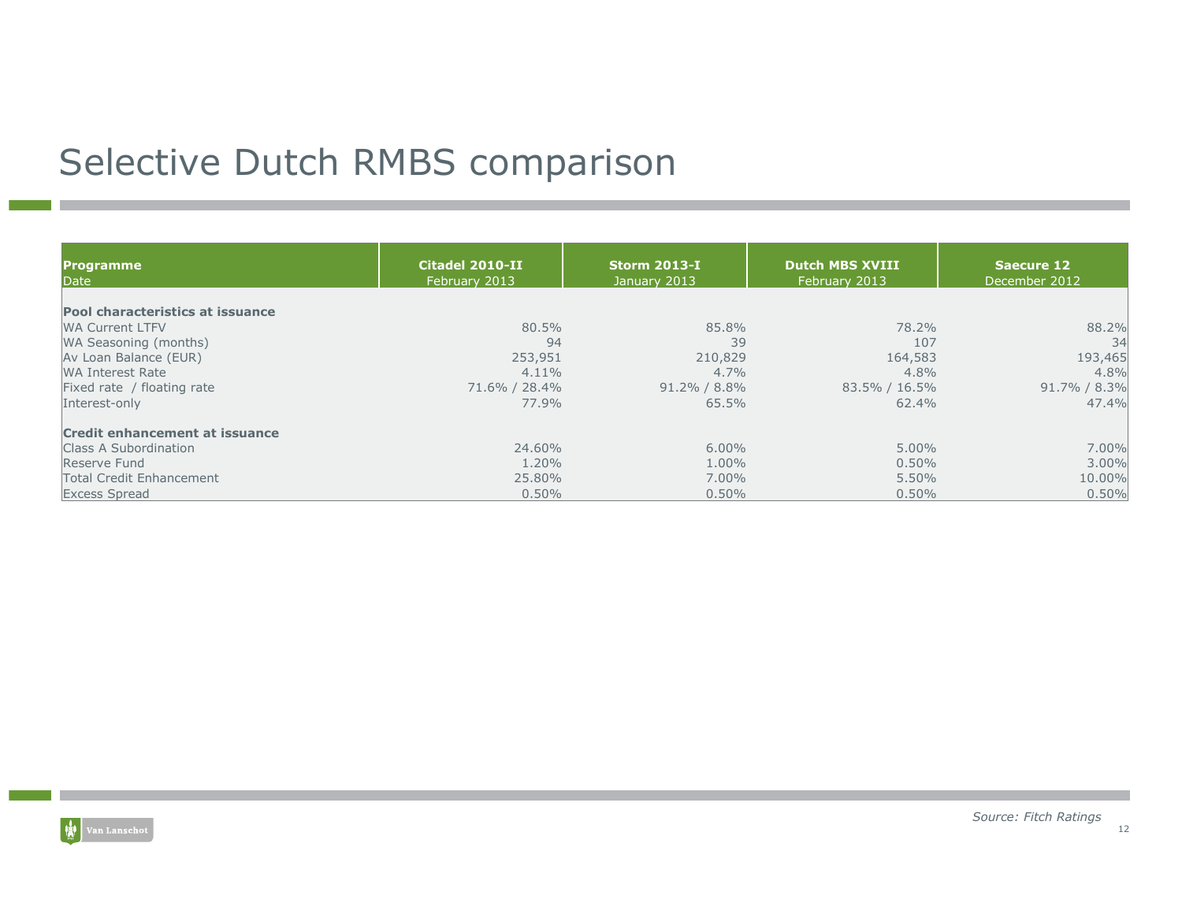# Selective Dutch RMBS comparison

| **Programme**<br>Date | **Citadel 2010-II**<br>February 2013 | **Storm 2013-I**<br>January 2013 | **Dutch MBS XVIII**<br>February 2013 | **Saecure 12**<br>December 2012 |
|---|---|---|---|---|
| **Pool characteristics at issuance** | | | | |
| WA Current LTFV | 80.5% | 85.8% | 78.2% | 88.2% |
| WA Seasoning (months) | 94 | 39 | 107 | 34 |
| Av Loan Balance (EUR) | 253,951 | 210,829 | 164,583 | 193,465 |
| WA Interest Rate | 4.11% | 4.7% | 4.8% | 4.8% |
| Fixed rate / floating rate | 71.6% / 28.4% | 91.2% / 8.8% | 83.5% / 16.5% | 91.7% / 8.3% |
| Interest-only | 77.9% | 65.5% | 62.4% | 47.4% |
| **Credit enhancement at issuance** | | | | |
| Class A Subordination | 24.60% | 6.00% | 5.00% | 7.00% |
| Reserve Fund | 1.20% | 1.00% | 0.50% | 3.00% |
| Total Credit Enhancement | 25.80% | 7.00% | 5.50% | 10.00% |
| Excess Spread | 0.50% | 0.50% | 0.50% | 0.50% |

*Source: Fitch Ratings*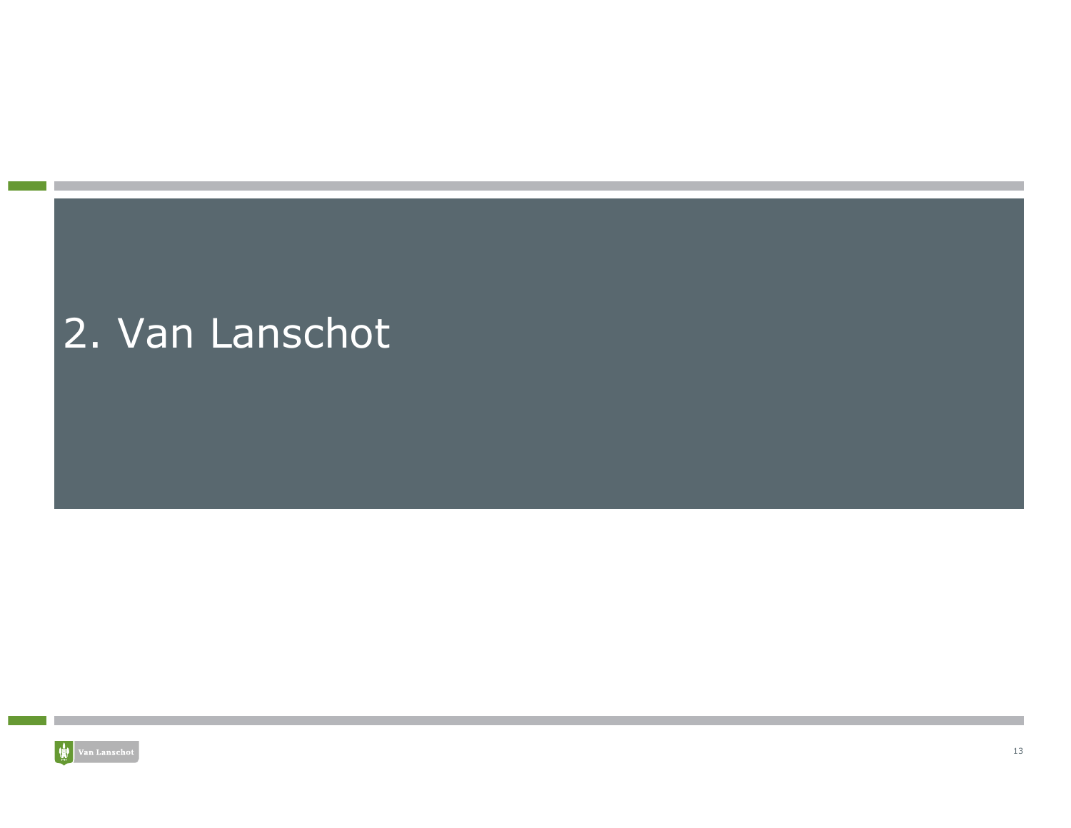# 2. Van Lanschot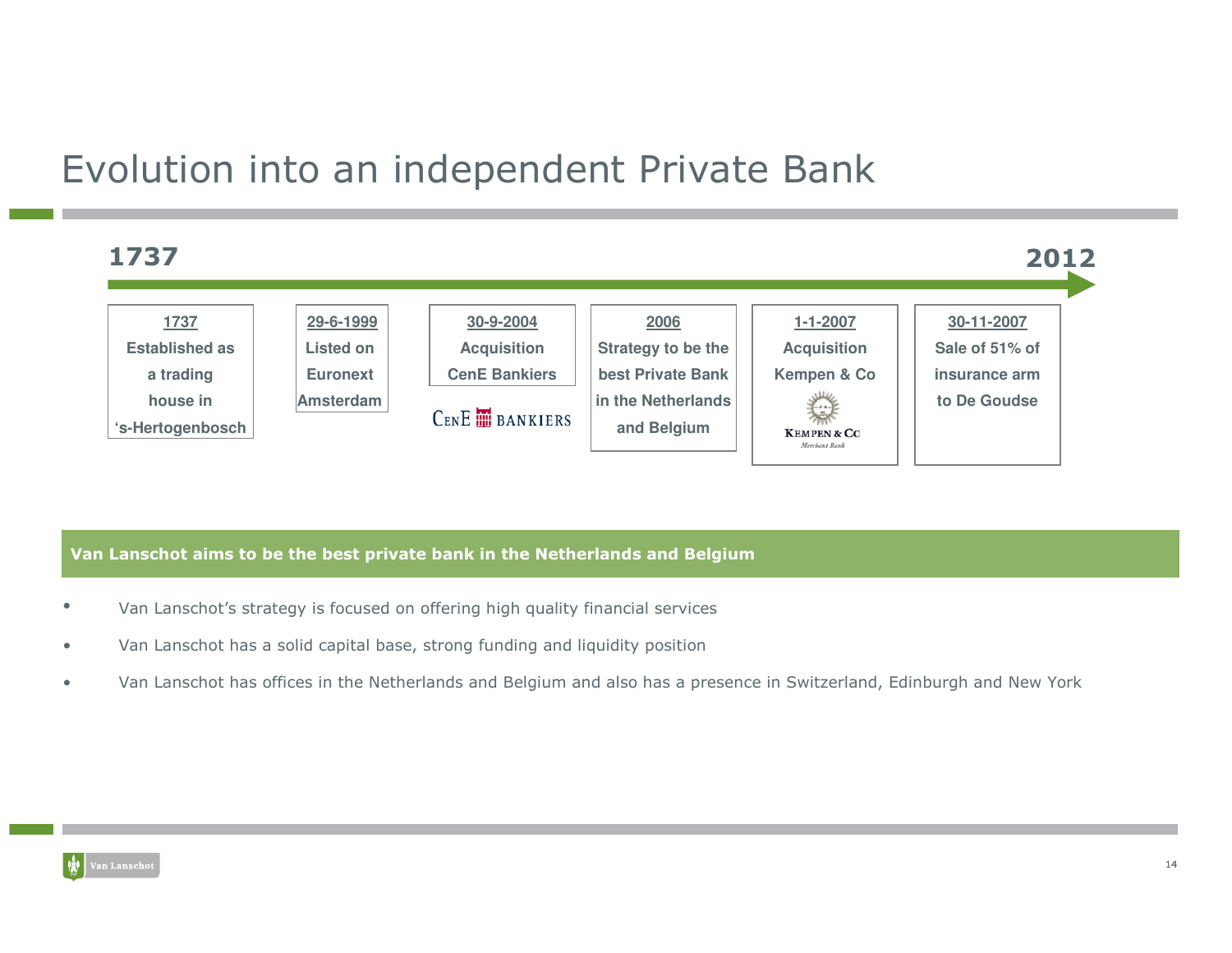# Evolution into an independent Private Bank

**1737** → **2012**

- **1737** – Established as a trading house in 's-Hertogenbosch
- **29-6-1999** – Listed on Euronext Amsterdam
- **30-9-2004** – Acquisition CenE Bankiers
- **2006** – Strategy to be the best Private Bank in the Netherlands and Belgium
- **1-1-2007** – Acquisition Kempen & Co
- **30-11-2007** – Sale of 51% of insurance arm to De Goudse

**Van Lanschot aims to be the best private bank in the Netherlands and Belgium**

- Van Lanschot's strategy is focused on offering high quality financial services
- Van Lanschot has a solid capital base, strong funding and liquidity position
- Van Lanschot has offices in the Netherlands and Belgium and also has a presence in Switzerland, Edinburgh and New York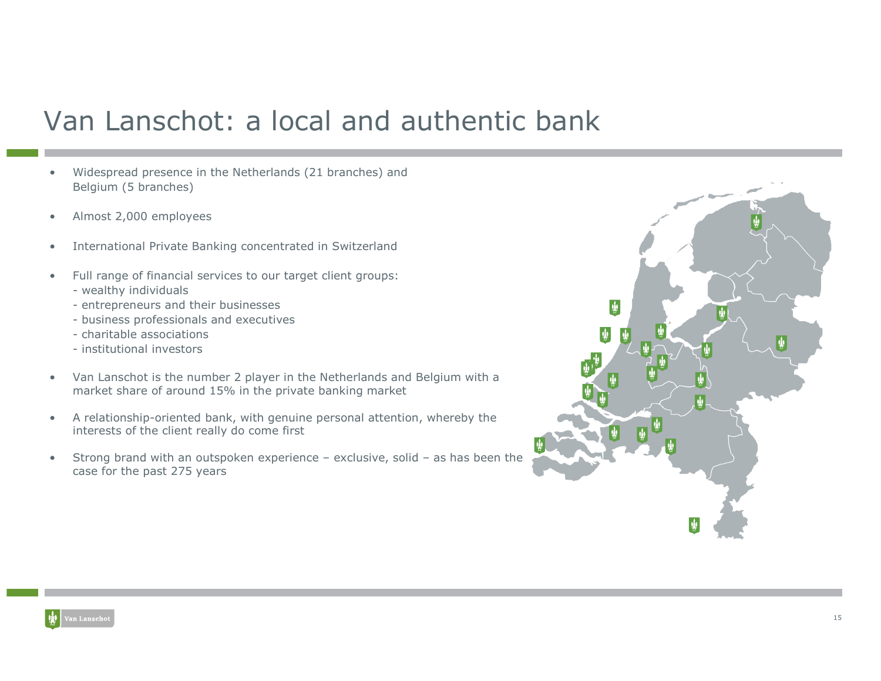# Van Lanschot: a local and authentic bank

- Widespread presence in the Netherlands (21 branches) and Belgium (5 branches)
- Almost 2,000 employees
- International Private Banking concentrated in Switzerland
- Full range of financial services to our target client groups:
  - wealthy individuals
  - entrepreneurs and their businesses
  - business professionals and executives
  - charitable associations
  - institutional investors
- Van Lanschot is the number 2 player in the Netherlands and Belgium with a market share of around 15% in the private banking market
- A relationship-oriented bank, with genuine personal attention, whereby the interests of the client really do come first
- Strong brand with an outspoken experience – exclusive, solid – as has been the case for the past 275 years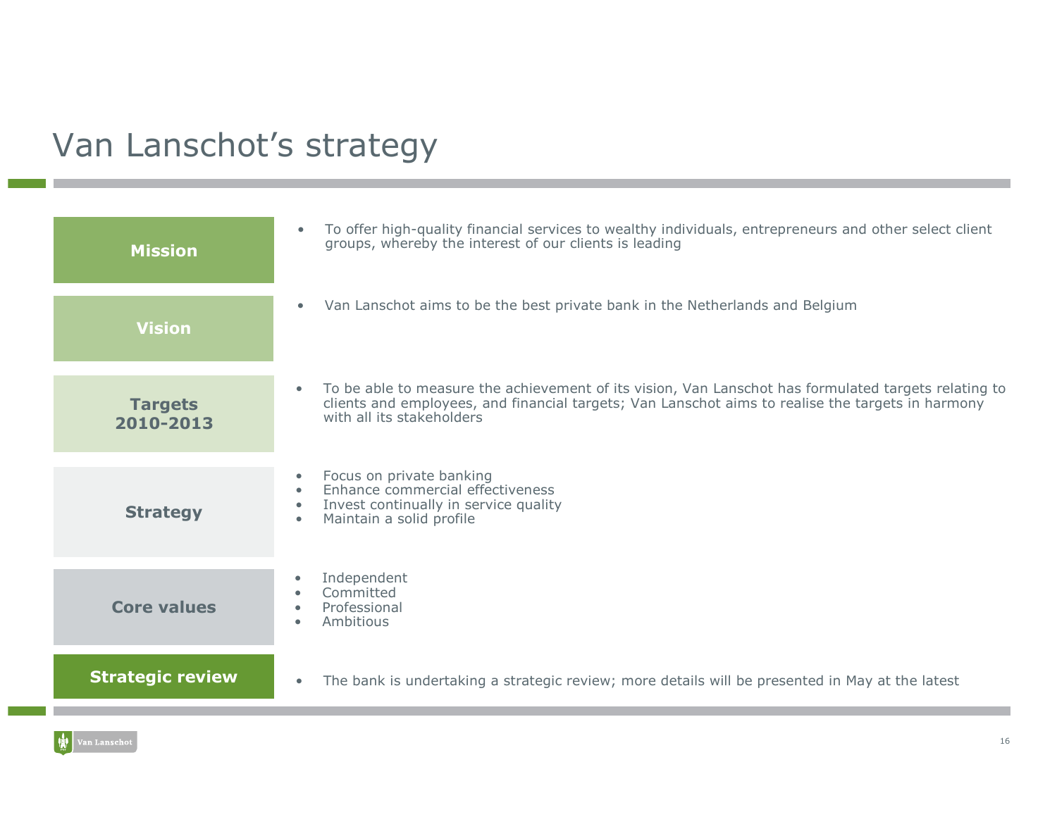# Van Lanschot's strategy

**Mission**

- To offer high-quality financial services to wealthy individuals, entrepreneurs and other select client groups, whereby the interest of our clients is leading

**Vision**

- Van Lanschot aims to be the best private bank in the Netherlands and Belgium

**Targets 2010-2013**

- To be able to measure the achievement of its vision, Van Lanschot has formulated targets relating to clients and employees, and financial targets; Van Lanschot aims to realise the targets in harmony with all its stakeholders

**Strategy**

- Focus on private banking
- Enhance commercial effectiveness
- Invest continually in service quality
- Maintain a solid profile

**Core values**

- Independent
- Committed
- Professional
- Ambitious

**Strategic review**

- The bank is undertaking a strategic review; more details will be presented in May at the latest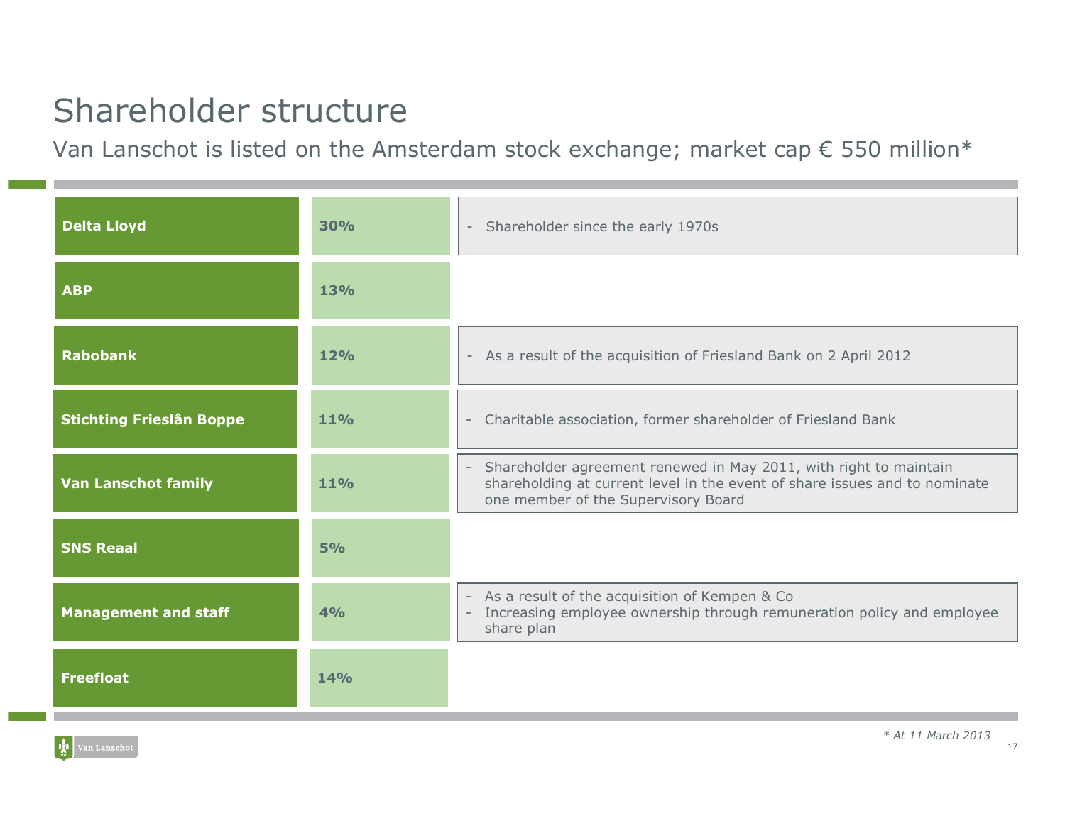# Shareholder structure

Van Lanschot is listed on the Amsterdam stock exchange; market cap € 550 million*

| Shareholder | Stake | Notes |
|---|---|---|
| **Delta Lloyd** | **30%** | - Shareholder since the early 1970s |
| **ABP** | **13%** | |
| **Rabobank** | **12%** | - As a result of the acquisition of Friesland Bank on 2 April 2012 |
| **Stichting Frieslân Boppe** | **11%** | - Charitable association, former shareholder of Friesland Bank |
| **Van Lanschot family** | **11%** | - Shareholder agreement renewed in May 2011, with right to maintain shareholding at current level in the event of share issues and to nominate one member of the Supervisory Board |
| **SNS Reaal** | **5%** | |
| **Management and staff** | **4%** | - As a result of the acquisition of Kempen & Co<br>- Increasing employee ownership through remuneration policy and employee share plan |
| **Freefloat** | **14%** | |

*\* At 11 March 2013*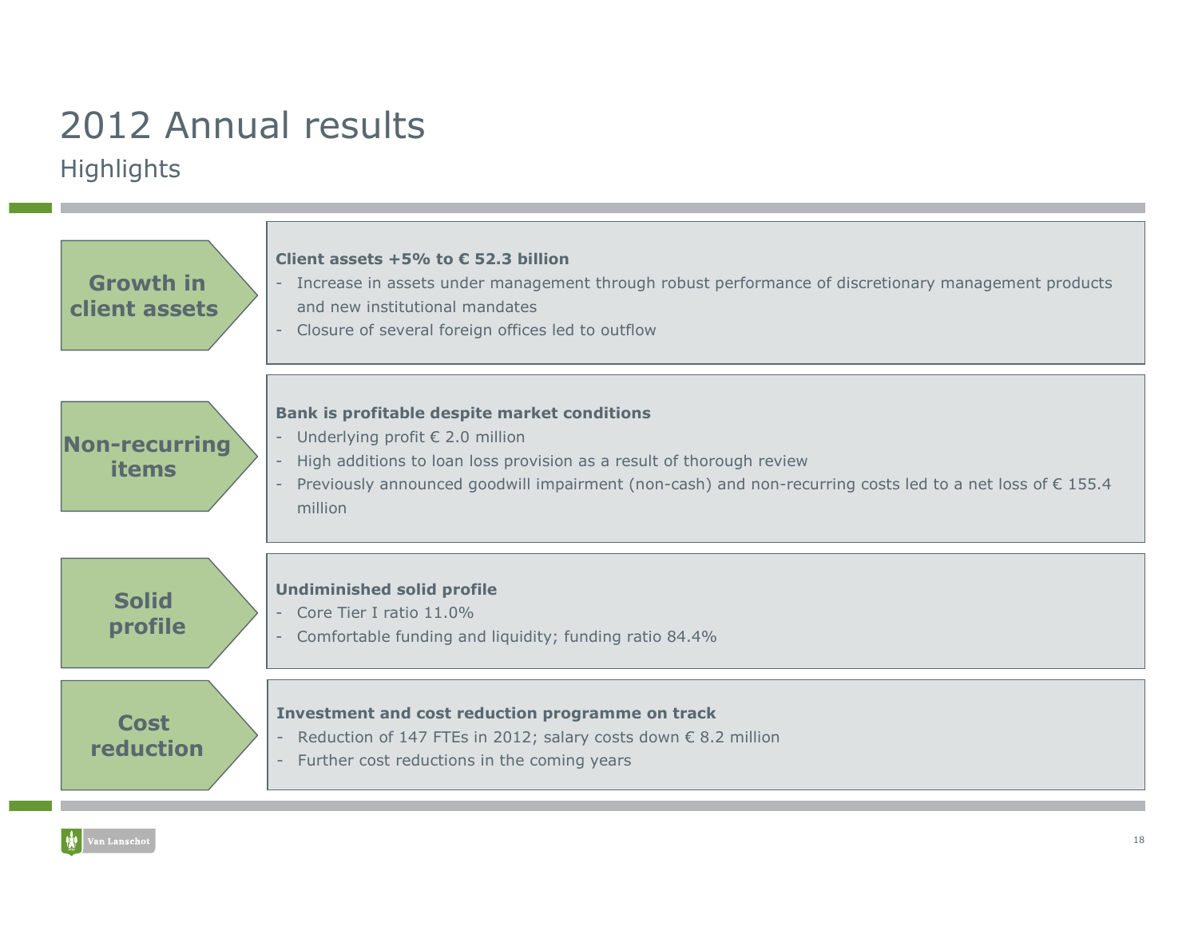# 2012 Annual results

## Highlights

### Growth in client assets

**Client assets +5% to € 52.3 billion**

- Increase in assets under management through robust performance of discretionary management products and new institutional mandates
- Closure of several foreign offices led to outflow

### Non-recurring items

**Bank is profitable despite market conditions**

- Underlying profit € 2.0 million
- High additions to loan loss provision as a result of thorough review
- Previously announced goodwill impairment (non-cash) and non-recurring costs led to a net loss of € 155.4 million

### Solid profile

**Undiminished solid profile**

- Core Tier I ratio 11.0%
- Comfortable funding and liquidity; funding ratio 84.4%

### Cost reduction

**Investment and cost reduction programme on track**

- Reduction of 147 FTEs in 2012; salary costs down € 8.2 million
- Further cost reductions in the coming years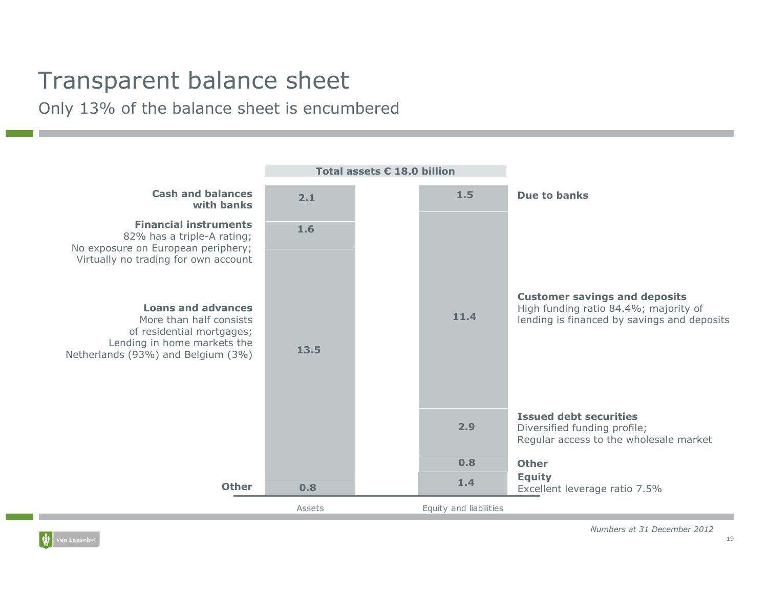# Transparent balance sheet

## Only 13% of the balance sheet is encumbered

**Total assets € 18.0 billion**

| Assets | € billion |
|---|---|
| **Cash and balances with banks** | 2.1 |
| **Financial instruments** 82% has a triple-A rating; No exposure on European periphery; Virtually no trading for own account | 1.6 |
| **Loans and advances** More than half consists of residential mortgages; Lending in home markets the Netherlands (93%) and Belgium (3%) | 13.5 |
| **Other** | 0.8 |

| Equity and liabilities | € billion |
|---|---|
| **Due to banks** | 1.5 |
| **Customer savings and deposits** High funding ratio 84.4%; majority of lending is financed by savings and deposits | 11.4 |
| **Issued debt securities** Diversified funding profile; Regular access to the wholesale market | 2.9 |
| **Other** | 0.8 |
| **Equity** Excellent leverage ratio 7.5% | 1.4 |

*Numbers at 31 December 2012*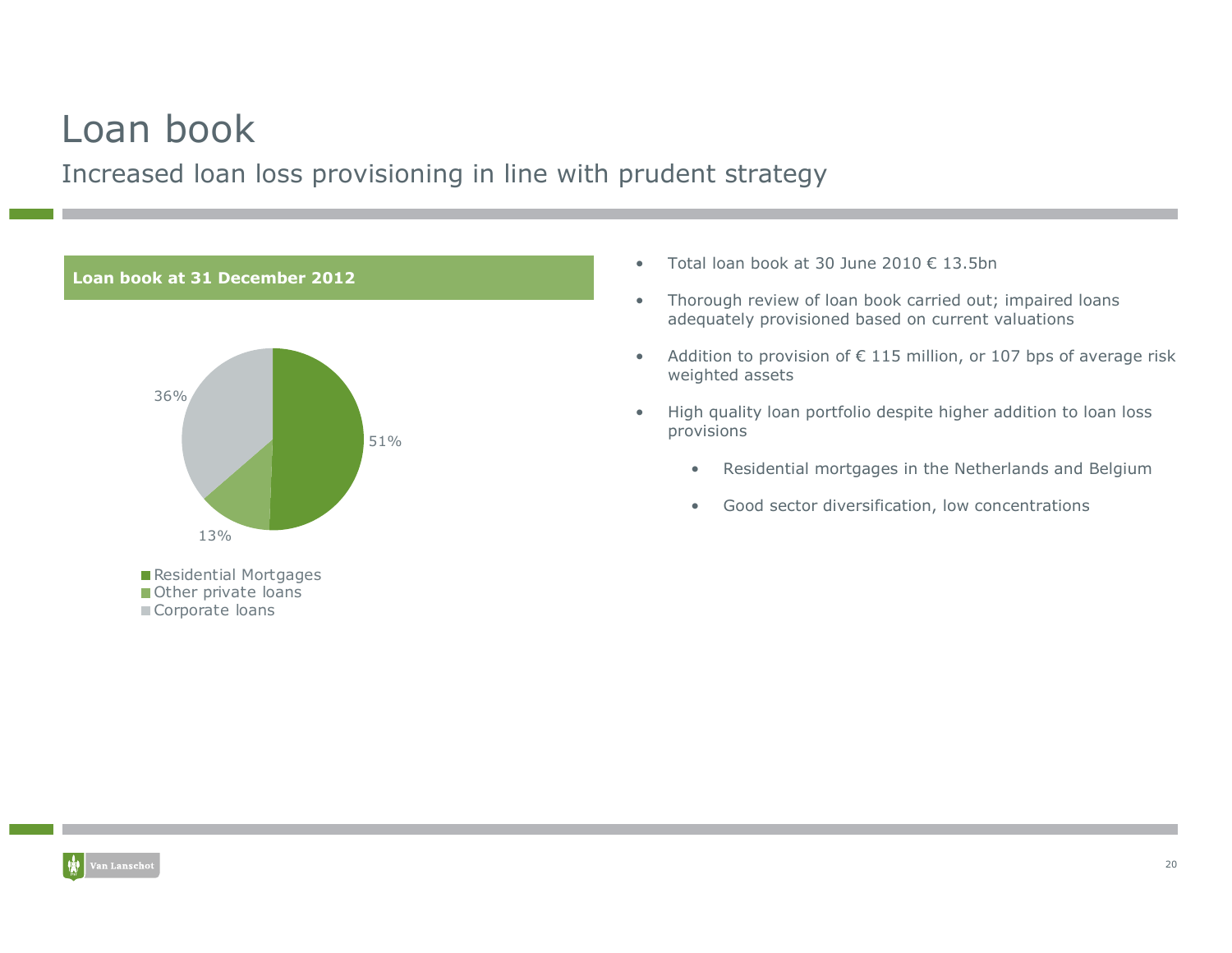# Loan book

## Increased loan loss provisioning in line with prudent strategy

**Loan book at 31 December 2012**

| Category | Share |
|---|---|
| Residential Mortgages | 51% |
| Other private loans | 13% |
| Corporate loans | 36% |

- Total loan book at 30 June 2010 € 13.5bn
- Thorough review of loan book carried out; impaired loans adequately provisioned based on current valuations
- Addition to provision of € 115 million, or 107 bps of average risk weighted assets
- High quality loan portfolio despite higher addition to loan loss provisions
  - Residential mortgages in the Netherlands and Belgium
  - Good sector diversification, low concentrations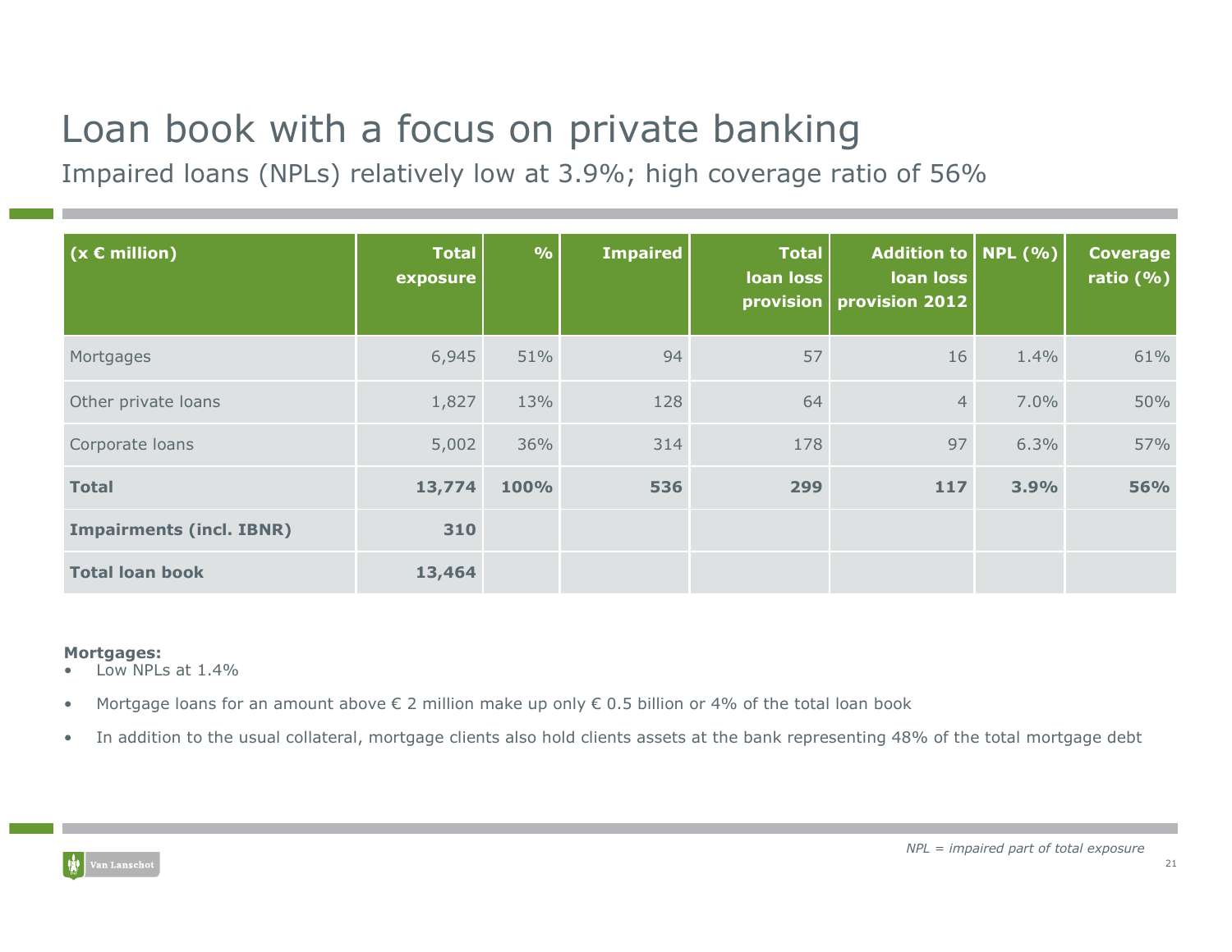# Loan book with a focus on private banking

## Impaired loans (NPLs) relatively low at 3.9%; high coverage ratio of 56%

| (x € million) | Total exposure | % | Impaired | Total loan loss provision | Addition to loan loss provision 2012 | NPL (%) | Coverage ratio (%) |
|---|---|---|---|---|---|---|---|
| Mortgages | 6,945 | 51% | 94 | 57 | 16 | 1.4% | 61% |
| Other private loans | 1,827 | 13% | 128 | 64 | 4 | 7.0% | 50% |
| Corporate loans | 5,002 | 36% | 314 | 178 | 97 | 6.3% | 57% |
| **Total** | **13,774** | **100%** | **536** | **299** | **117** | **3.9%** | **56%** |
| **Impairments (incl. IBNR)** | **310** | | | | | | |
| **Total loan book** | **13,464** | | | | | | |

**Mortgages:**

- Low NPLs at 1.4%
- Mortgage loans for an amount above € 2 million make up only € 0.5 billion or 4% of the total loan book
- In addition to the usual collateral, mortgage clients also hold clients assets at the bank representing 48% of the total mortgage debt

*NPL = impaired part of total exposure*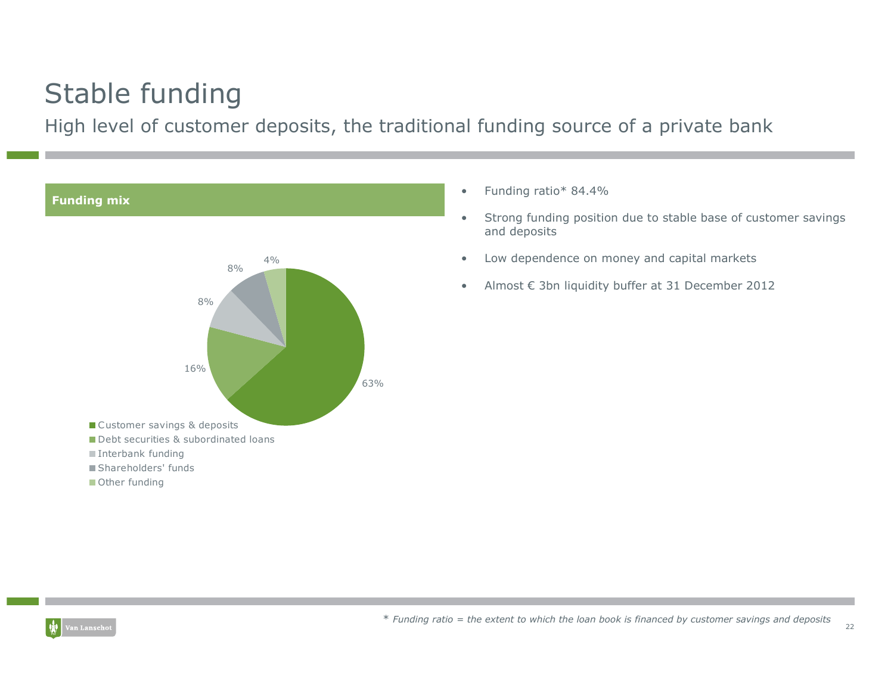# Stable funding

## High level of customer deposits, the traditional funding source of a private bank

**Funding mix**

| Funding source | Share |
| --- | --- |
| Customer savings & deposits | 63% |
| Debt securities & subordinated loans | 16% |
| Interbank funding | 8% |
| Shareholders' funds | 8% |
| Other funding | 4% |

- Funding ratio* 84.4%
- Strong funding position due to stable base of customer savings and deposits
- Low dependence on money and capital markets
- Almost € 3bn liquidity buffer at 31 December 2012

\* *Funding ratio = the extent to which the loan book is financed by customer savings and deposits*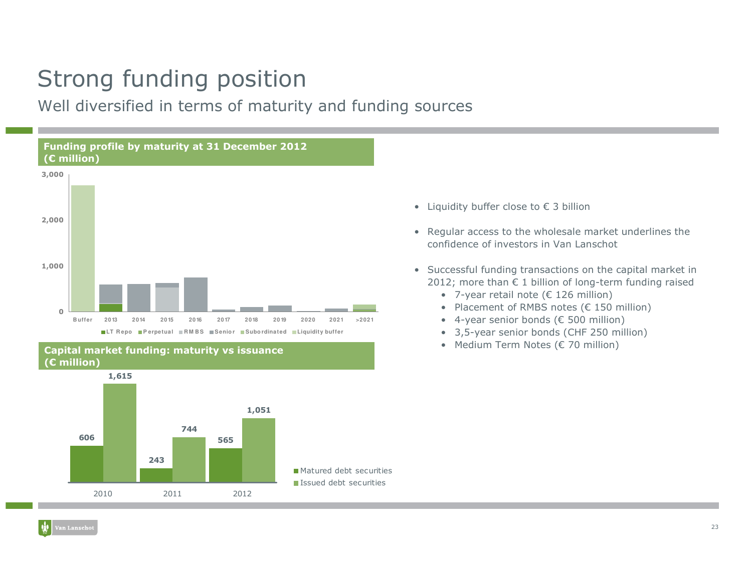# Strong funding position

## Well diversified in terms of maturity and funding sources

### Funding profile by maturity at 31 December 2012 (€ million)

3,000
2,000
1,000
0

Buffer, 2013, 2014, 2015, 2016, 2017, 2018, 2019, 2020, 2021, >2021

LT Repo, Perpetual, RMBS, Senior, Subordinated, Liquidity buffer

### Capital market funding: maturity vs issuance (€ million)

| | Matured debt securities | Issued debt securities |
|---|---|---|
| 2010 | 606 | 1,615 |
| 2011 | 243 | 744 |
| 2012 | 565 | 1,051 |

- Liquidity buffer close to € 3 billion
- Regular access to the wholesale market underlines the confidence of investors in Van Lanschot
- Successful funding transactions on the capital market in 2012; more than € 1 billion of long-term funding raised
  - 7-year retail note (€ 126 million)
  - Placement of RMBS notes (€ 150 million)
  - 4-year senior bonds (€ 500 million)
  - 3,5-year senior bonds (CHF 250 million)
  - Medium Term Notes (€ 70 million)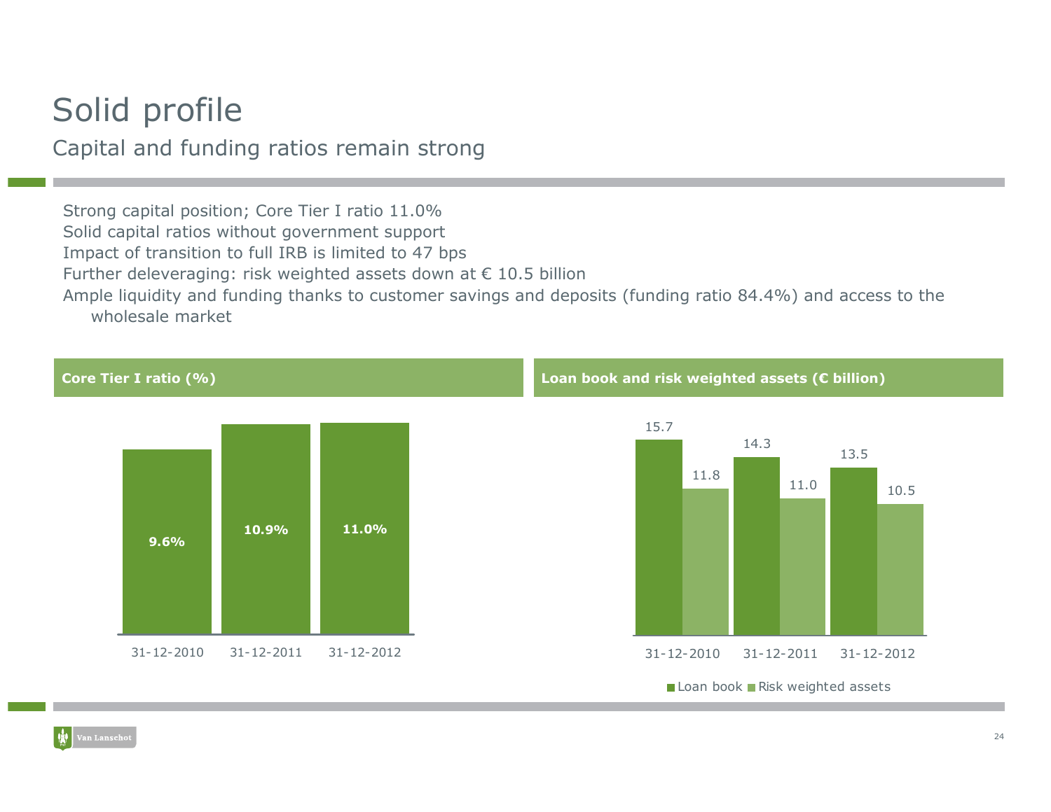# Solid profile

## Capital and funding ratios remain strong

- Strong capital position; Core Tier I ratio 11.0%
- Solid capital ratios without government support
- Impact of transition to full IRB is limited to 47 bps
- Further deleveraging: risk weighted assets down at € 10.5 billion
- Ample liquidity and funding thanks to customer savings and deposits (funding ratio 84.4%) and access to the wholesale market

**Core Tier I ratio (%)**

| | 31-12-2010 | 31-12-2011 | 31-12-2012 |
|---|---|---|---|
| Core Tier I ratio | 9.6% | 10.9% | 11.0% |

**Loan book and risk weighted assets (€ billion)**

| | 31-12-2010 | 31-12-2011 | 31-12-2012 |
|---|---|---|---|
| Loan book | 15.7 | 14.3 | 13.5 |
| Risk weighted assets | 11.8 | 11.0 | 10.5 |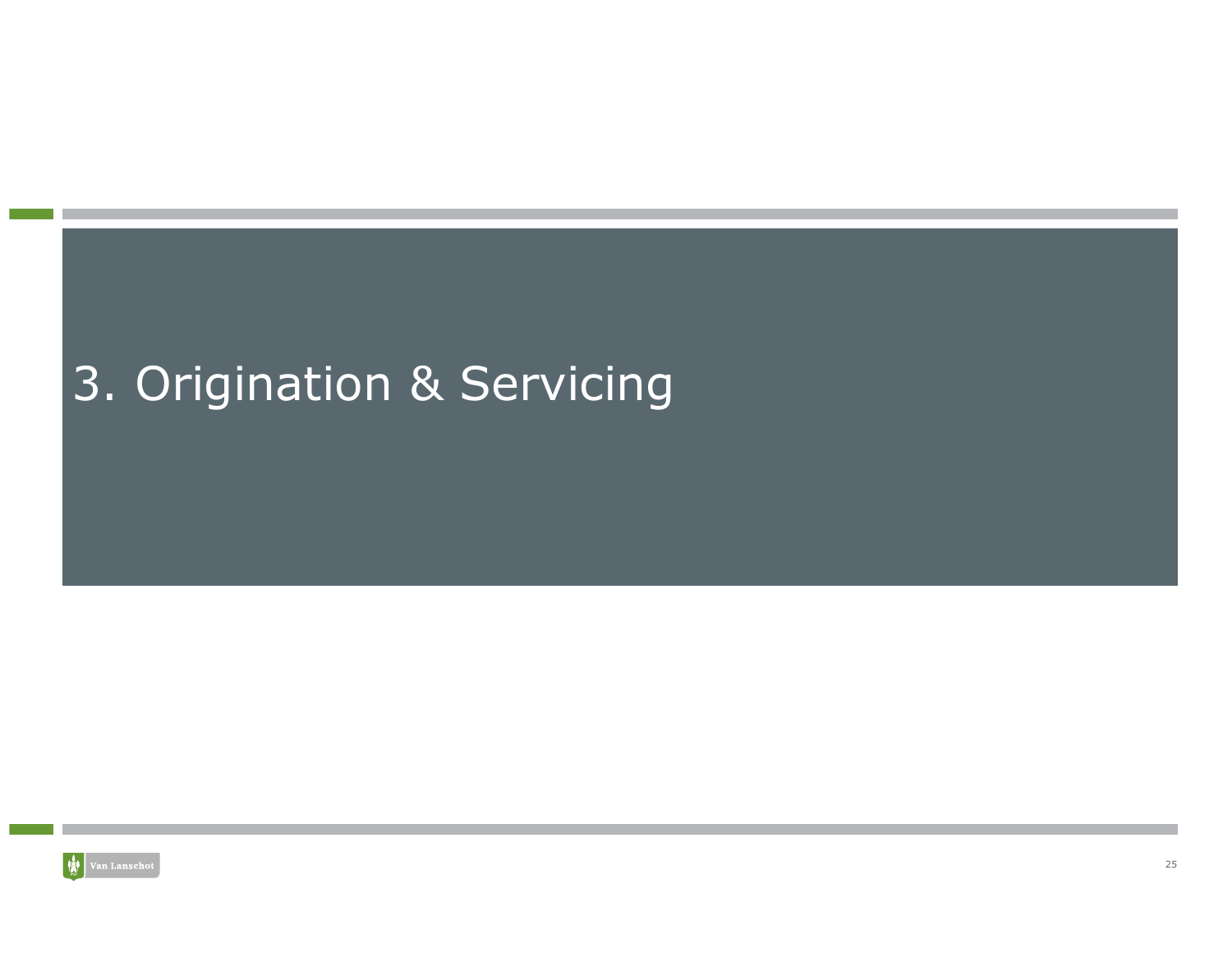# 3. Origination & Servicing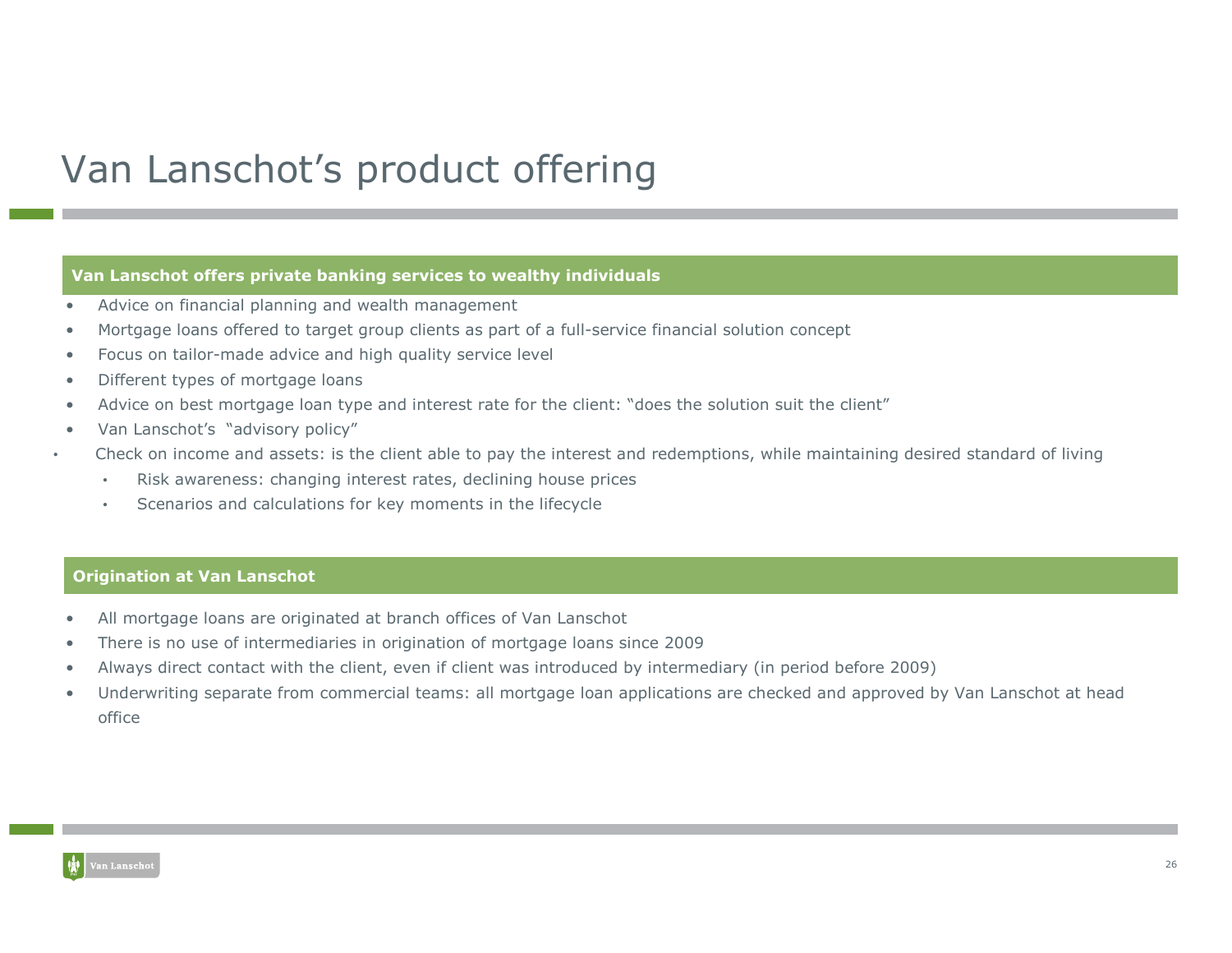# Van Lanschot's product offering

## Van Lanschot offers private banking services to wealthy individuals

- Advice on financial planning and wealth management
- Mortgage loans offered to target group clients as part of a full-service financial solution concept
- Focus on tailor-made advice and high quality service level
- Different types of mortgage loans
- Advice on best mortgage loan type and interest rate for the client: "does the solution suit the client"
- Van Lanschot's "advisory policy"
- Check on income and assets: is the client able to pay the interest and redemptions, while maintaining desired standard of living
  - Risk awareness: changing interest rates, declining house prices
  - Scenarios and calculations for key moments in the lifecycle

## Origination at Van Lanschot

- All mortgage loans are originated at branch offices of Van Lanschot
- There is no use of intermediaries in origination of mortgage loans since 2009
- Always direct contact with the client, even if client was introduced by intermediary (in period before 2009)
- Underwriting separate from commercial teams: all mortgage loan applications are checked and approved by Van Lanschot at head office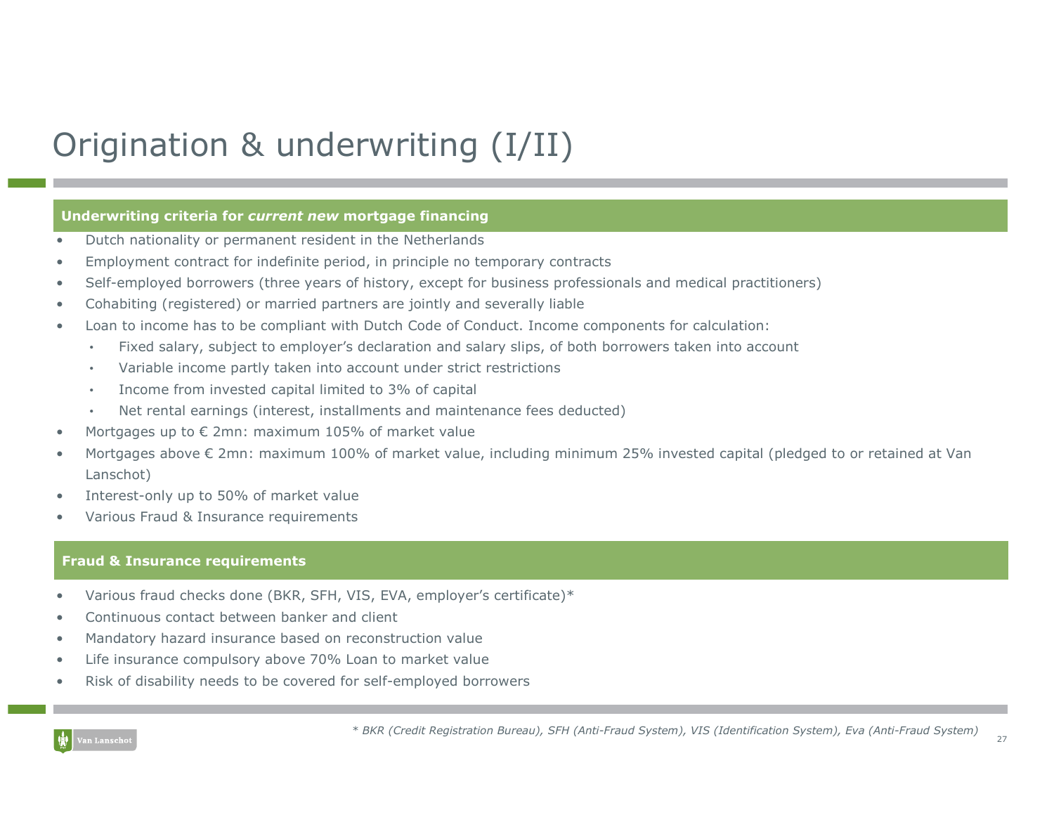# Origination & underwriting (I/II)

### Underwriting criteria for *current new* mortgage financing

- Dutch nationality or permanent resident in the Netherlands
- Employment contract for indefinite period, in principle no temporary contracts
- Self-employed borrowers (three years of history, except for business professionals and medical practitioners)
- Cohabiting (registered) or married partners are jointly and severally liable
- Loan to income has to be compliant with Dutch Code of Conduct. Income components for calculation:
  - Fixed salary, subject to employer's declaration and salary slips, of both borrowers taken into account
  - Variable income partly taken into account under strict restrictions
  - Income from invested capital limited to 3% of capital
  - Net rental earnings (interest, installments and maintenance fees deducted)
- Mortgages up to € 2mn: maximum 105% of market value
- Mortgages above € 2mn: maximum 100% of market value, including minimum 25% invested capital (pledged to or retained at Van Lanschot)
- Interest-only up to 50% of market value
- Various Fraud & Insurance requirements

### Fraud & Insurance requirements

- Various fraud checks done (BKR, SFH, VIS, EVA, employer's certificate)*
- Continuous contact between banker and client
- Mandatory hazard insurance based on reconstruction value
- Life insurance compulsory above 70% Loan to market value
- Risk of disability needs to be covered for self-employed borrowers

*\* BKR (Credit Registration Bureau), SFH (Anti-Fraud System), VIS (Identification System), Eva (Anti-Fraud System)*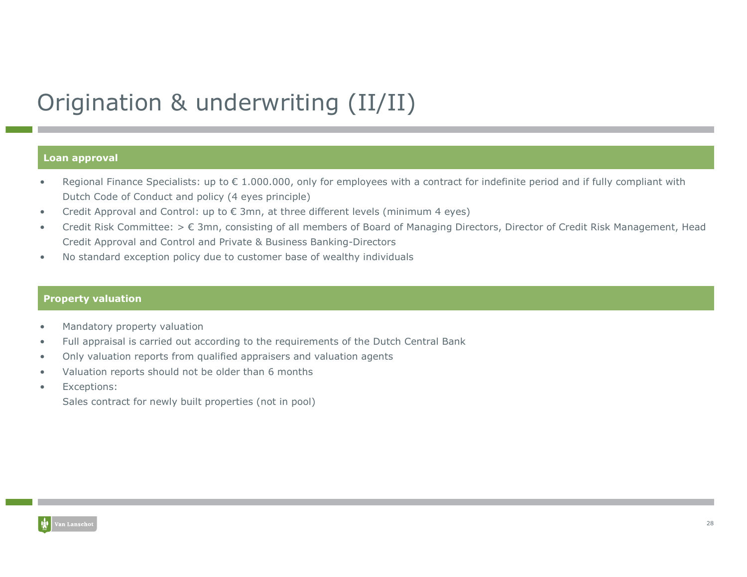# Origination & underwriting (II/II)

## Loan approval

- Regional Finance Specialists: up to € 1.000.000, only for employees with a contract for indefinite period and if fully compliant with Dutch Code of Conduct and policy (4 eyes principle)
- Credit Approval and Control: up to € 3mn, at three different levels (minimum 4 eyes)
- Credit Risk Committee: > € 3mn, consisting of all members of Board of Managing Directors, Director of Credit Risk Management, Head Credit Approval and Control and Private & Business Banking-Directors
- No standard exception policy due to customer base of wealthy individuals

## Property valuation

- Mandatory property valuation
- Full appraisal is carried out according to the requirements of the Dutch Central Bank
- Only valuation reports from qualified appraisers and valuation agents
- Valuation reports should not be older than 6 months
- Exceptions:
  Sales contract for newly built properties (not in pool)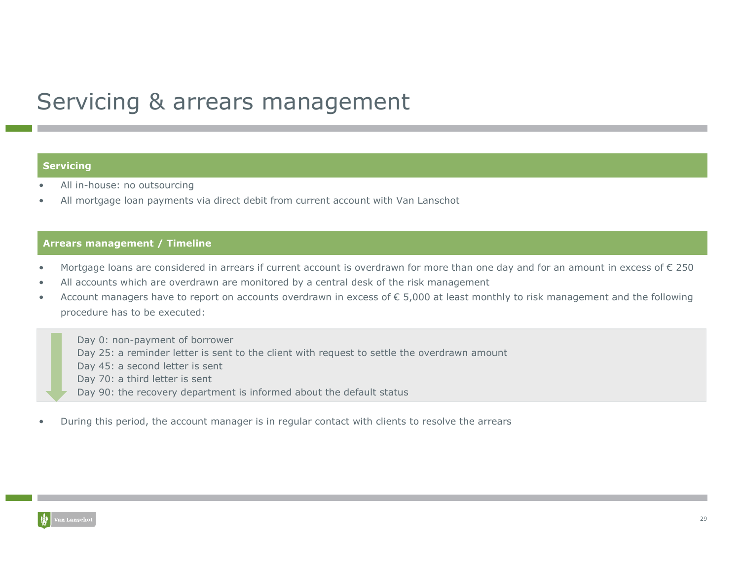# Servicing & arrears management

## Servicing

- All in-house: no outsourcing
- All mortgage loan payments via direct debit from current account with Van Lanschot

## Arrears management / Timeline

- Mortgage loans are considered in arrears if current account is overdrawn for more than one day and for an amount in excess of € 250
- All accounts which are overdrawn are monitored by a central desk of the risk management
- Account managers have to report on accounts overdrawn in excess of € 5,000 at least monthly to risk management and the following procedure has to be executed:

Day 0: non-payment of borrower
Day 25: a reminder letter is sent to the client with request to settle the overdrawn amount
Day 45: a second letter is sent
Day 70: a third letter is sent
Day 90: the recovery department is informed about the default status

- During this period, the account manager is in regular contact with clients to resolve the arrears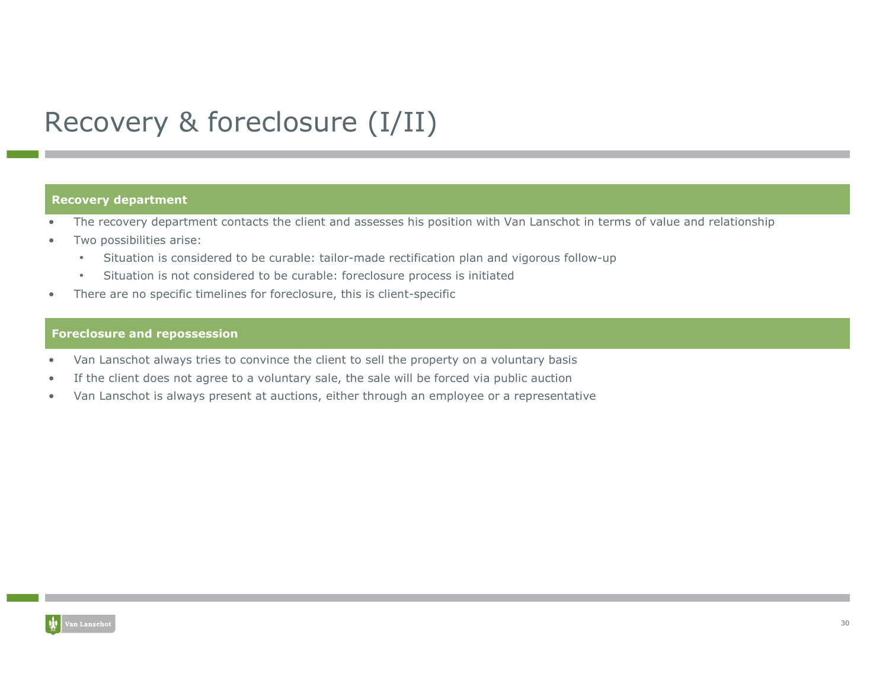# Recovery & foreclosure (I/II)

## Recovery department

- The recovery department contacts the client and assesses his position with Van Lanschot in terms of value and relationship
- Two possibilities arise:
  - Situation is considered to be curable: tailor-made rectification plan and vigorous follow-up
  - Situation is not considered to be curable: foreclosure process is initiated
- There are no specific timelines for foreclosure, this is client-specific

## Foreclosure and repossession

- Van Lanschot always tries to convince the client to sell the property on a voluntary basis
- If the client does not agree to a voluntary sale, the sale will be forced via public auction
- Van Lanschot is always present at auctions, either through an employee or a representative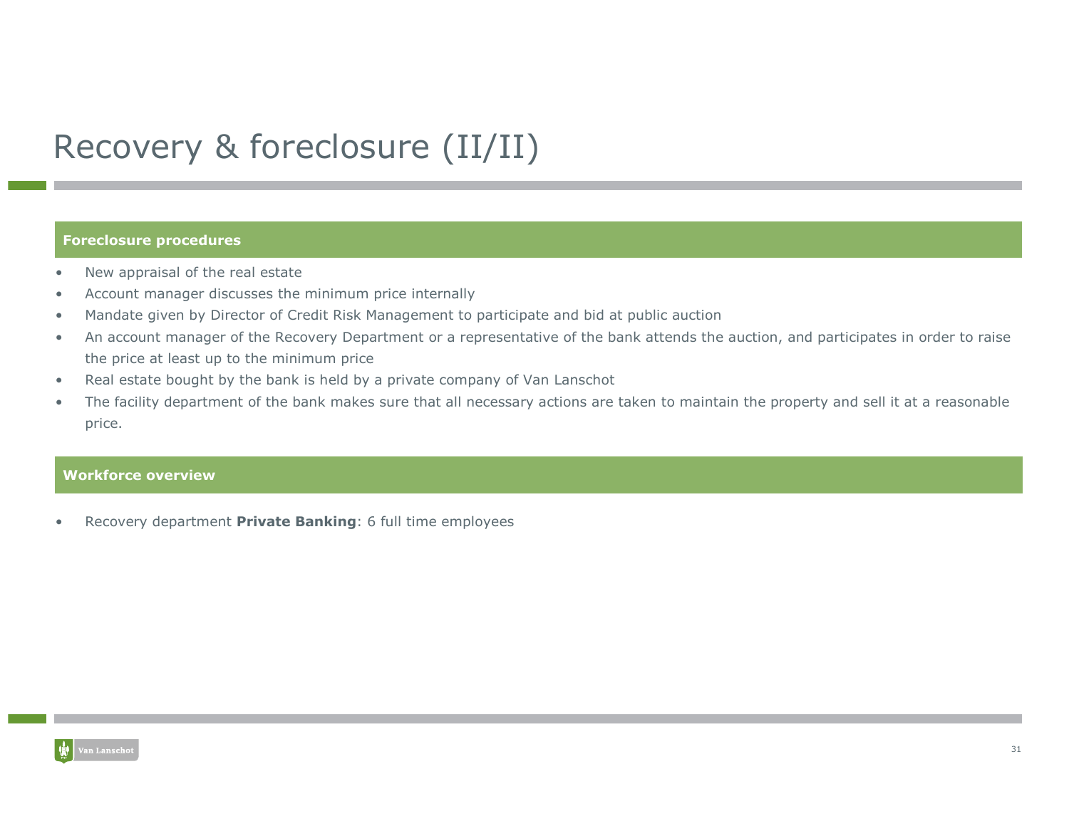# Recovery & foreclosure (II/II)

## Foreclosure procedures

- New appraisal of the real estate
- Account manager discusses the minimum price internally
- Mandate given by Director of Credit Risk Management to participate and bid at public auction
- An account manager of the Recovery Department or a representative of the bank attends the auction, and participates in order to raise the price at least up to the minimum price
- Real estate bought by the bank is held by a private company of Van Lanschot
- The facility department of the bank makes sure that all necessary actions are taken to maintain the property and sell it at a reasonable price.

## Workforce overview

- Recovery department **Private Banking**: 6 full time employees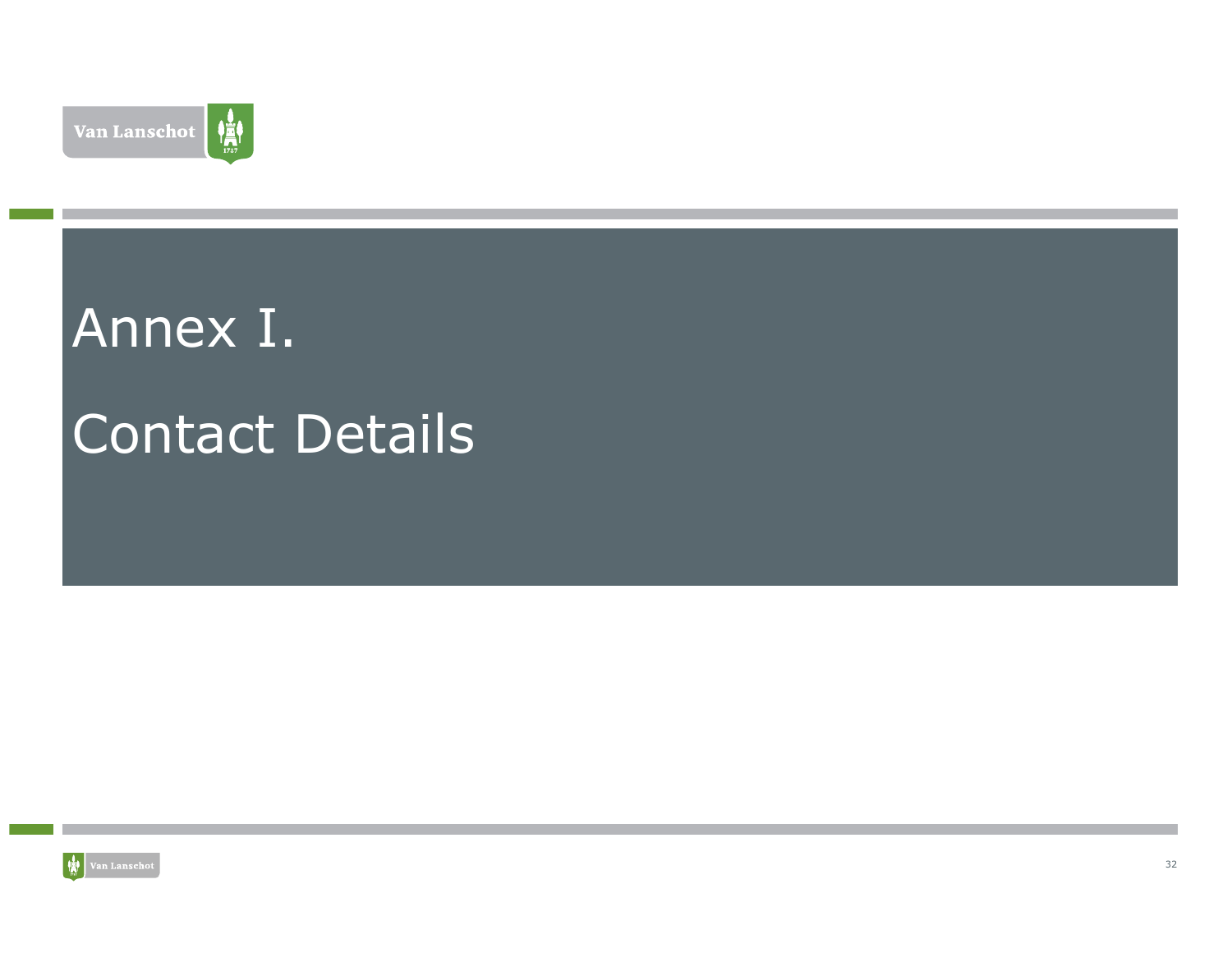# Annex I.

# Contact Details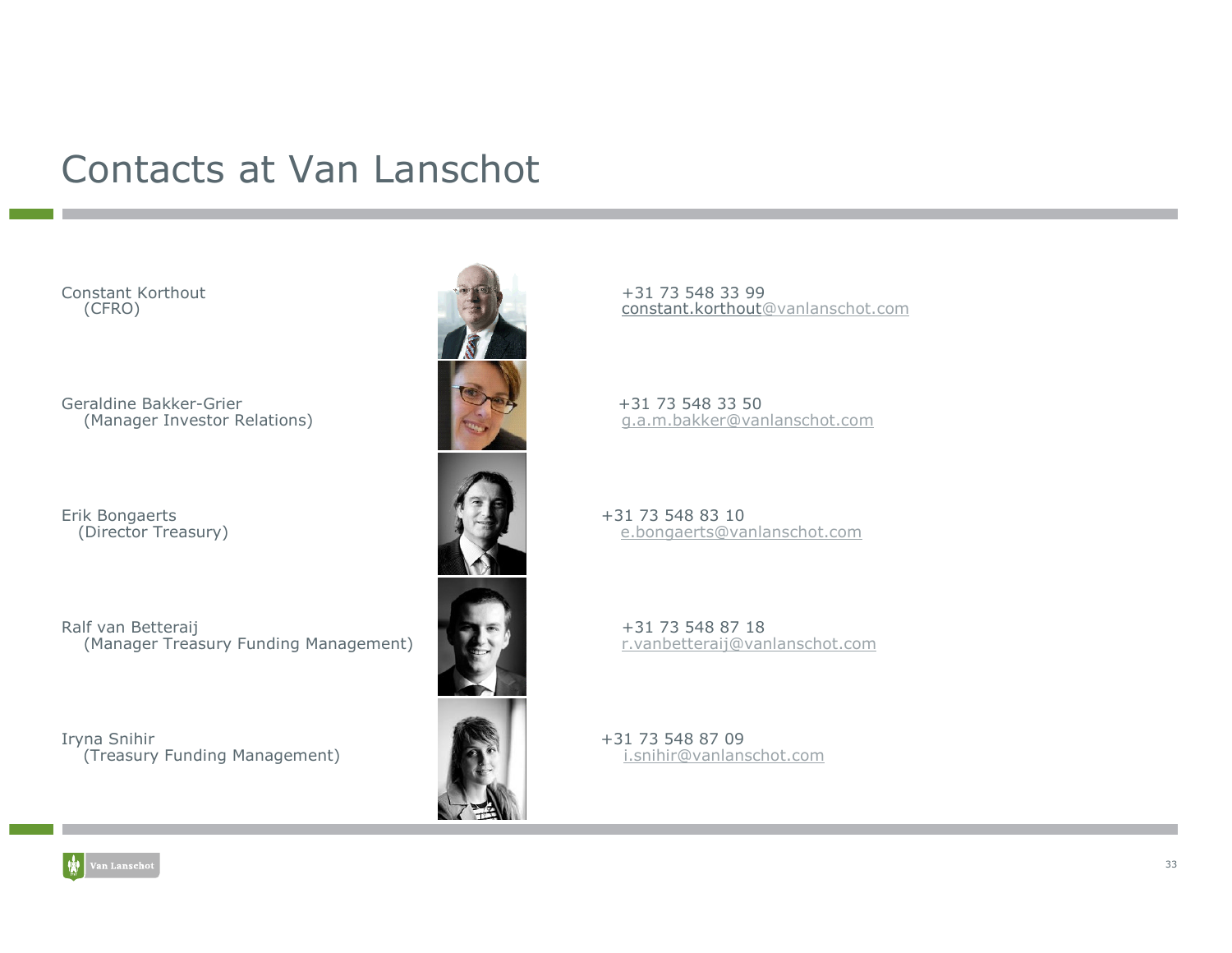# Contacts at Van Lanschot

Constant Korthout
(CFRO)

+31 73 548 33 99
constant.korthout@vanlanschot.com

Geraldine Bakker-Grier
(Manager Investor Relations)

+31 73 548 33 50
g.a.m.bakker@vanlanschot.com

Erik Bongaerts
(Director Treasury)

+31 73 548 83 10
e.bongaerts@vanlanschot.com

Ralf van Betteraij
(Manager Treasury Funding Management)

+31 73 548 87 18
r.vanbetteraij@vanlanschot.com

Iryna Snihir
(Treasury Funding Management)

+31 73 548 87 09
i.snihir@vanlanschot.com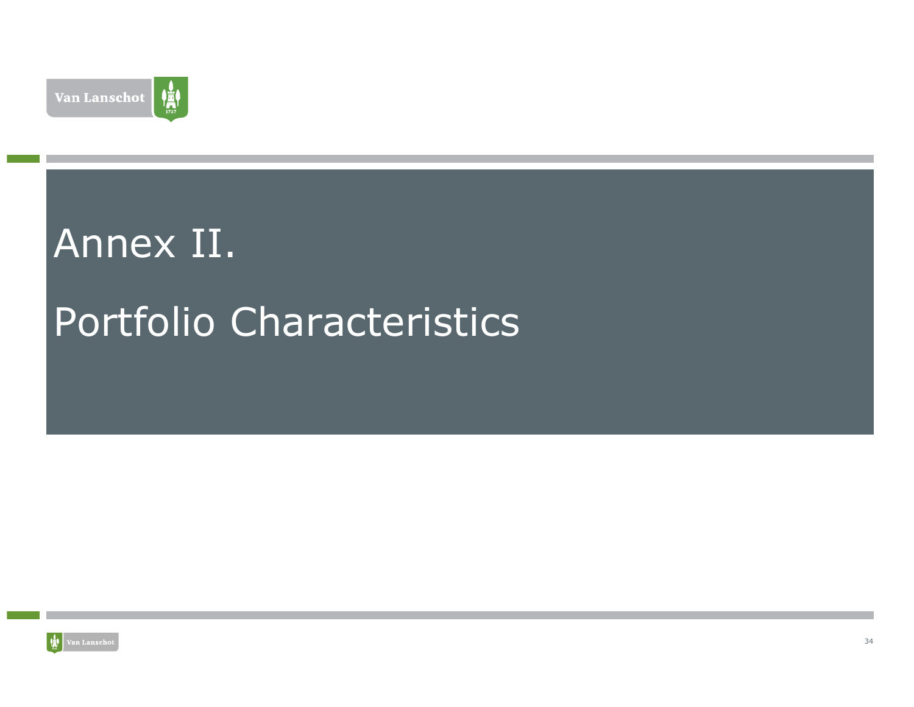# Annex II.

# Portfolio Characteristics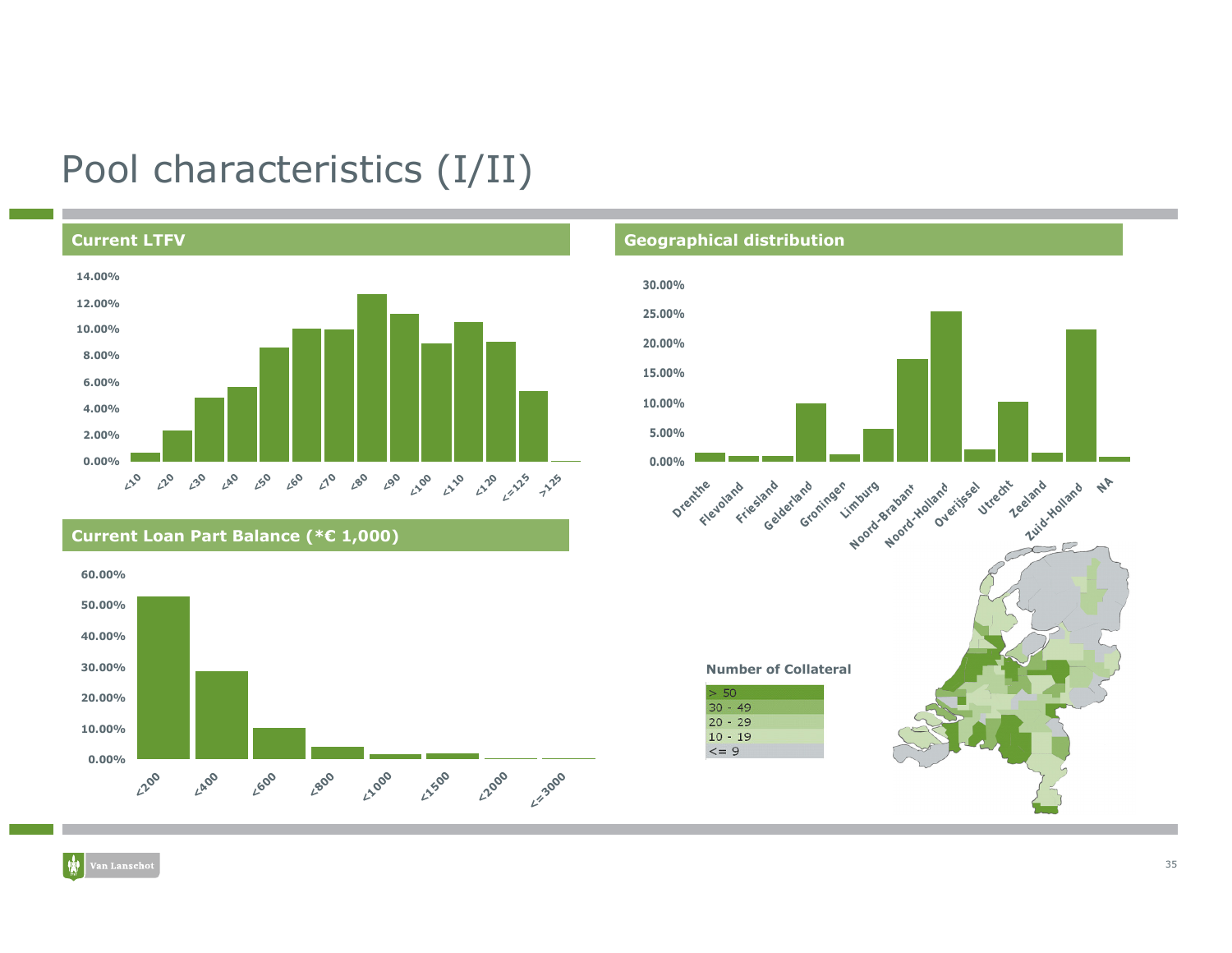# Pool characteristics (I/II)

## Current LTFV

## Geographical distribution

## Current Loan Part Balance (*€ 1,000)

**Number of Collateral**

- > 50
- 30 - 49
- 20 - 29
- 10 - 19
- <= 9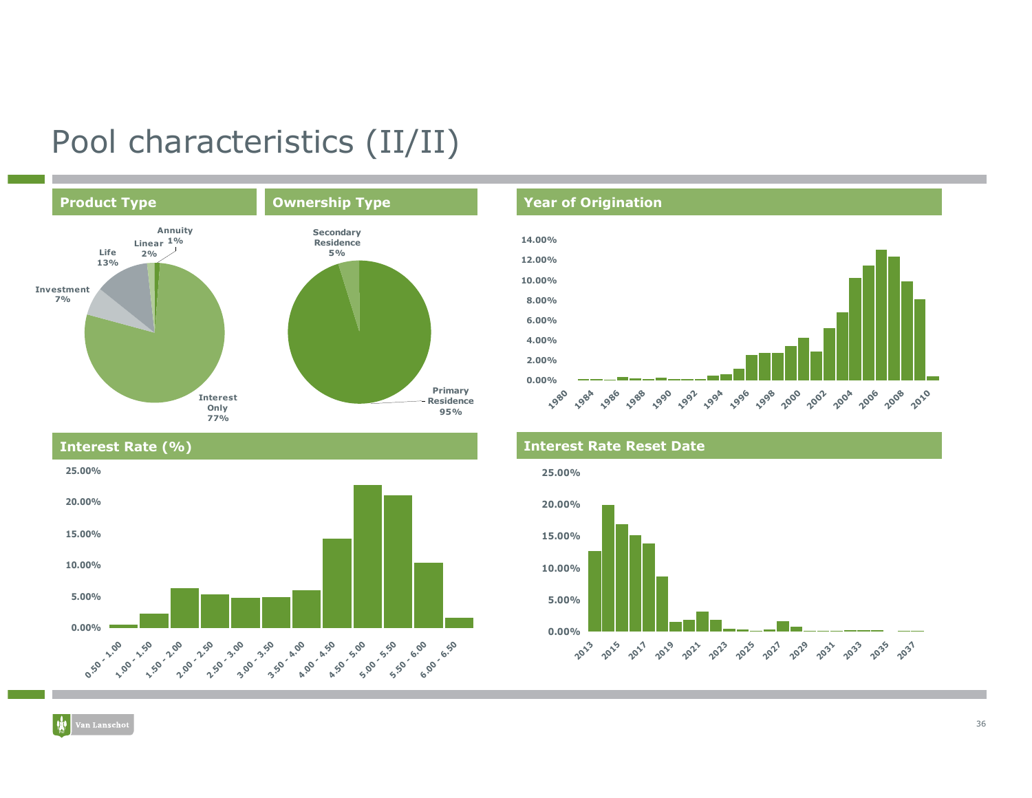# Pool characteristics (II/II)

## Product Type

- Interest Only 77%
- Life 13%
- Investment 7%
- Linear 2%
- Annuity 1%

## Ownership Type

- Primary Residence 95%
- Secondary Residence 5%

## Year of Origination

## Interest Rate (%)

## Interest Rate Reset Date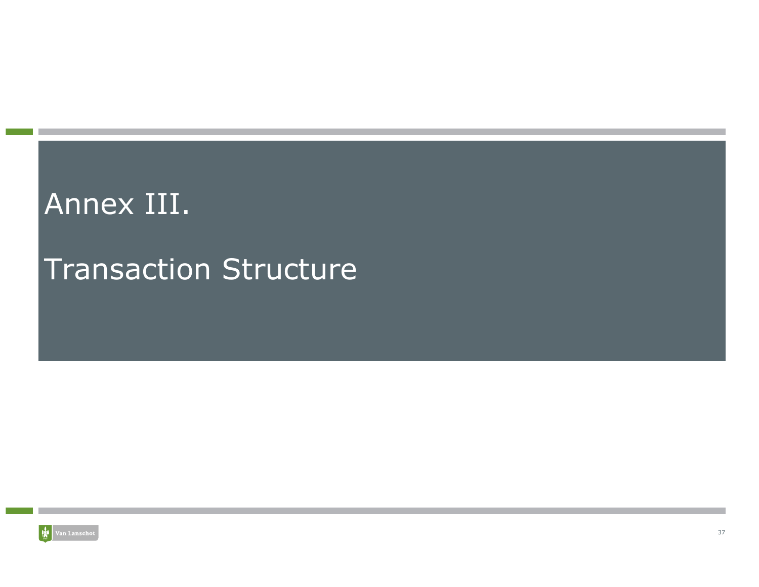# Annex III.

# Transaction Structure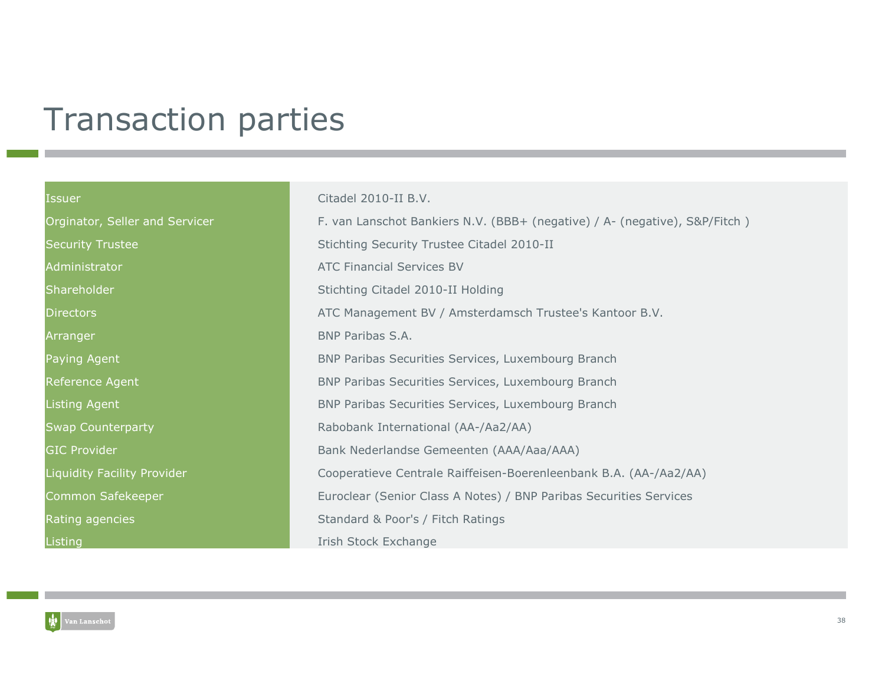# Transaction parties

| | |
|---|---|
| Issuer | Citadel 2010-II B.V. |
| Orginator, Seller and Servicer | F. van Lanschot Bankiers N.V. (BBB+ (negative) / A- (negative), S&P/Fitch ) |
| Security Trustee | Stichting Security Trustee Citadel 2010-II |
| Administrator | ATC Financial Services BV |
| Shareholder | Stichting Citadel 2010-II Holding |
| Directors | ATC Management BV / Amsterdamsch Trustee's Kantoor B.V. |
| Arranger | BNP Paribas S.A. |
| Paying Agent | BNP Paribas Securities Services, Luxembourg Branch |
| Reference Agent | BNP Paribas Securities Services, Luxembourg Branch |
| Listing Agent | BNP Paribas Securities Services, Luxembourg Branch |
| Swap Counterparty | Rabobank International (AA-/Aa2/AA) |
| GIC Provider | Bank Nederlandse Gemeenten (AAA/Aaa/AAA) |
| Liquidity Facility Provider | Cooperatieve Centrale Raiffeisen-Boerenleenbank B.A. (AA-/Aa2/AA) |
| Common Safekeeper | Euroclear (Senior Class A Notes) / BNP Paribas Securities Services |
| Rating agencies | Standard & Poor's / Fitch Ratings |
| Listing | Irish Stock Exchange |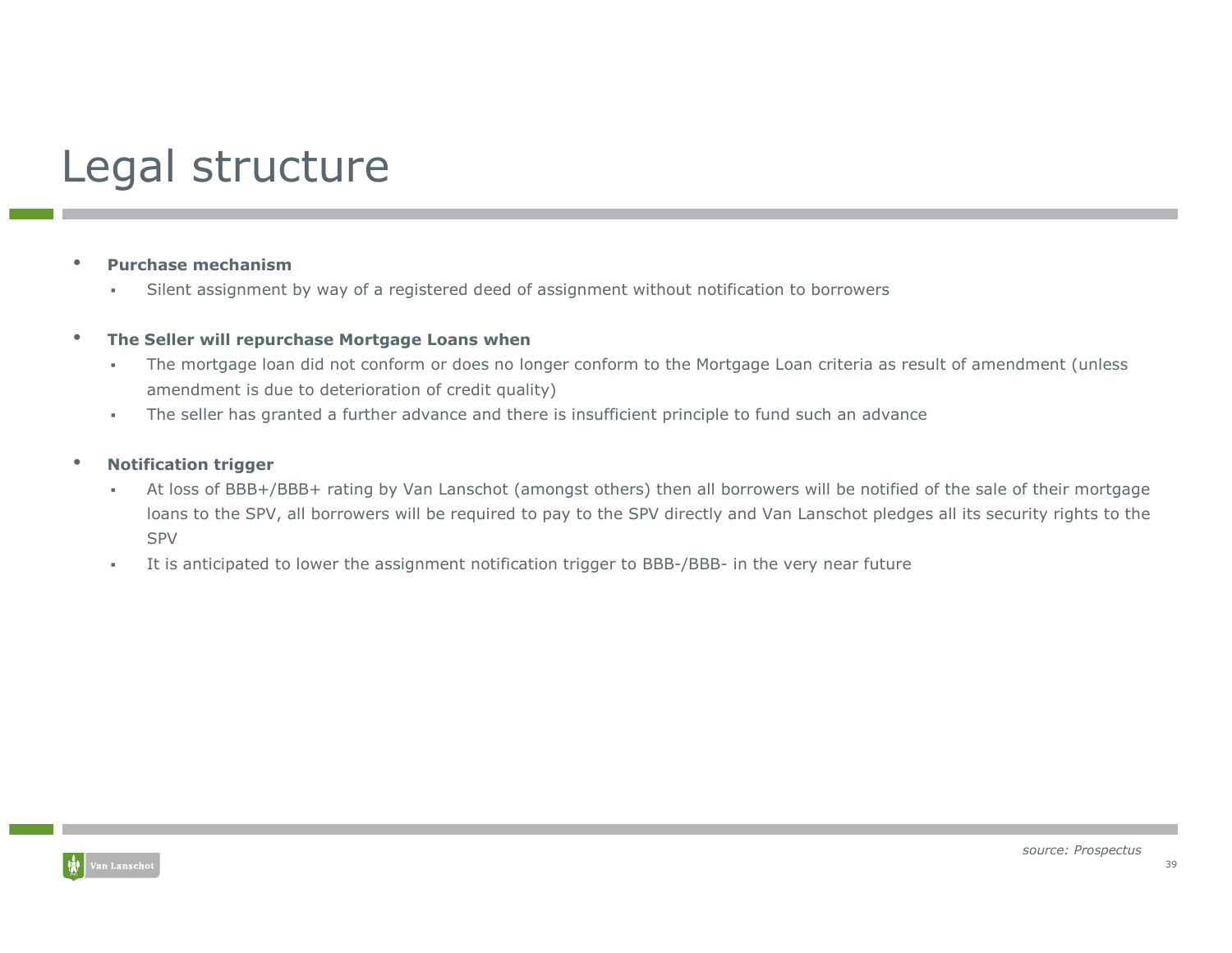# Legal structure

- **Purchase mechanism**
  - Silent assignment by way of a registered deed of assignment without notification to borrowers

- **The Seller will repurchase Mortgage Loans when**
  - The mortgage loan did not conform or does no longer conform to the Mortgage Loan criteria as result of amendment (unless amendment is due to deterioration of credit quality)
  - The seller has granted a further advance and there is insufficient principle to fund such an advance

- **Notification trigger**
  - At loss of BBB+/BBB+ rating by Van Lanschot (amongst others) then all borrowers will be notified of the sale of their mortgage loans to the SPV, all borrowers will be required to pay to the SPV directly and Van Lanschot pledges all its security rights to the SPV
  - It is anticipated to lower the assignment notification trigger to BBB-/BBB- in the very near future

*source: Prospectus*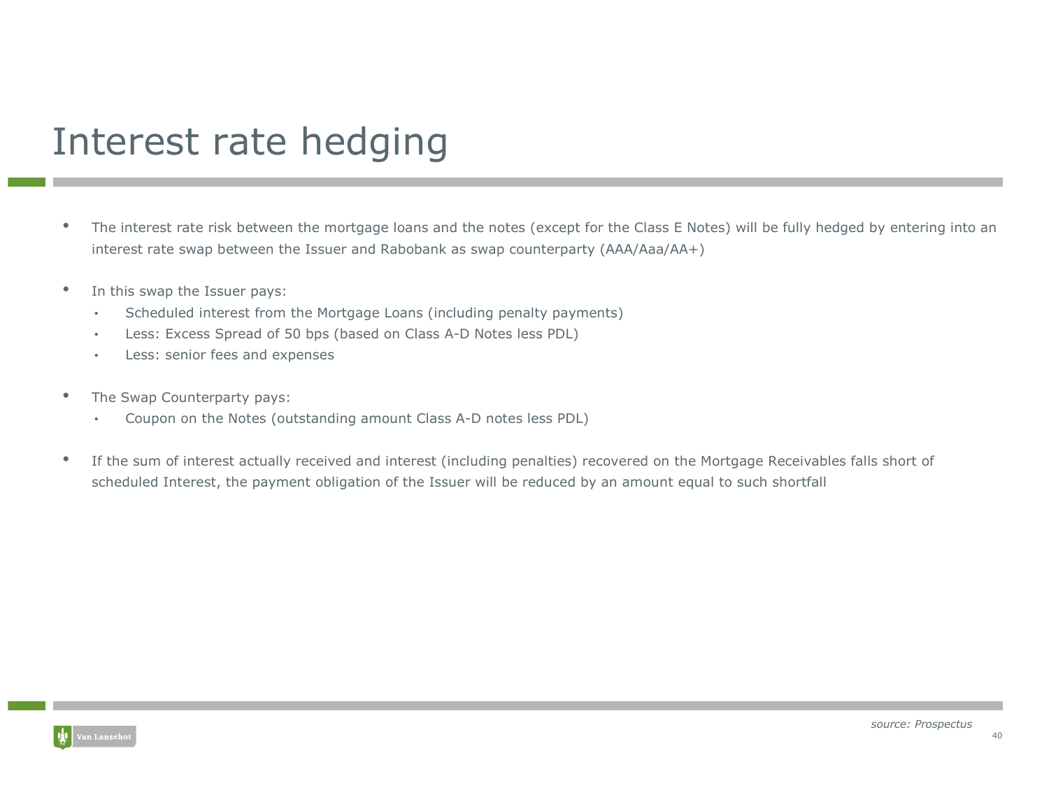# Interest rate hedging

- The interest rate risk between the mortgage loans and the notes (except for the Class E Notes) will be fully hedged by entering into an interest rate swap between the Issuer and Rabobank as swap counterparty (AAA/Aaa/AA+)

- In this swap the Issuer pays:
  - Scheduled interest from the Mortgage Loans (including penalty payments)
  - Less: Excess Spread of 50 bps (based on Class A-D Notes less PDL)
  - Less: senior fees and expenses

- The Swap Counterparty pays:
  - Coupon on the Notes (outstanding amount Class A-D notes less PDL)

- If the sum of interest actually received and interest (including penalties) recovered on the Mortgage Receivables falls short of scheduled Interest, the payment obligation of the Issuer will be reduced by an amount equal to such shortfall

*source: Prospectus*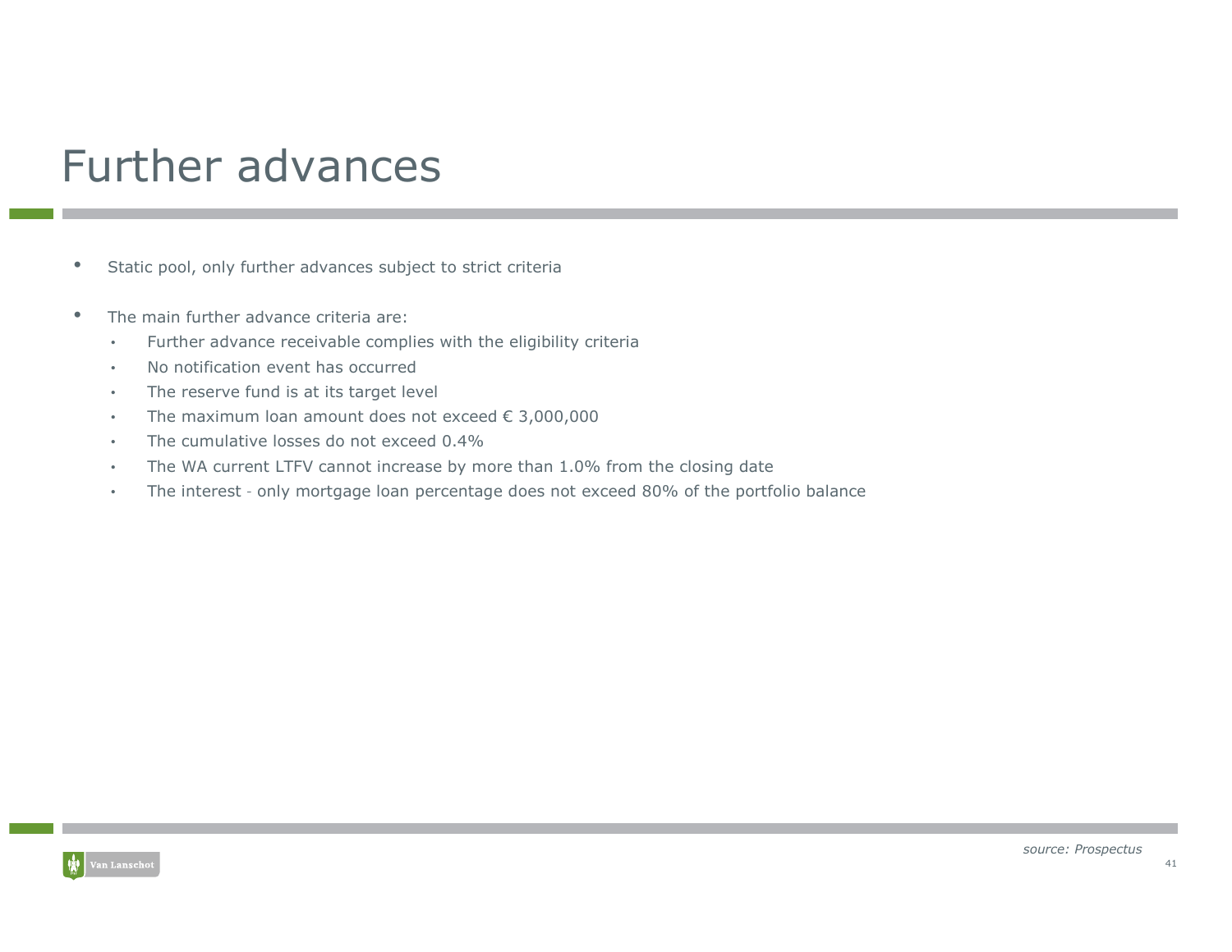# Further advances

- Static pool, only further advances subject to strict criteria

- The main further advance criteria are:
  - Further advance receivable complies with the eligibility criteria
  - No notification event has occurred
  - The reserve fund is at its target level
  - The maximum loan amount does not exceed € 3,000,000
  - The cumulative losses do not exceed 0.4%
  - The WA current LTFV cannot increase by more than 1.0% from the closing date
  - The interest - only mortgage loan percentage does not exceed 80% of the portfolio balance

*source: Prospectus*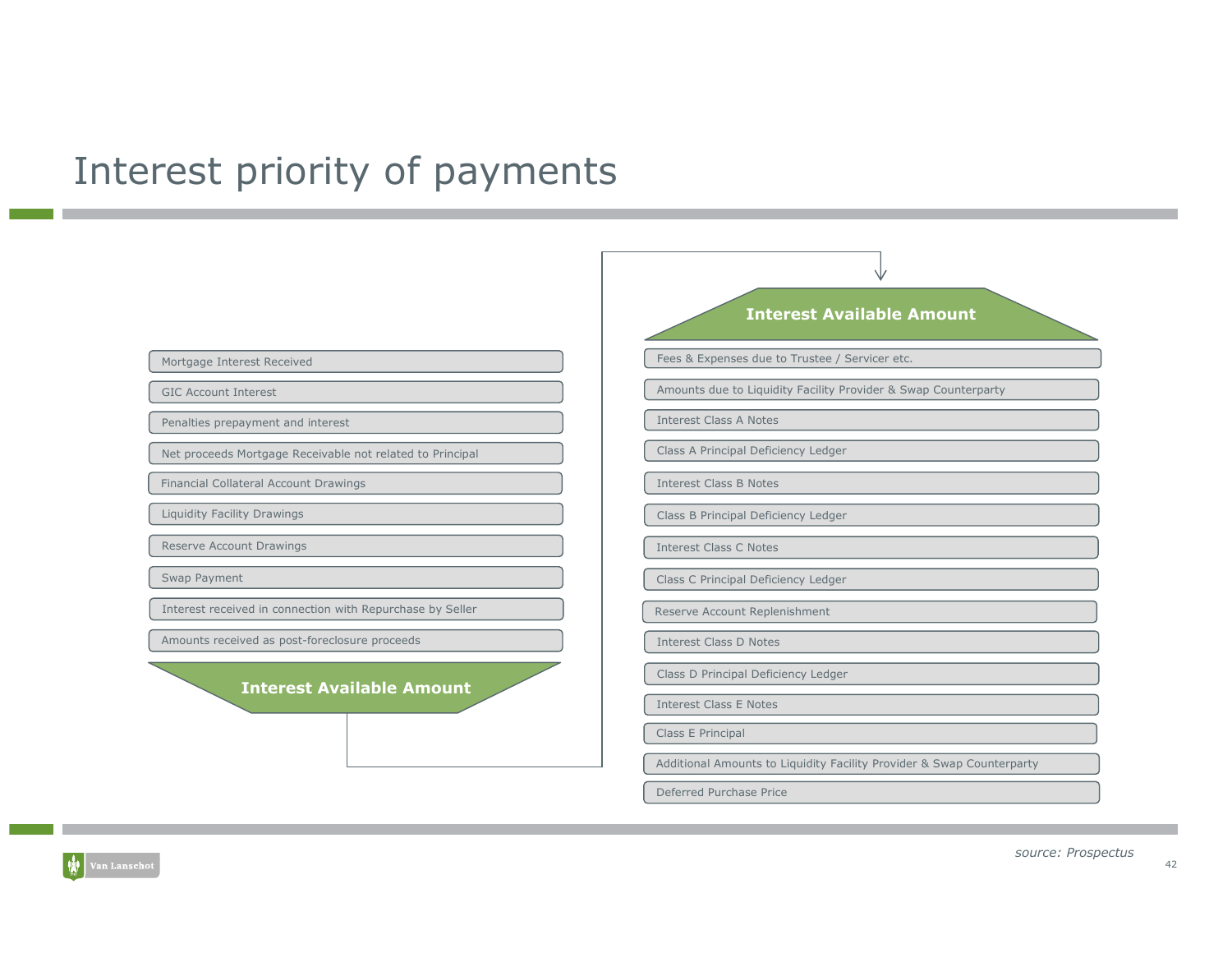# Interest priority of payments

- Mortgage Interest Received
- GIC Account Interest
- Penalties prepayment and interest
- Net proceeds Mortgage Receivable not related to Principal
- Financial Collateral Account Drawings
- Liquidity Facility Drawings
- Reserve Account Drawings
- Swap Payment
- Interest received in connection with Repurchase by Seller
- Amounts received as post-foreclosure proceeds

**Interest Available Amount**

**Interest Available Amount**

1. Fees & Expenses due to Trustee / Servicer etc.
2. Amounts due to Liquidity Facility Provider & Swap Counterparty
3. Interest Class A Notes
4. Class A Principal Deficiency Ledger
5. Interest Class B Notes
6. Class B Principal Deficiency Ledger
7. Interest Class C Notes
8. Class C Principal Deficiency Ledger
9. Reserve Account Replenishment
10. Interest Class D Notes
11. Class D Principal Deficiency Ledger
12. Interest Class E Notes
13. Class E Principal
14. Additional Amounts to Liquidity Facility Provider & Swap Counterparty
15. Deferred Purchase Price

*source: Prospectus*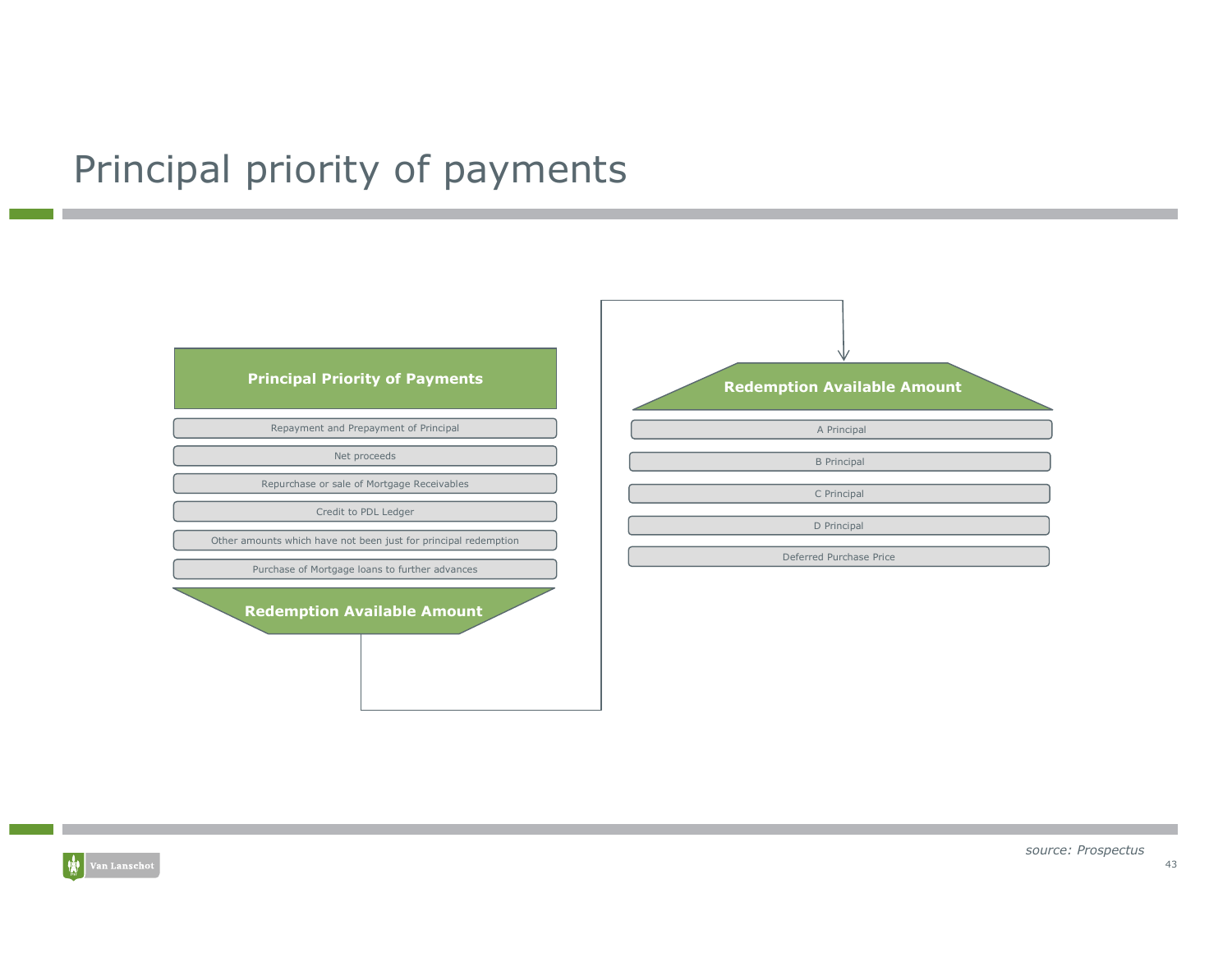# Principal priority of payments

**Principal Priority of Payments**

- Repayment and Prepayment of Principal
- Net proceeds
- Repurchase or sale of Mortgage Receivables
- Credit to PDL Ledger
- Other amounts which have not been just for principal redemption
- Purchase of Mortgage loans to further advances

**Redemption Available Amount**

**Redemption Available Amount**

- A Principal
- B Principal
- C Principal
- D Principal
- Deferred Purchase Price

*source: Prospectus*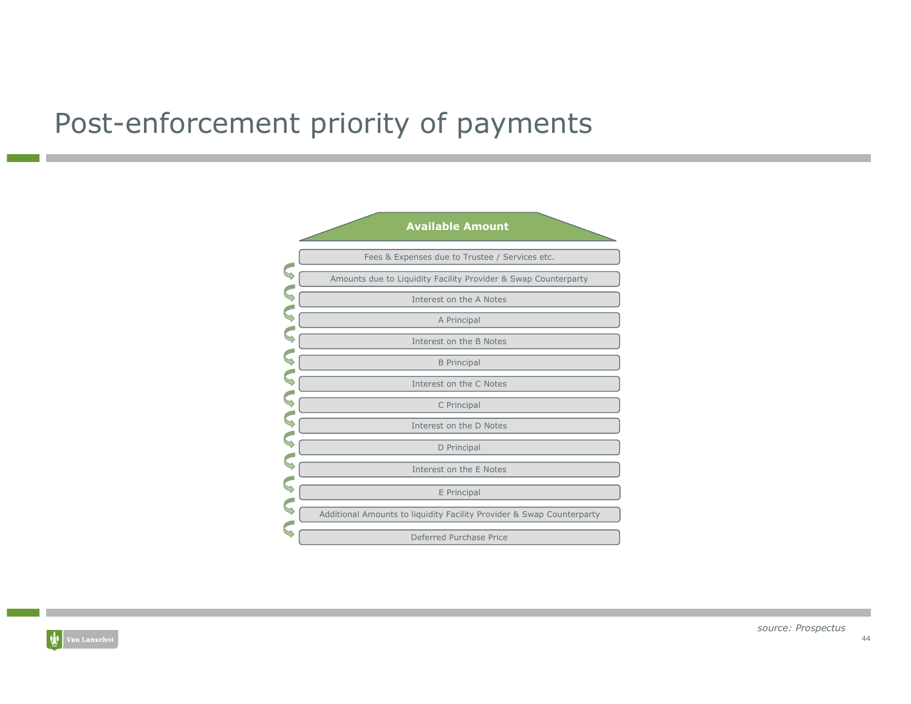# Post-enforcement priority of payments

**Available Amount**

1. Fees & Expenses due to Trustee / Services etc.
2. Amounts due to Liquidity Facility Provider & Swap Counterparty
3. Interest on the A Notes
4. A Principal
5. Interest on the B Notes
6. B Principal
7. Interest on the C Notes
8. C Principal
9. Interest on the D Notes
10. D Principal
11. Interest on the E Notes
12. E Principal
13. Additional Amounts to liquidity Facility Provider & Swap Counterparty
14. Deferred Purchase Price

*source: Prospectus*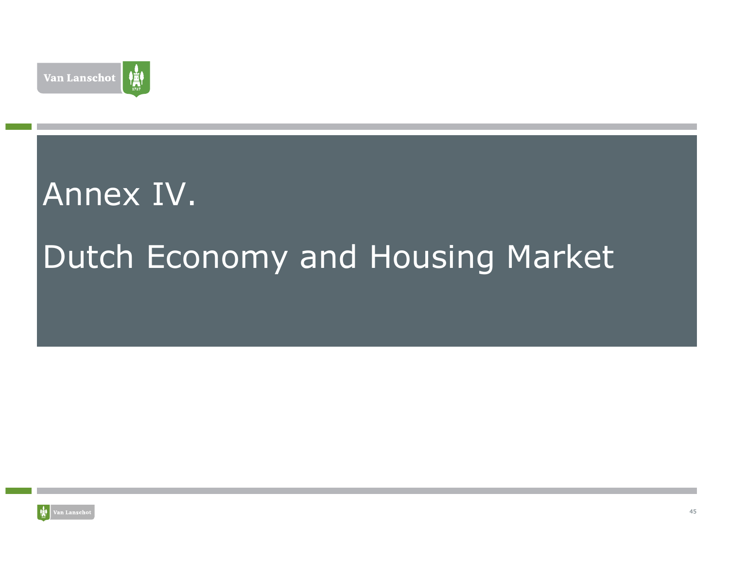# Annex IV.

# Dutch Economy and Housing Market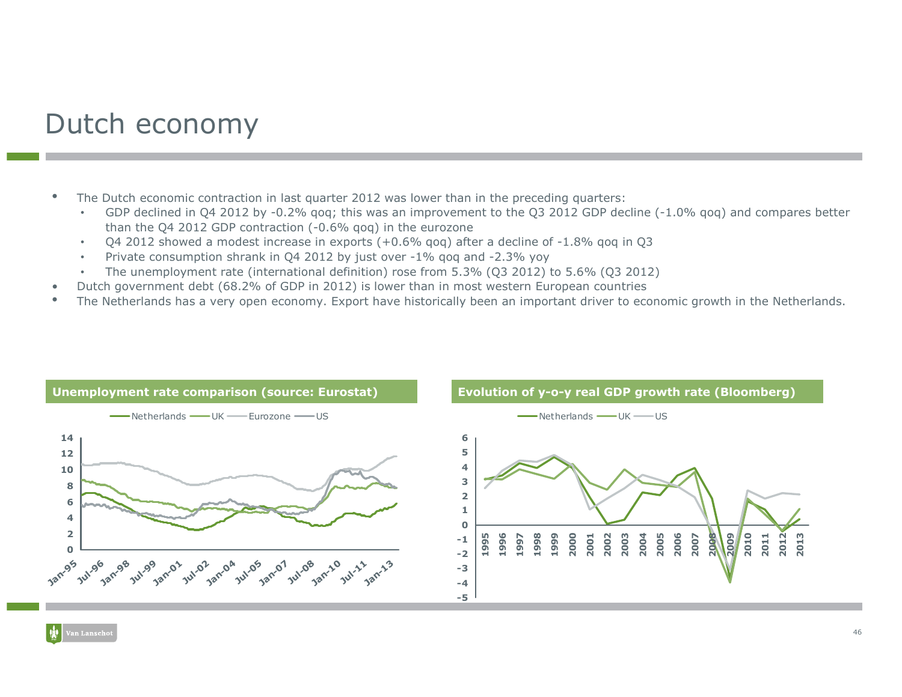# Dutch economy

- The Dutch economic contraction in last quarter 2012 was lower than in the preceding quarters:
  - GDP declined in Q4 2012 by -0.2% qoq; this was an improvement to the Q3 2012 GDP decline (-1.0% qoq) and compares better than the Q4 2012 GDP contraction (-0.6% qoq) in the eurozone
  - Q4 2012 showed a modest increase in exports (+0.6% qoq) after a decline of -1.8% qoq in Q3
  - Private consumption shrank in Q4 2012 by just over -1% qoq and -2.3% yoy
  - The unemployment rate (international definition) rose from 5.3% (Q3 2012) to 5.6% (Q3 2012)
- Dutch government debt (68.2% of GDP in 2012) is lower than in most western European countries
- The Netherlands has a very open economy. Export have historically been an important driver to economic growth in the Netherlands.

**Unemployment rate comparison (source: Eurostat)**

**Evolution of y-o-y real GDP growth rate (Bloomberg)**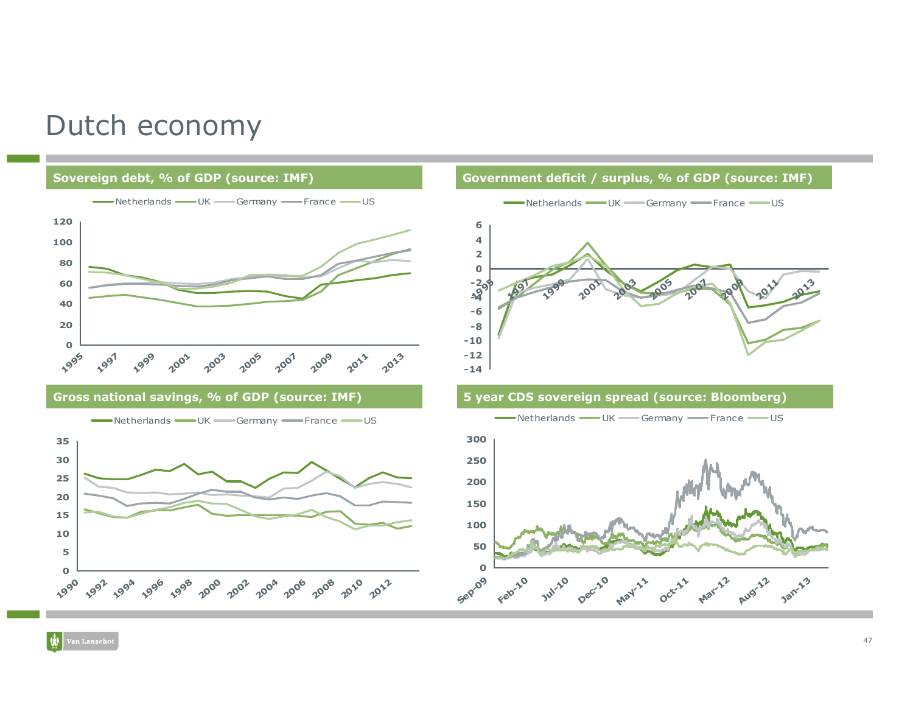# Dutch economy

**Sovereign debt, % of GDP (source: IMF)**

Netherlands — UK — Germany — France — US

**Government deficit / surplus, % of GDP (source: IMF)**

Netherlands — UK — Germany — France — US

**Gross national savings, % of GDP (source: IMF)**

Netherlands — UK — Germany — France — US

**5 year CDS sovereign spread (source: Bloomberg)**

Netherlands — UK — Germany — France — US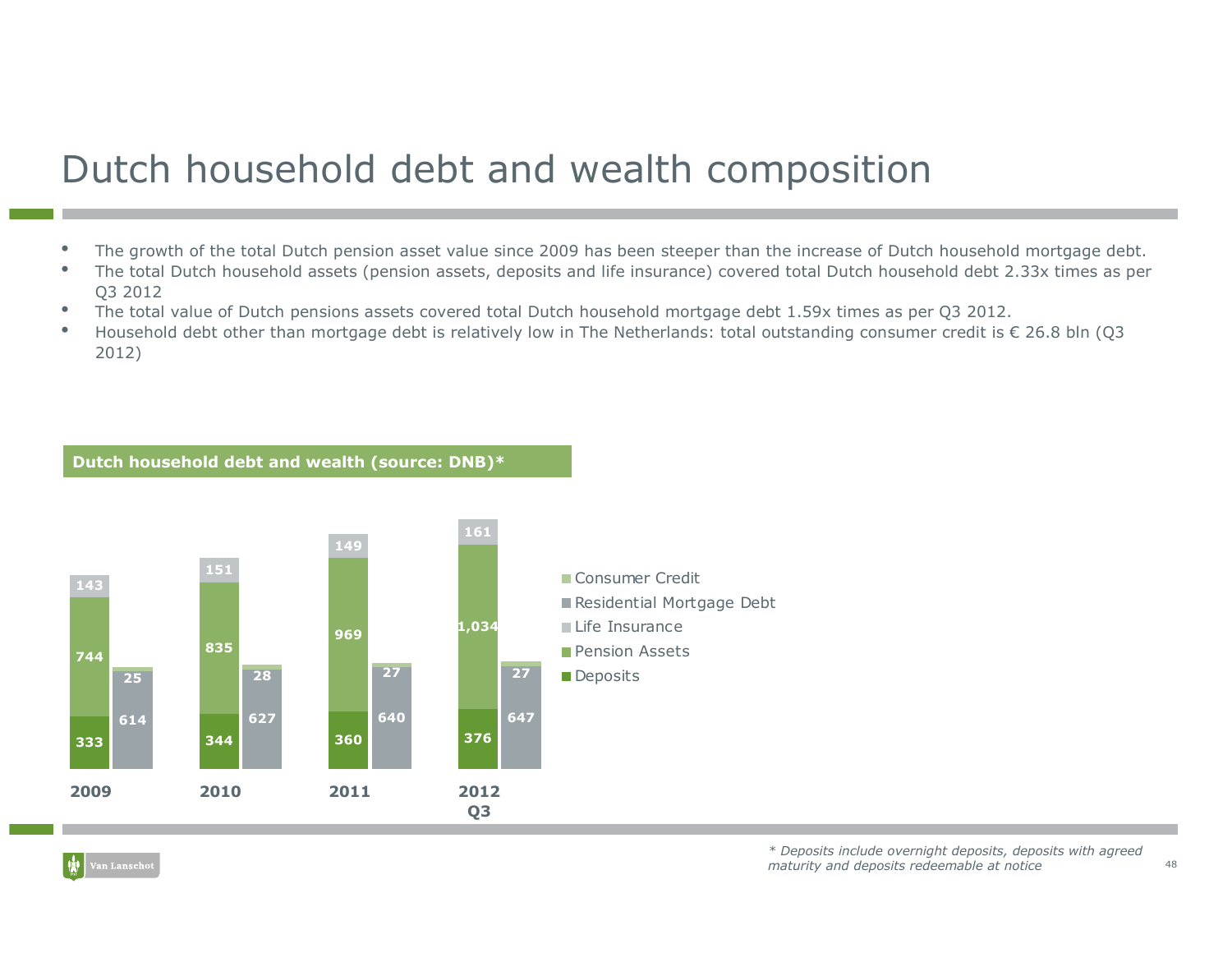# Dutch household debt and wealth composition

- The growth of the total Dutch pension asset value since 2009 has been steeper than the increase of Dutch household mortgage debt.
- The total Dutch household assets (pension assets, deposits and life insurance) covered total Dutch household debt 2.33x times as per Q3 2012
- The total value of Dutch pensions assets covered total Dutch household mortgage debt 1.59x times as per Q3 2012.
- Household debt other than mortgage debt is relatively low in The Netherlands: total outstanding consumer credit is € 26.8 bln (Q3 2012)

**Dutch household debt and wealth (source: DNB)***

| | 2009 | 2010 | 2011 | 2012 Q3 |
|---|---|---|---|---|
| Deposits | 333 | 344 | 360 | 376 |
| Pension Assets | 744 | 835 | 969 | 1,034 |
| Life Insurance | 143 | 151 | 149 | 161 |
| Residential Mortgage Debt | 614 | 627 | 640 | 647 |
| Consumer Credit | 25 | 28 | 27 | 27 |

*\* Deposits include overnight deposits, deposits with agreed maturity and deposits redeemable at notice*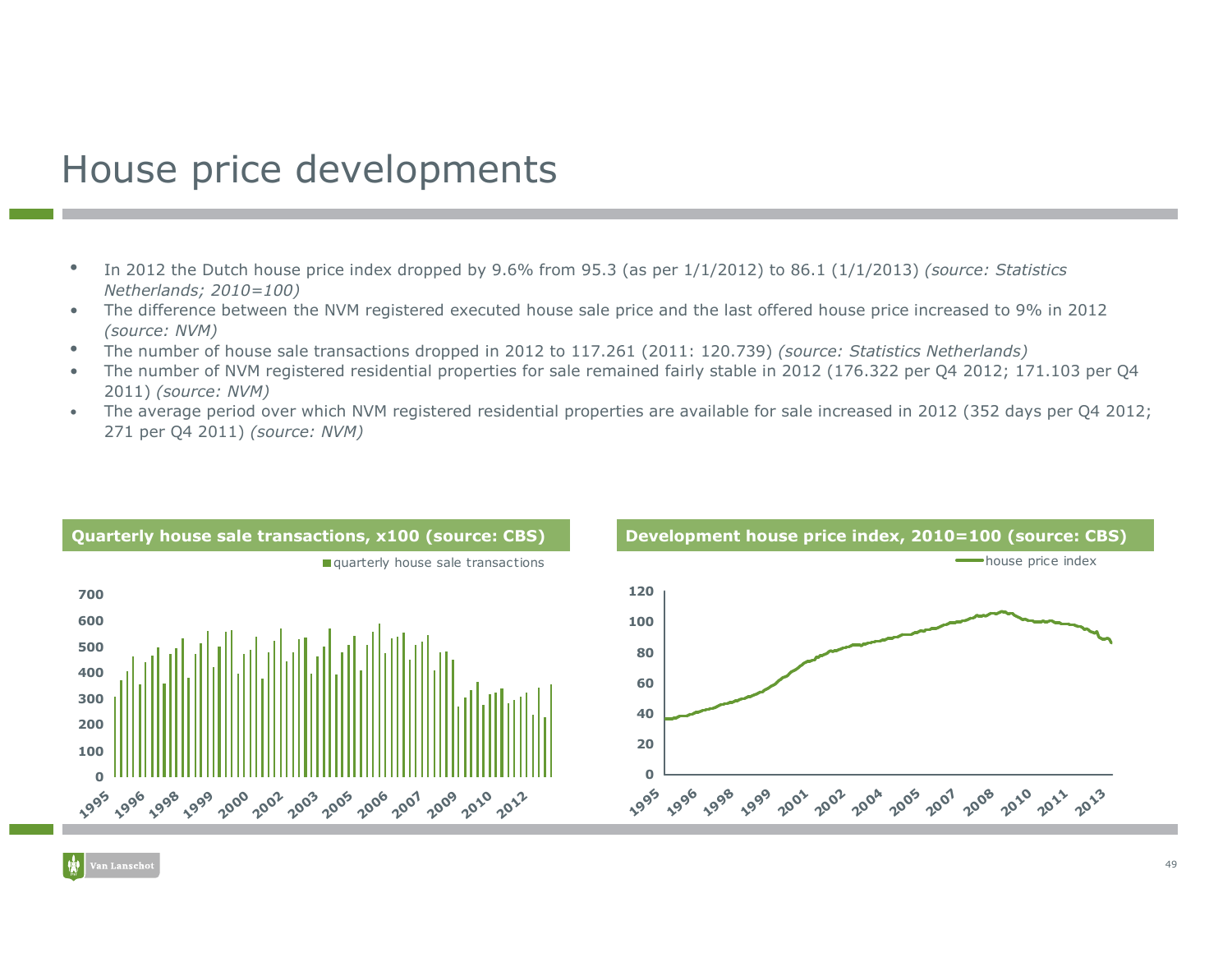# House price developments

- In 2012 the Dutch house price index dropped by 9.6% from 95.3 (as per 1/1/2012) to 86.1 (1/1/2013) *(source: Statistics Netherlands; 2010=100)*
- The difference between the NVM registered executed house sale price and the last offered house price increased to 9% in 2012 *(source: NVM)*
- The number of house sale transactions dropped in 2012 to 117.261 (2011: 120.739) *(source: Statistics Netherlands)*
- The number of NVM registered residential properties for sale remained fairly stable in 2012 (176.322 per Q4 2012; 171.103 per Q4 2011) *(source: NVM)*
- The average period over which NVM registered residential properties are available for sale increased in 2012 (352 days per Q4 2012; 271 per Q4 2011) *(source: NVM)*

**Quarterly house sale transactions, x100 (source: CBS)**

**Development house price index, 2010=100 (source: CBS)**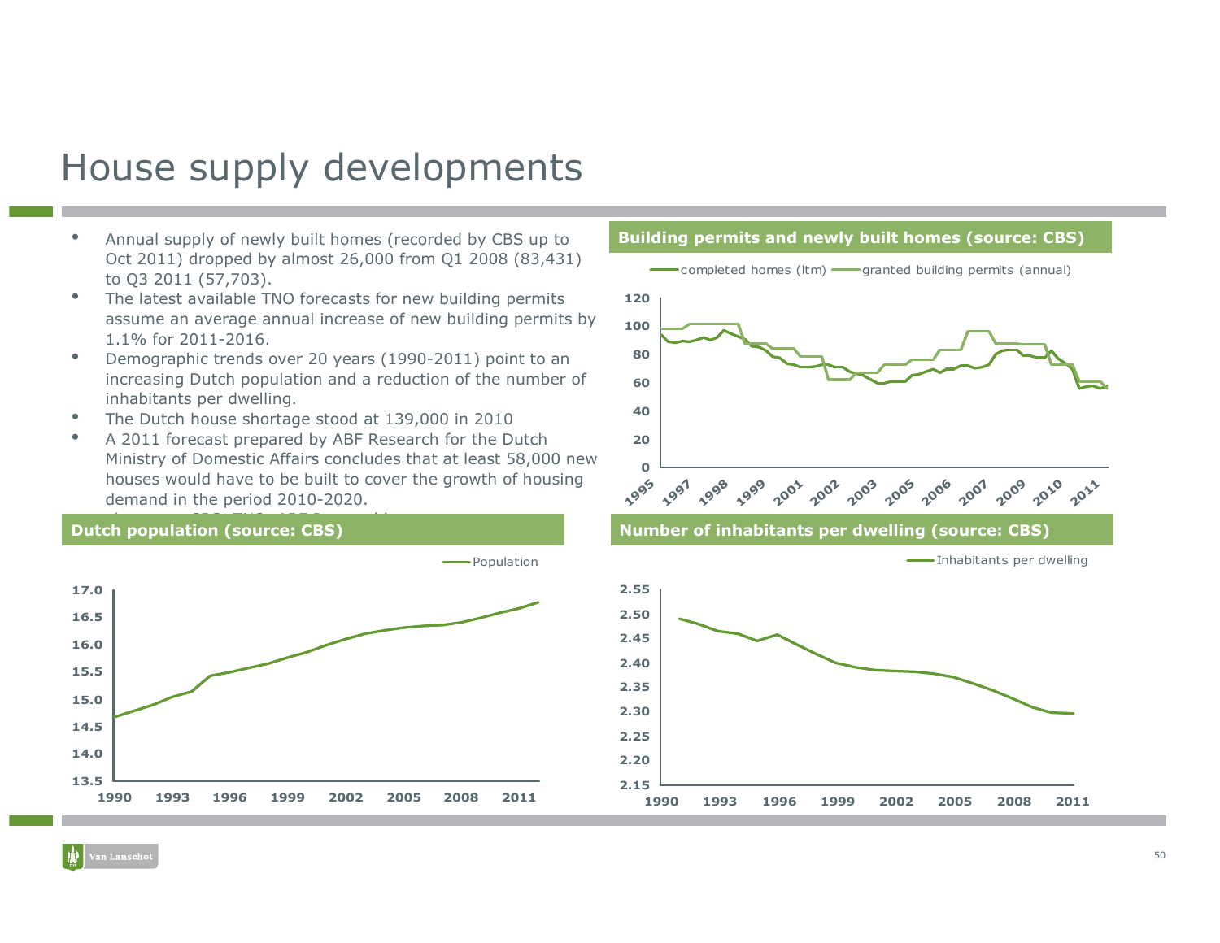# House supply developments

- Annual supply of newly built homes (recorded by CBS up to Oct 2011) dropped by almost 26,000 from Q1 2008 (83,431) to Q3 2011 (57,703).
- The latest available TNO forecasts for new building permits assume an average annual increase of new building permits by 1.1% for 2011-2016.
- Demographic trends over 20 years (1990-2011) point to an increasing Dutch population and a reduction of the number of inhabitants per dwelling.
- The Dutch house shortage stood at 139,000 in 2010
- A 2011 forecast prepared by ABF Research for the Dutch Ministry of Domestic Affairs concludes that at least 58,000 new houses would have to be built to cover the growth of housing demand in the period 2010-2020.

**Building permits and newly built homes (source: CBS)**

completed homes (ltm) — granted building permits (annual)

**Dutch population (source: CBS)**

Population

**Number of inhabitants per dwelling (source: CBS)**

Inhabitants per dwelling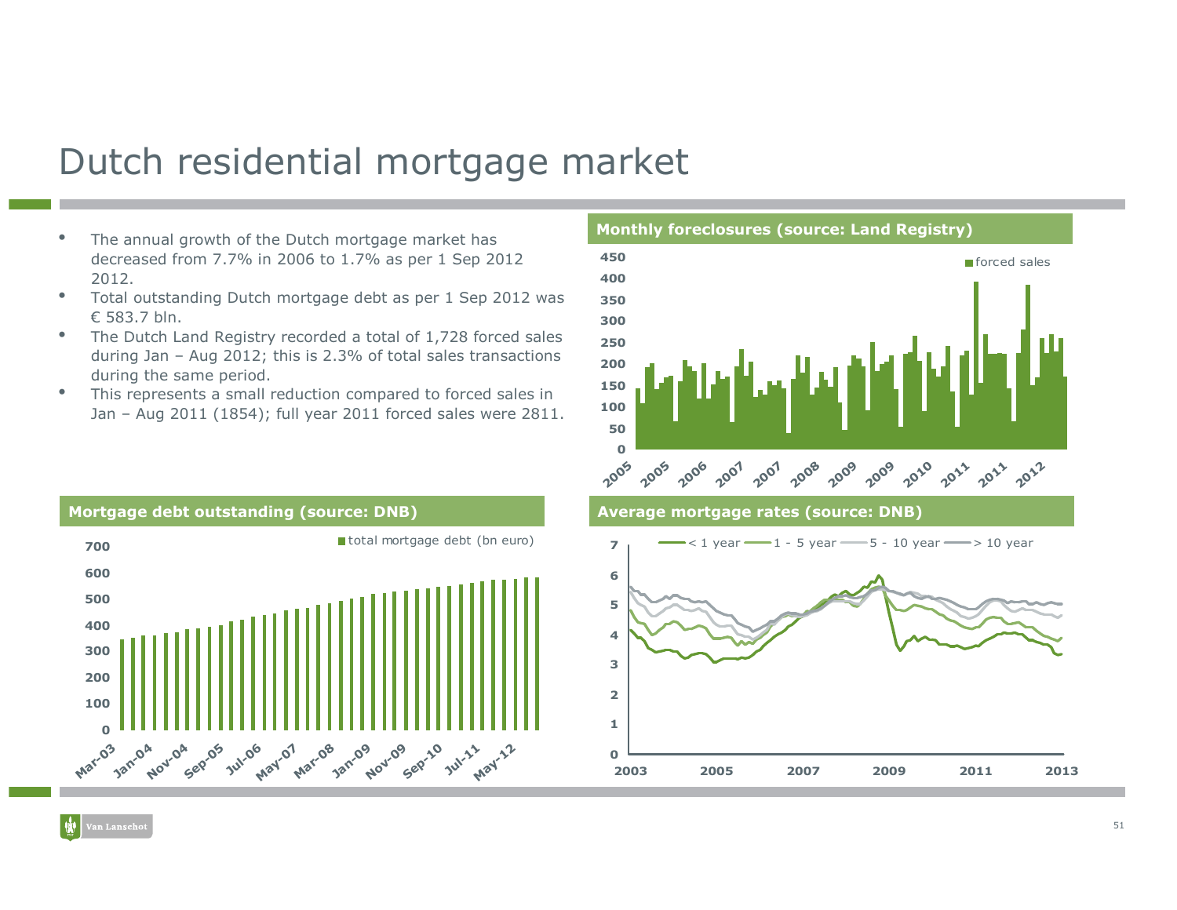# Dutch residential mortgage market

- The annual growth of the Dutch mortgage market has decreased from 7.7% in 2006 to 1.7% as per 1 Sep 2012 2012.
- Total outstanding Dutch mortgage debt as per 1 Sep 2012 was € 583.7 bln.
- The Dutch Land Registry recorded a total of 1,728 forced sales during Jan – Aug 2012; this is 2.3% of total sales transactions during the same period.
- This represents a small reduction compared to forced sales in Jan – Aug 2011 (1854); full year 2011 forced sales were 2811.

**Monthly foreclosures (source: Land Registry)**

**Mortgage debt outstanding (source: DNB)**

**Average mortgage rates (source: DNB)**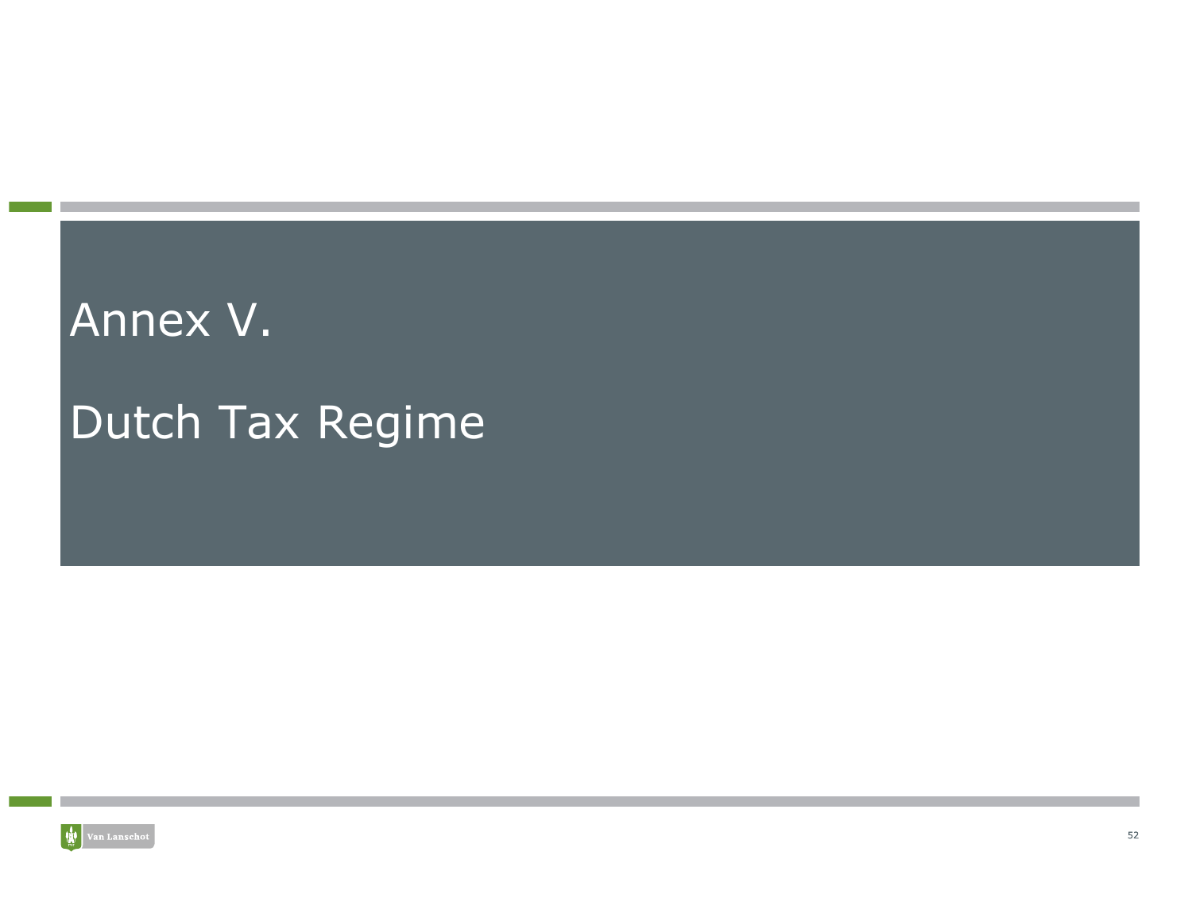# Annex V.

# Dutch Tax Regime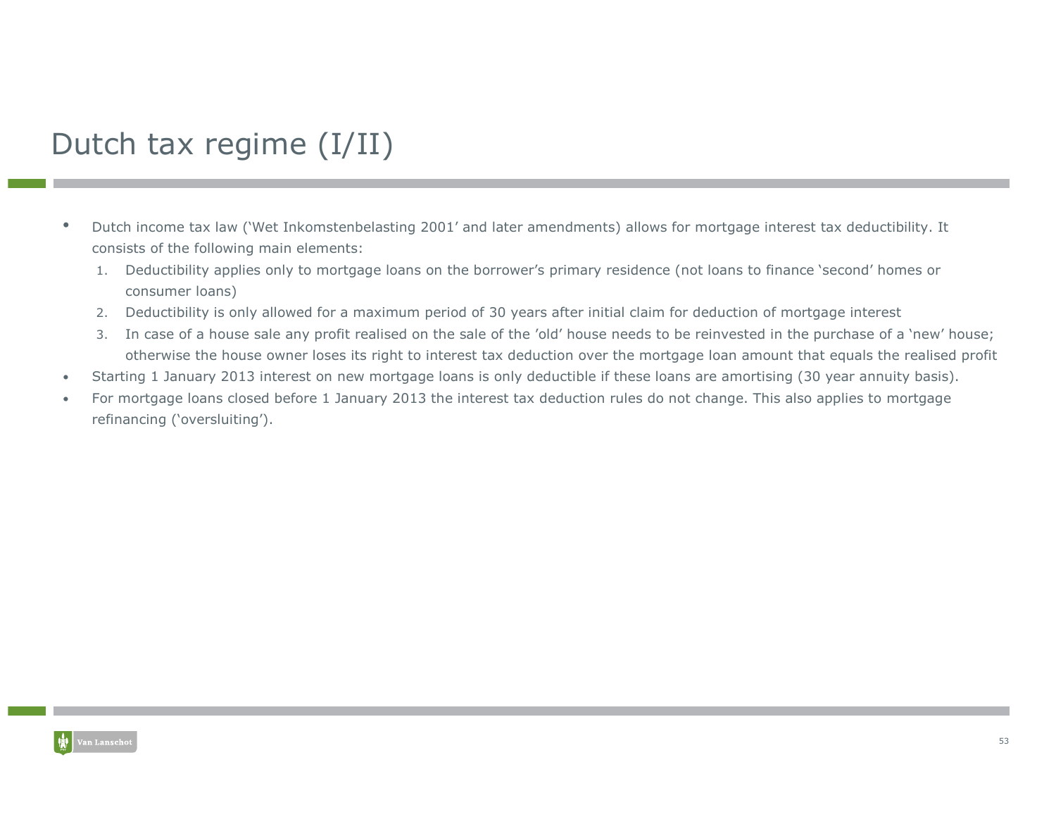# Dutch tax regime (I/II)

- Dutch income tax law (‘Wet Inkomstenbelasting 2001’ and later amendments) allows for mortgage interest tax deductibility. It consists of the following main elements:
  1. Deductibility applies only to mortgage loans on the borrower’s primary residence (not loans to finance ‘second’ homes or consumer loans)
  2. Deductibility is only allowed for a maximum period of 30 years after initial claim for deduction of mortgage interest
  3. In case of a house sale any profit realised on the sale of the ’old’ house needs to be reinvested in the purchase of a ‘new’ house; otherwise the house owner loses its right to interest tax deduction over the mortgage loan amount that equals the realised profit
- Starting 1 January 2013 interest on new mortgage loans is only deductible if these loans are amortising (30 year annuity basis).
- For mortgage loans closed before 1 January 2013 the interest tax deduction rules do not change. This also applies to mortgage refinancing (‘oversluiting’).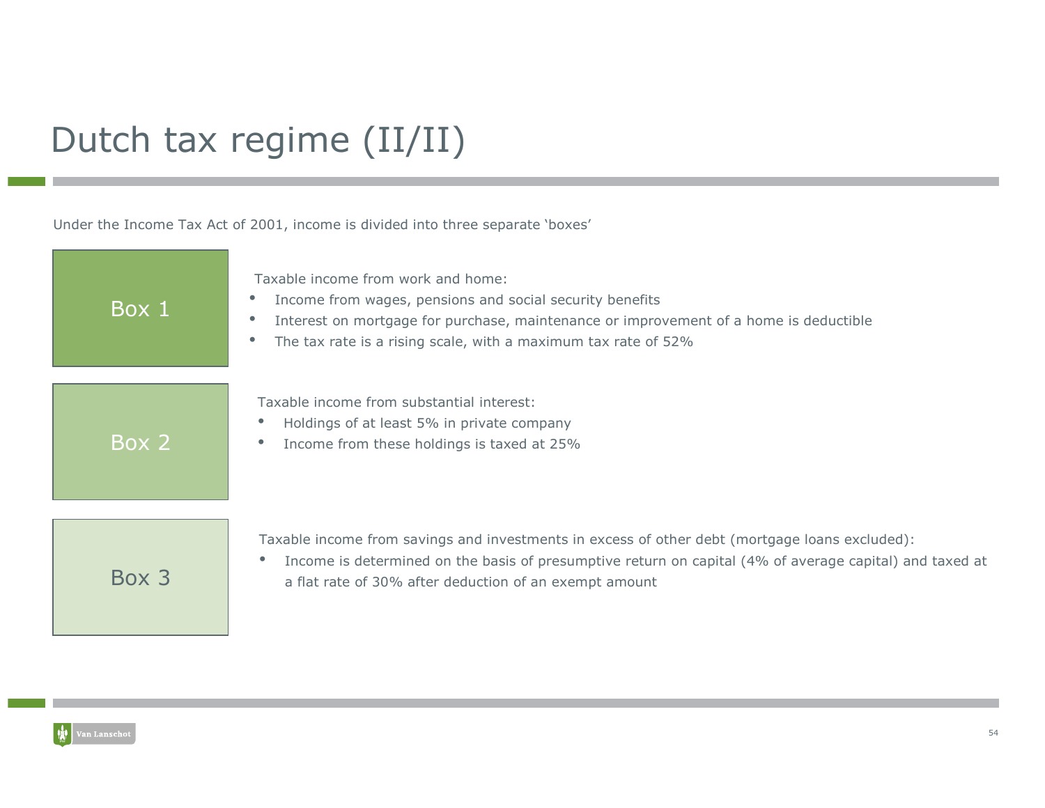# Dutch tax regime (II/II)

Under the Income Tax Act of 2001, income is divided into three separate 'boxes'

## Box 1

Taxable income from work and home:

- Income from wages, pensions and social security benefits
- Interest on mortgage for purchase, maintenance or improvement of a home is deductible
- The tax rate is a rising scale, with a maximum tax rate of 52%

## Box 2

Taxable income from substantial interest:

- Holdings of at least 5% in private company
- Income from these holdings is taxed at 25%

## Box 3

Taxable income from savings and investments in excess of other debt (mortgage loans excluded):

- Income is determined on the basis of presumptive return on capital (4% of average capital) and taxed at a flat rate of 30% after deduction of an exempt amount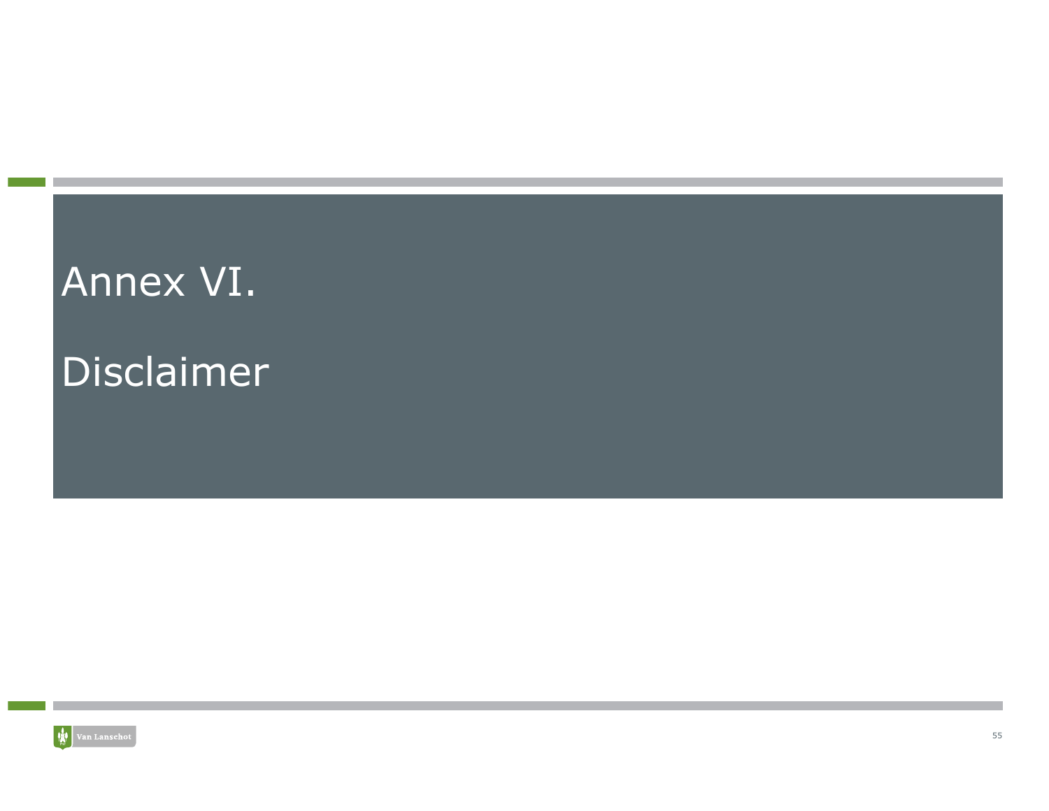# Annex VI.

# Disclaimer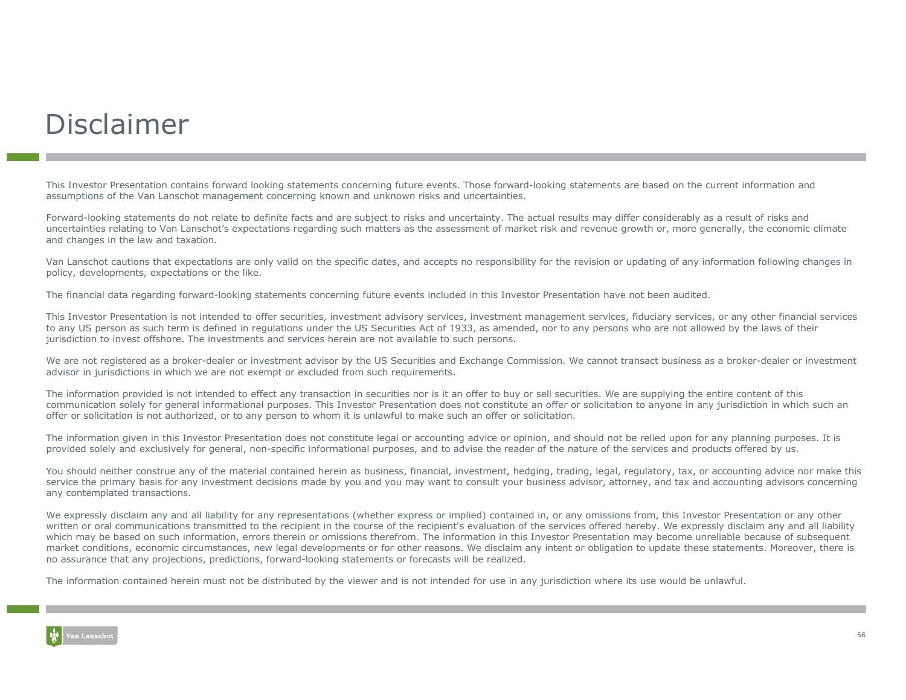# Disclaimer

This Investor Presentation contains forward looking statements concerning future events. Those forward-looking statements are based on the current information and assumptions of the Van Lanschot management concerning known and unknown risks and uncertainties.

Forward-looking statements do not relate to definite facts and are subject to risks and uncertainty. The actual results may differ considerably as a result of risks and uncertainties relating to Van Lanschot's expectations regarding such matters as the assessment of market risk and revenue growth or, more generally, the economic climate and changes in the law and taxation.

Van Lanschot cautions that expectations are only valid on the specific dates, and accepts no responsibility for the revision or updating of any information following changes in policy, developments, expectations or the like.

The financial data regarding forward-looking statements concerning future events included in this Investor Presentation have not been audited.

This Investor Presentation is not intended to offer securities, investment advisory services, investment management services, fiduciary services, or any other financial services to any US person as such term is defined in regulations under the US Securities Act of 1933, as amended, nor to any persons who are not allowed by the laws of their jurisdiction to invest offshore. The investments and services herein are not available to such persons.

We are not registered as a broker-dealer or investment advisor by the US Securities and Exchange Commission. We cannot transact business as a broker-dealer or investment advisor in jurisdictions in which we are not exempt or excluded from such requirements.

The information provided is not intended to effect any transaction in securities nor is it an offer to buy or sell securities. We are supplying the entire content of this communication solely for general informational purposes. This Investor Presentation does not constitute an offer or solicitation to anyone in any jurisdiction in which such an offer or solicitation is not authorized, or to any person to whom it is unlawful to make such an offer or solicitation.

The information given in this Investor Presentation does not constitute legal or accounting advice or opinion, and should not be relied upon for any planning purposes. It is provided solely and exclusively for general, non-specific informational purposes, and to advise the reader of the nature of the services and products offered by us.

You should neither construe any of the material contained herein as business, financial, investment, hedging, trading, legal, regulatory, tax, or accounting advice nor make this service the primary basis for any investment decisions made by you and you may want to consult your business advisor, attorney, and tax and accounting advisors concerning any contemplated transactions.

We expressly disclaim any and all liability for any representations (whether express or implied) contained in, or any omissions from, this Investor Presentation or any other written or oral communications transmitted to the recipient in the course of the recipient's evaluation of the services offered hereby. We expressly disclaim any and all liability which may be based on such information, errors therein or omissions therefrom. The information in this Investor Presentation may become unreliable because of subsequent market conditions, economic circumstances, new legal developments or for other reasons. We disclaim any intent or obligation to update these statements. Moreover, there is no assurance that any projections, predictions, forward-looking statements or forecasts will be realized.

The information contained herein must not be distributed by the viewer and is not intended for use in any jurisdiction where its use would be unlawful.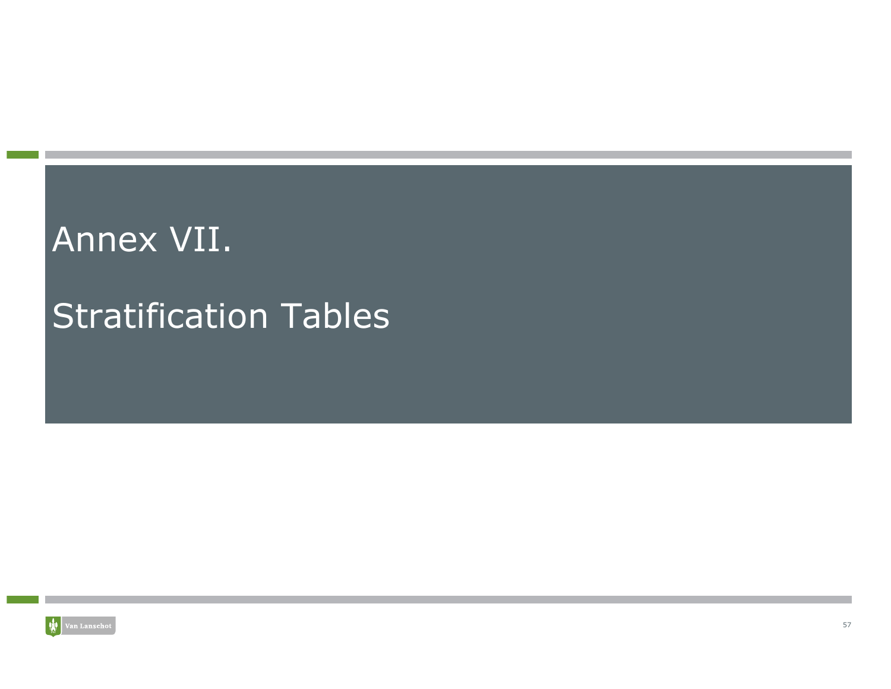# Annex VII.

# Stratification Tables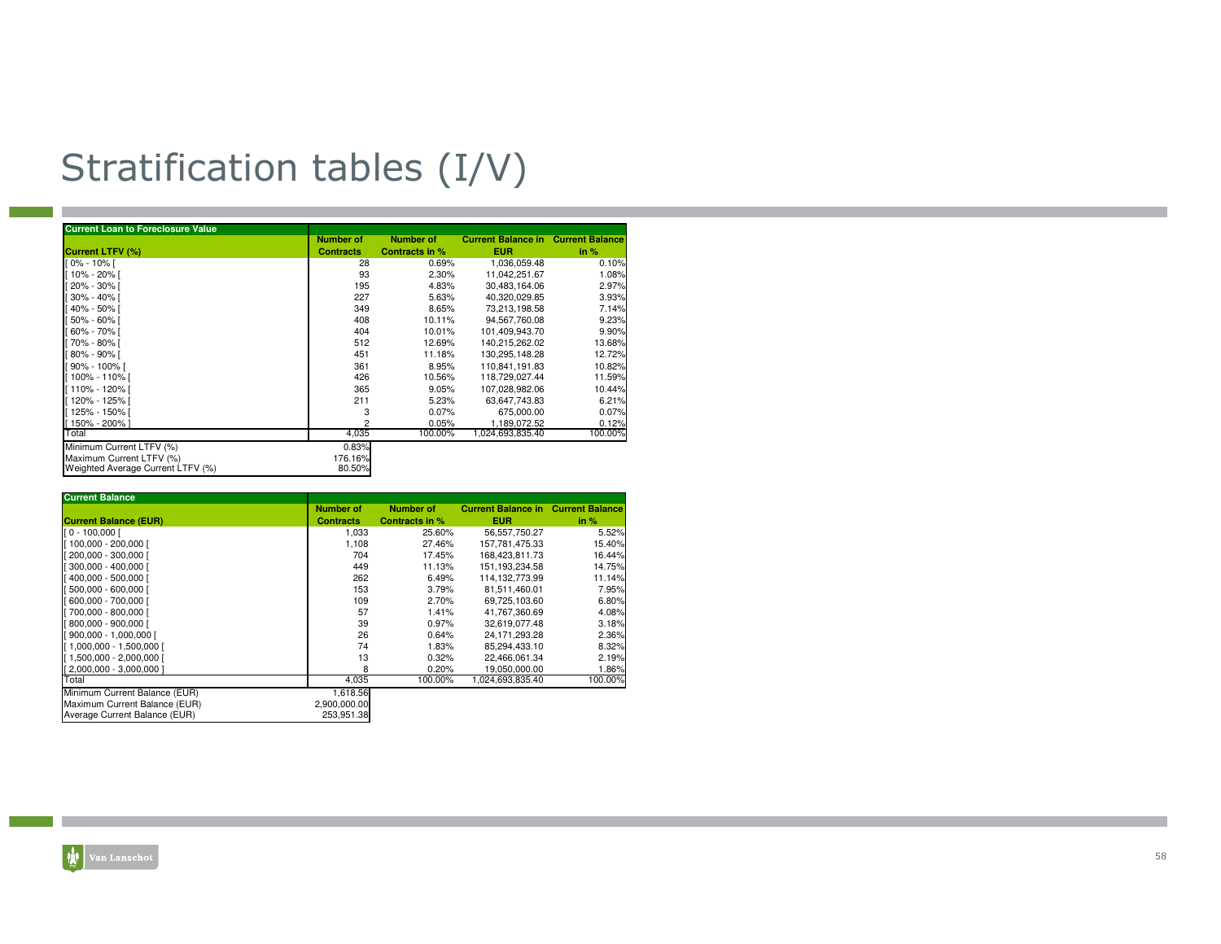# Stratification tables (I/V)

| Current Loan to Foreclosure Value | | | | |
|---|---|---|---|---|
| **Current LTFV (%)** | **Number of Contracts** | **Number of Contracts in %** | **Current Balance in EUR** | **Current Balance in %** |
| [ 0% - 10% [ | 28 | 0.69% | 1,036,059.48 | 0.10% |
| [ 10% - 20% [ | 93 | 2.30% | 11,042,251.67 | 1.08% |
| [ 20% - 30% [ | 195 | 4.83% | 30,483,164.06 | 2.97% |
| [ 30% - 40% [ | 227 | 5.63% | 40,320,029.85 | 3.93% |
| [ 40% - 50% [ | 349 | 8.65% | 73,213,198.58 | 7.14% |
| [ 50% - 60% [ | 408 | 10.11% | 94,567,760.08 | 9.23% |
| [ 60% - 70% [ | 404 | 10.01% | 101,409,943.70 | 9.90% |
| [ 70% - 80% [ | 512 | 12.69% | 140,215,262.02 | 13.68% |
| [ 80% - 90% [ | 451 | 11.18% | 130,295,148.28 | 12.72% |
| [ 90% - 100% [ | 361 | 8.95% | 110,841,191.83 | 10.82% |
| [ 100% - 110% [ | 426 | 10.56% | 118,729,027.44 | 11.59% |
| [ 110% - 120% [ | 365 | 9.05% | 107,028,982.06 | 10.44% |
| [ 120% - 125% [ | 211 | 5.23% | 63,647,743.83 | 6.21% |
| [ 125% - 150% [ | 3 | 0.07% | 675,000.00 | 0.07% |
| [ 150% - 200% ] | 2 | 0.05% | 1,189,072.52 | 0.12% |
| Total | 4,035 | 100.00% | 1,024,693,835.40 | 100.00% |

| | |
|---|---|
| Minimum Current LTFV (%) | 0.83% |
| Maximum Current LTFV (%) | 176.16% |
| Weighted Average Current LTFV (%) | 80.50% |

| Current Balance | | | | |
|---|---|---|---|---|
| **Current Balance (EUR)** | **Number of Contracts** | **Number of Contracts in %** | **Current Balance in EUR** | **Current Balance in %** |
| [ 0 - 100,000 [ | 1,033 | 25.60% | 56,557,750.27 | 5.52% |
| [ 100,000 - 200,000 [ | 1,108 | 27.46% | 157,781,475.33 | 15.40% |
| [ 200,000 - 300,000 [ | 704 | 17.45% | 168,423,811.73 | 16.44% |
| [ 300,000 - 400,000 [ | 449 | 11.13% | 151,193,234.58 | 14.75% |
| [ 400,000 - 500,000 [ | 262 | 6.49% | 114,132,773.99 | 11.14% |
| [ 500,000 - 600,000 [ | 153 | 3.79% | 81,511,460.01 | 7.95% |
| [ 600,000 - 700,000 [ | 109 | 2.70% | 69,725,103.60 | 6.80% |
| [ 700,000 - 800,000 [ | 57 | 1.41% | 41,767,360.69 | 4.08% |
| [ 800,000 - 900,000 [ | 39 | 0.97% | 32,619,077.48 | 3.18% |
| [ 900,000 - 1,000,000 [ | 26 | 0.64% | 24,171,293.28 | 2.36% |
| [ 1,000,000 - 1,500,000 [ | 74 | 1.83% | 85,294,433.10 | 8.32% |
| [ 1,500,000 - 2,000,000 [ | 13 | 0.32% | 22,466,061.34 | 2.19% |
| [ 2,000,000 - 3,000,000 ] | 8 | 0.20% | 19,050,000.00 | 1.86% |
| Total | 4,035 | 100.00% | 1,024,693,835.40 | 100.00% |

| | |
|---|---|
| Minimum Current Balance (EUR) | 1,618.56 |
| Maximum Current Balance (EUR) | 2,900,000.00 |
| Average Current Balance (EUR) | 253,951.38 |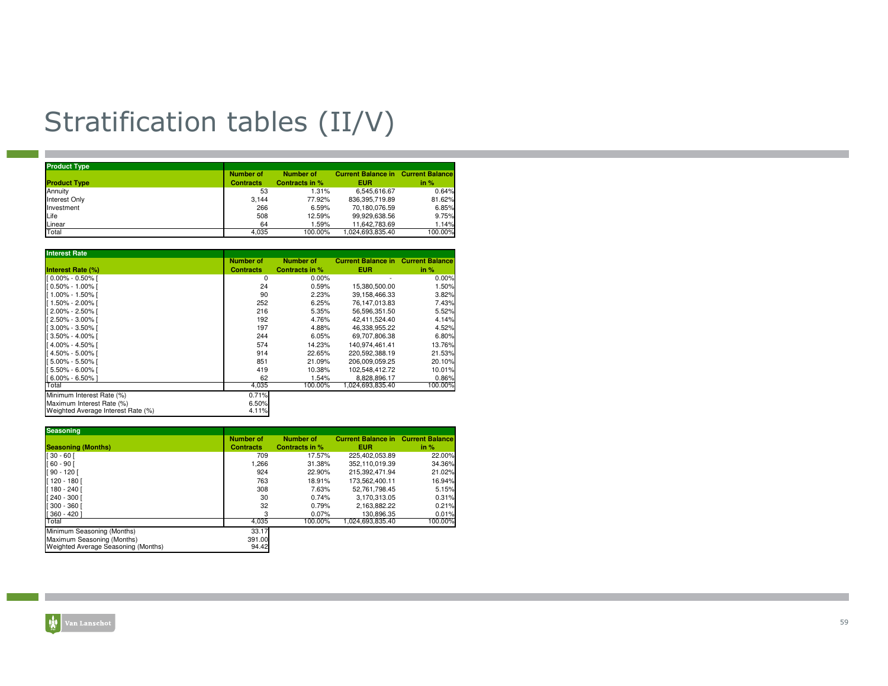# Stratification tables (II/V)

| Product Type | Number of Contracts | Number of Contracts in % | Current Balance in EUR | Current Balance in % |
|---|---|---|---|---|
| Annuity | 53 | 1.31% | 6,545,616.67 | 0.64% |
| Interest Only | 3,144 | 77.92% | 836,395,719.89 | 81.62% |
| Investment | 266 | 6.59% | 70,180,076.59 | 6.85% |
| Life | 508 | 12.59% | 99,929,638.56 | 9.75% |
| Linear | 64 | 1.59% | 11,642,783.69 | 1.14% |
| Total | 4,035 | 100.00% | 1,024,693,835.40 | 100.00% |

| Interest Rate (%) | Number of Contracts | Number of Contracts in % | Current Balance in EUR | Current Balance in % |
|---|---|---|---|---|
| [ 0.00% - 0.50% [ | 0 | 0.00% | - | 0.00% |
| [ 0.50% - 1.00% [ | 24 | 0.59% | 15,380,500.00 | 1.50% |
| [ 1.00% - 1.50% [ | 90 | 2.23% | 39,158,466.33 | 3.82% |
| [ 1.50% - 2.00% [ | 252 | 6.25% | 76,147,013.83 | 7.43% |
| [ 2.00% - 2.50% [ | 216 | 5.35% | 56,596,351.50 | 5.52% |
| [ 2.50% - 3.00% [ | 192 | 4.76% | 42,411,524.40 | 4.14% |
| [ 3.00% - 3.50% [ | 197 | 4.88% | 46,338,955.22 | 4.52% |
| [ 3.50% - 4.00% [ | 244 | 6.05% | 69,707,806.38 | 6.80% |
| [ 4.00% - 4.50% [ | 574 | 14.23% | 140,974,461.41 | 13.76% |
| [ 4.50% - 5.00% [ | 914 | 22.65% | 220,592,388.19 | 21.53% |
| [ 5.00% - 5.50% [ | 851 | 21.09% | 206,009,059.25 | 20.10% |
| [ 5.50% - 6.00% [ | 419 | 10.38% | 102,548,412.72 | 10.01% |
| [ 6.00% - 6.50% ] | 62 | 1.54% | 8,828,896.17 | 0.86% |
| Total | 4,035 | 100.00% | 1,024,693,835.40 | 100.00% |

| | |
|---|---|
| Minimum Interest Rate (%) | 0.71% |
| Maximum Interest Rate (%) | 6.50% |
| Weighted Average Interest Rate (%) | 4.11% |

| Seasoning (Months) | Number of Contracts | Number of Contracts in % | Current Balance in EUR | Current Balance in % |
|---|---|---|---|---|
| [ 30 - 60 [ | 709 | 17.57% | 225,402,053.89 | 22.00% |
| [ 60 - 90 [ | 1,266 | 31.38% | 352,110,019.39 | 34.36% |
| [ 90 - 120 [ | 924 | 22.90% | 215,392,471.94 | 21.02% |
| [ 120 - 180 [ | 763 | 18.91% | 173,562,400.11 | 16.94% |
| [ 180 - 240 [ | 308 | 7.63% | 52,761,798.45 | 5.15% |
| [ 240 - 300 [ | 30 | 0.74% | 3,170,313.05 | 0.31% |
| [ 300 - 360 [ | 32 | 0.79% | 2,163,882.22 | 0.21% |
| [ 360 - 420 ] | 3 | 0.07% | 130,896.35 | 0.01% |
| Total | 4,035 | 100.00% | 1,024,693,835.40 | 100.00% |

| | |
|---|---|
| Minimum Seasoning (Months) | 33.17 |
| Maximum Seasoning (Months) | 391.00 |
| Weighted Average Seasoning (Months) | 94.42 |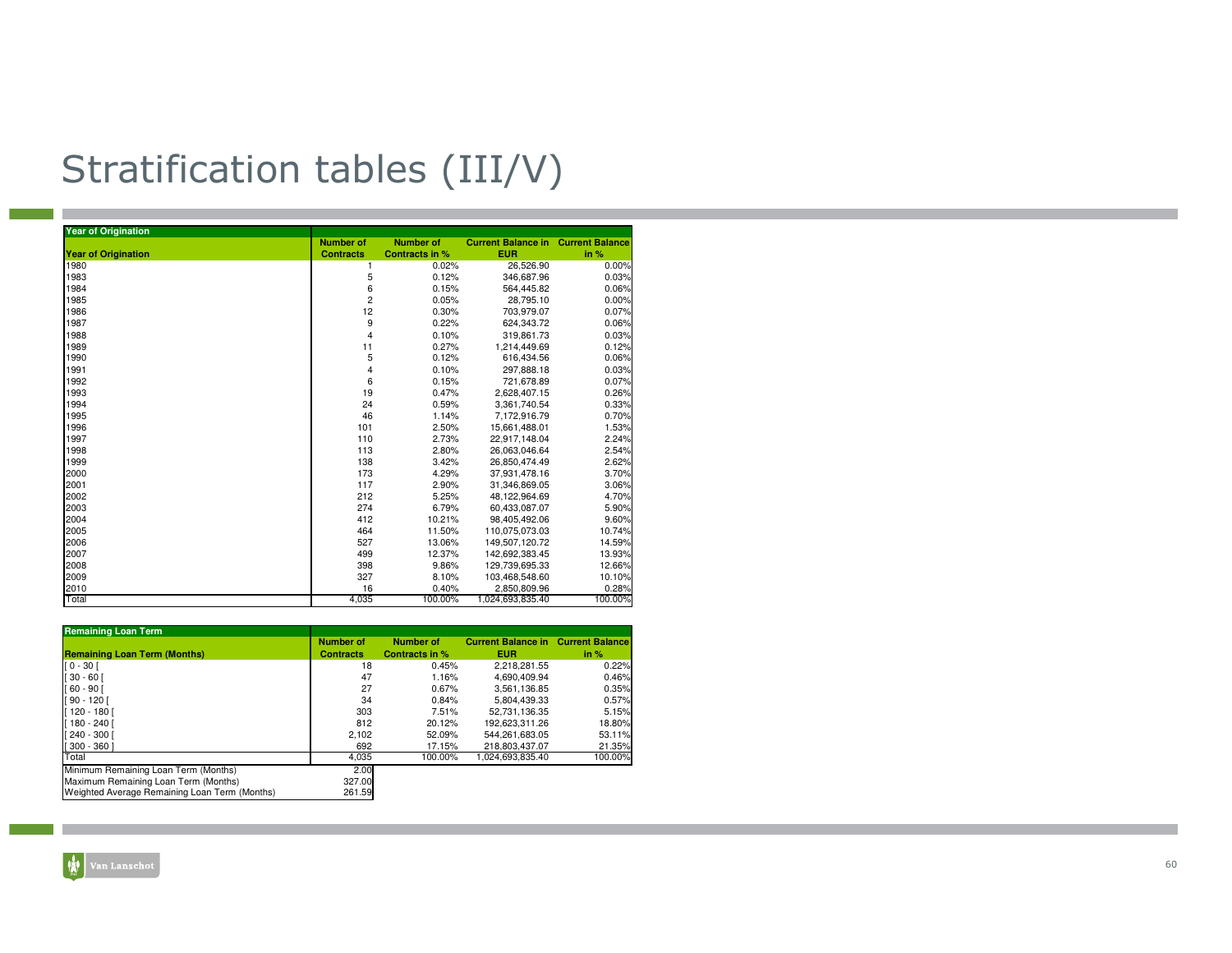# Stratification tables (III/V)

| Year of Origination | | | | |
|---|---|---|---|---|
| **Year of Origination** | **Number of Contracts** | **Number of Contracts in %** | **Current Balance in EUR** | **Current Balance in %** |
| 1980 | 1 | 0.02% | 26,526.90 | 0.00% |
| 1983 | 5 | 0.12% | 346,687.96 | 0.03% |
| 1984 | 6 | 0.15% | 564,445.82 | 0.06% |
| 1985 | 2 | 0.05% | 28,795.10 | 0.00% |
| 1986 | 12 | 0.30% | 703,979.07 | 0.07% |
| 1987 | 9 | 0.22% | 624,343.72 | 0.06% |
| 1988 | 4 | 0.10% | 319,861.73 | 0.03% |
| 1989 | 11 | 0.27% | 1,214,449.69 | 0.12% |
| 1990 | 5 | 0.12% | 616,434.56 | 0.06% |
| 1991 | 4 | 0.10% | 297,888.18 | 0.03% |
| 1992 | 6 | 0.15% | 721,678.89 | 0.07% |
| 1993 | 19 | 0.47% | 2,628,407.15 | 0.26% |
| 1994 | 24 | 0.59% | 3,361,740.54 | 0.33% |
| 1995 | 46 | 1.14% | 7,172,916.79 | 0.70% |
| 1996 | 101 | 2.50% | 15,661,488.01 | 1.53% |
| 1997 | 110 | 2.73% | 22,917,148.04 | 2.24% |
| 1998 | 113 | 2.80% | 26,063,046.64 | 2.54% |
| 1999 | 138 | 3.42% | 26,850,474.49 | 2.62% |
| 2000 | 173 | 4.29% | 37,931,478.16 | 3.70% |
| 2001 | 117 | 2.90% | 31,346,869.05 | 3.06% |
| 2002 | 212 | 5.25% | 48,122,964.69 | 4.70% |
| 2003 | 274 | 6.79% | 60,433,087.07 | 5.90% |
| 2004 | 412 | 10.21% | 98,405,492.06 | 9.60% |
| 2005 | 464 | 11.50% | 110,075,073.03 | 10.74% |
| 2006 | 527 | 13.06% | 149,507,120.72 | 14.59% |
| 2007 | 499 | 12.37% | 142,692,383.45 | 13.93% |
| 2008 | 398 | 9.86% | 129,739,695.33 | 12.66% |
| 2009 | 327 | 8.10% | 103,468,548.60 | 10.10% |
| 2010 | 16 | 0.40% | 2,850,809.96 | 0.28% |
| Total | 4,035 | 100.00% | 1,024,693,835.40 | 100.00% |

| Remaining Loan Term | | | | |
|---|---|---|---|---|
| **Remaining Loan Term (Months)** | **Number of Contracts** | **Number of Contracts in %** | **Current Balance in EUR** | **Current Balance in %** |
| [ 0 - 30 [ | 18 | 0.45% | 2,218,281.55 | 0.22% |
| [ 30 - 60 [ | 47 | 1.16% | 4,690,409.94 | 0.46% |
| [ 60 - 90 [ | 27 | 0.67% | 3,561,136.85 | 0.35% |
| [ 90 - 120 [ | 34 | 0.84% | 5,804,439.33 | 0.57% |
| [ 120 - 180 [ | 303 | 7.51% | 52,731,136.35 | 5.15% |
| [ 180 - 240 [ | 812 | 20.12% | 192,623,311.26 | 18.80% |
| [ 240 - 300 [ | 2,102 | 52.09% | 544,261,683.05 | 53.11% |
| [ 300 - 360 ] | 692 | 17.15% | 218,803,437.07 | 21.35% |
| Total | 4,035 | 100.00% | 1,024,693,835.40 | 100.00% |

| | |
|---|---|
| Minimum Remaining Loan Term (Months) | 2.00 |
| Maximum Remaining Loan Term (Months) | 327.00 |
| Weighted Average Remaining Loan Term (Months) | 261.59 |

Van Lanschot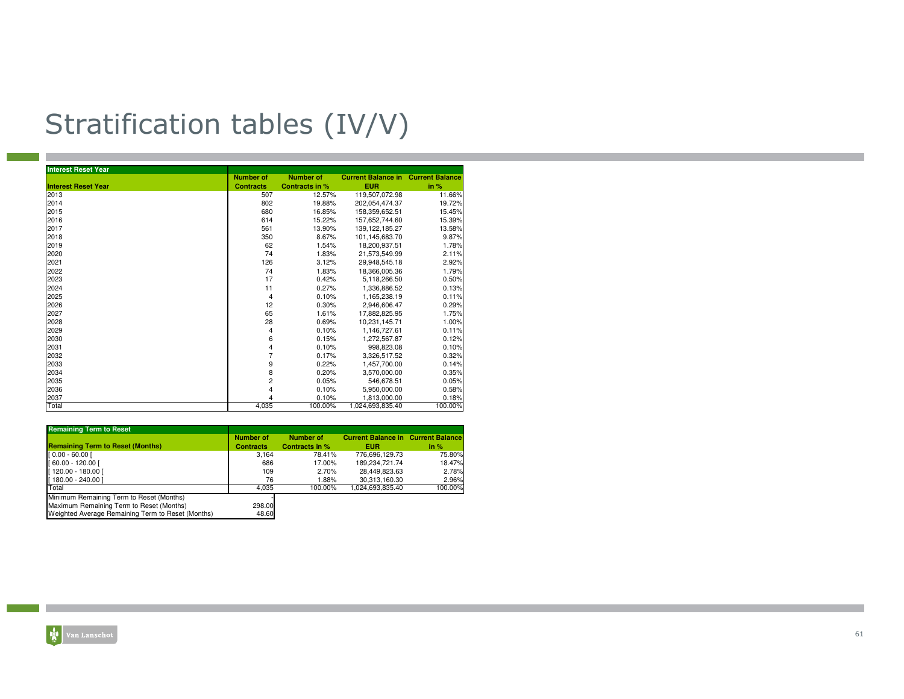# Stratification tables (IV/V)

| Interest Reset Year | | | | |
|---|---|---|---|---|
| **Interest Reset Year** | **Number of Contracts** | **Number of Contracts in %** | **Current Balance in EUR** | **Current Balance in %** |
| 2013 | 507 | 12.57% | 119,507,072.98 | 11.66% |
| 2014 | 802 | 19.88% | 202,054,474.37 | 19.72% |
| 2015 | 680 | 16.85% | 158,359,652.51 | 15.45% |
| 2016 | 614 | 15.22% | 157,652,744.60 | 15.39% |
| 2017 | 561 | 13.90% | 139,122,185.27 | 13.58% |
| 2018 | 350 | 8.67% | 101,145,683.70 | 9.87% |
| 2019 | 62 | 1.54% | 18,200,937.51 | 1.78% |
| 2020 | 74 | 1.83% | 21,573,549.99 | 2.11% |
| 2021 | 126 | 3.12% | 29,948,545.18 | 2.92% |
| 2022 | 74 | 1.83% | 18,366,005.36 | 1.79% |
| 2023 | 17 | 0.42% | 5,118,266.50 | 0.50% |
| 2024 | 11 | 0.27% | 1,336,886.52 | 0.13% |
| 2025 | 4 | 0.10% | 1,165,238.19 | 0.11% |
| 2026 | 12 | 0.30% | 2,946,606.47 | 0.29% |
| 2027 | 65 | 1.61% | 17,882,825.95 | 1.75% |
| 2028 | 28 | 0.69% | 10,231,145.71 | 1.00% |
| 2029 | 4 | 0.10% | 1,146,727.61 | 0.11% |
| 2030 | 6 | 0.15% | 1,272,567.87 | 0.12% |
| 2031 | 4 | 0.10% | 998,823.08 | 0.10% |
| 2032 | 7 | 0.17% | 3,326,517.52 | 0.32% |
| 2033 | 9 | 0.22% | 1,457,700.00 | 0.14% |
| 2034 | 8 | 0.20% | 3,570,000.00 | 0.35% |
| 2035 | 2 | 0.05% | 546,678.51 | 0.05% |
| 2036 | 4 | 0.10% | 5,950,000.00 | 0.58% |
| 2037 | 4 | 0.10% | 1,813,000.00 | 0.18% |
| Total | 4,035 | 100.00% | 1,024,693,835.40 | 100.00% |

| Remaining Term to Reset | | | | |
|---|---|---|---|---|
| **Remaining Term to Reset (Months)** | **Number of Contracts** | **Number of Contracts in %** | **Current Balance in EUR** | **Current Balance in %** |
| [ 0.00 - 60.00 [ | 3,164 | 78.41% | 776,696,129.73 | 75.80% |
| [ 60.00 - 120.00 [ | 686 | 17.00% | 189,234,721.74 | 18.47% |
| [ 120.00 - 180.00 [ | 109 | 2.70% | 28,449,823.63 | 2.78% |
| [ 180.00 - 240.00 ] | 76 | 1.88% | 30,313,160.30 | 2.96% |
| Total | 4,035 | 100.00% | 1,024,693,835.40 | 100.00% |

| | |
|---|---|
| Minimum Remaining Term to Reset (Months) | - |
| Maximum Remaining Term to Reset (Months) | 298.00 |
| Weighted Average Remaining Term to Reset (Months) | 48.60 |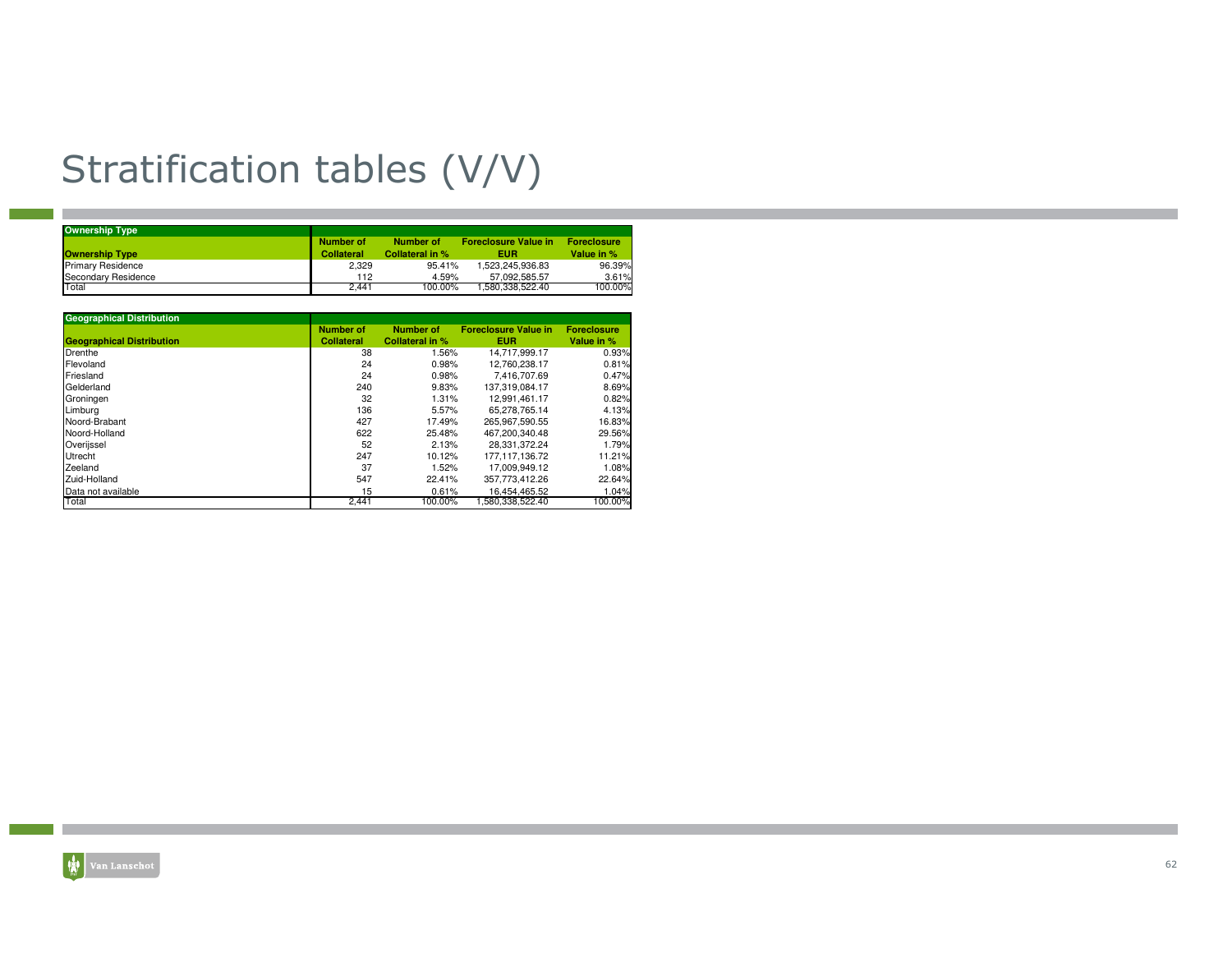# Stratification tables (V/V)

| Ownership Type | | | | |
|---|---|---|---|---|
| **Ownership Type** | **Number of Collateral** | **Number of Collateral in %** | **Foreclosure Value in EUR** | **Foreclosure Value in %** |
| Primary Residence | 2,329 | 95.41% | 1,523,245,936.83 | 96.39% |
| Secondary Residence | 112 | 4.59% | 57,092,585.57 | 3.61% |
| Total | 2,441 | 100.00% | 1,580,338,522.40 | 100.00% |

| Geographical Distribution | | | | |
|---|---|---|---|---|
| **Geographical Distribution** | **Number of Collateral** | **Number of Collateral in %** | **Foreclosure Value in EUR** | **Foreclosure Value in %** |
| Drenthe | 38 | 1.56% | 14,717,999.17 | 0.93% |
| Flevoland | 24 | 0.98% | 12,760,238.17 | 0.81% |
| Friesland | 24 | 0.98% | 7,416,707.69 | 0.47% |
| Gelderland | 240 | 9.83% | 137,319,084.17 | 8.69% |
| Groningen | 32 | 1.31% | 12,991,461.17 | 0.82% |
| Limburg | 136 | 5.57% | 65,278,765.14 | 4.13% |
| Noord-Brabant | 427 | 17.49% | 265,967,590.55 | 16.83% |
| Noord-Holland | 622 | 25.48% | 467,200,340.48 | 29.56% |
| Overijssel | 52 | 2.13% | 28,331,372.24 | 1.79% |
| Utrecht | 247 | 10.12% | 177,117,136.72 | 11.21% |
| Zeeland | 37 | 1.52% | 17,009,949.12 | 1.08% |
| Zuid-Holland | 547 | 22.41% | 357,773,412.26 | 22.64% |
| Data not available | 15 | 0.61% | 16,454,465.52 | 1.04% |
| Total | 2,441 | 100.00% | 1,580,338,522.40 | 100.00% |